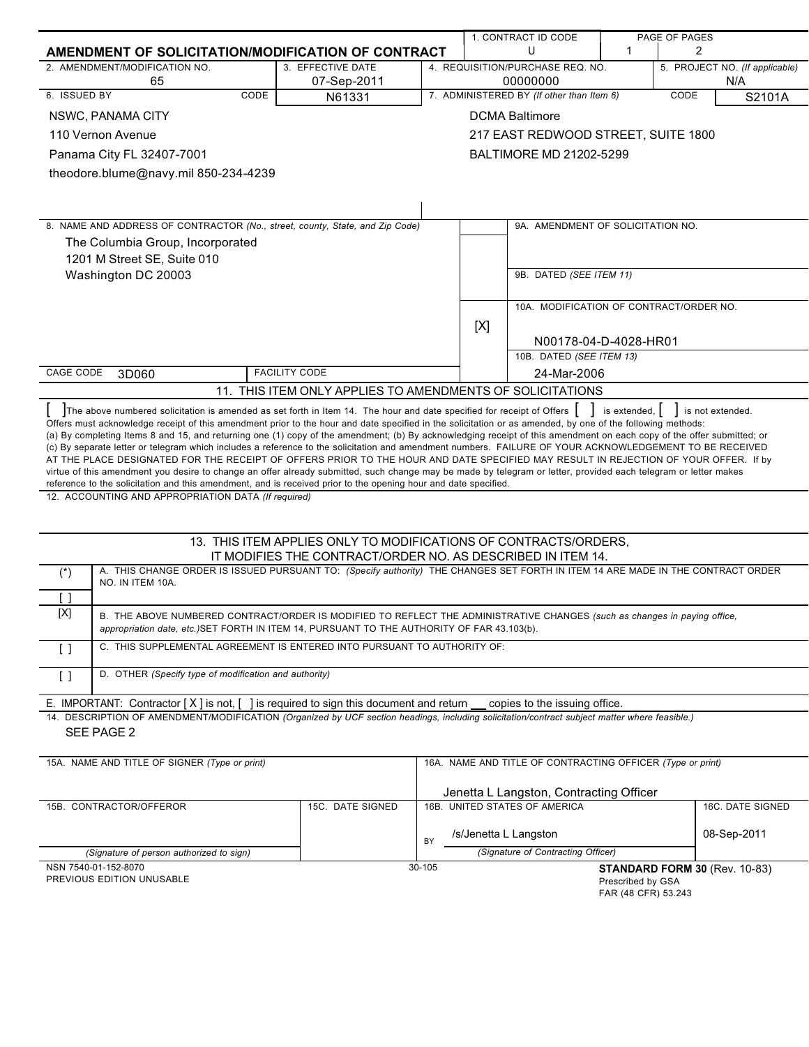# AMENDMENT OF SOLICITATION/MODIFICATION OF CONTRACT

| 1. CONTRACT ID CODE | PAGE OF PAGES | |
|---|---|---|
| U | 1 | 2 |

| 2. AMENDMENT/MODIFICATION NO. | 3. EFFECTIVE DATE | 4. REQUISITION/PURCHASE REQ. NO. | 5. PROJECT NO. (If applicable) |
|---|---|---|---|
| 65 | 07-Sep-2011 | 00000000 | N/A |

| 6. ISSUED BY | CODE | 7. ADMINISTERED BY (If other than Item 6) | CODE |
|---|---|---|---|
| NSWC, PANAMA CITY<br>110 Vernon Avenue<br>Panama City FL 32407-7001<br>theodore.blume@navy.mil 850-234-4239 | N61331 | DCMA Baltimore<br>217 EAST REDWOOD STREET, SUITE 1800<br>BALTIMORE MD 21202-5299 | S2101A |

**8. NAME AND ADDRESS OF CONTRACTOR** *(No., street, county, State, and Zip Code)*

The Columbia Group, Incorporated
1201 M Street SE, Suite 010
Washington DC 20003

CAGE CODE 3D060 | FACILITY CODE

| | |
|---|---|
| [ ] | 9A. AMENDMENT OF SOLICITATION NO. |
| | 9B. DATED *(SEE ITEM 11)* |
| [X] | 10A. MODIFICATION OF CONTRACT/ORDER NO.<br>N00178-04-D-4028-HR01 |
| | 10B. DATED *(SEE ITEM 13)*<br>24-Mar-2006 |

## 11. THIS ITEM ONLY APPLIES TO AMENDMENTS OF SOLICITATIONS

[ ] The above numbered solicitation is amended as set forth in Item 14. The hour and date specified for receipt of Offers [ ] is extended, [ ] is not extended.
Offers must acknowledge receipt of this amendment prior to the hour and date specified in the solicitation or as amended, by one of the following methods:
(a) By completing Items 8 and 15, and returning one (1) copy of the amendment; (b) By acknowledging receipt of this amendment on each copy of the offer submitted; or (c) By separate letter or telegram which includes a reference to the solicitation and amendment numbers. FAILURE OF YOUR ACKNOWLEDGEMENT TO BE RECEIVED AT THE PLACE DESIGNATED FOR THE RECEIPT OF OFFERS PRIOR TO THE HOUR AND DATE SPECIFIED MAY RESULT IN REJECTION OF YOUR OFFER. If by virtue of this amendment you desire to change an offer already submitted, such change may be made by telegram or letter, provided each telegram or letter makes reference to the solicitation and this amendment, and is received prior to the opening hour and date specified.

12. ACCOUNTING AND APPROPRIATION DATA *(If required)*

## 13. THIS ITEM APPLIES ONLY TO MODIFICATIONS OF CONTRACTS/ORDERS, IT MODIFIES THE CONTRACT/ORDER NO. AS DESCRIBED IN ITEM 14.

| | |
|---|---|
| (*) | A. THIS CHANGE ORDER IS ISSUED PURSUANT TO: *(Specify authority)* THE CHANGES SET FORTH IN ITEM 14 ARE MADE IN THE CONTRACT ORDER NO. IN ITEM 10A. |
| [ ] | |
| [X] | B. THE ABOVE NUMBERED CONTRACT/ORDER IS MODIFIED TO REFLECT THE ADMINISTRATIVE CHANGES *(such as changes in paying office, appropriation date, etc.)* SET FORTH IN ITEM 14, PURSUANT TO THE AUTHORITY OF FAR 43.103(b). |
| [ ] | C. THIS SUPPLEMENTAL AGREEMENT IS ENTERED INTO PURSUANT TO AUTHORITY OF: |
| [ ] | D. OTHER *(Specify type of modification and authority)* |

E. IMPORTANT: Contractor [ X ] is not, [ ] is required to sign this document and return \_\_ copies to the issuing office.

14. DESCRIPTION OF AMENDMENT/MODIFICATION *(Organized by UCF section headings, including solicitation/contract subject matter where feasible.)*

SEE PAGE 2

| 15A. NAME AND TITLE OF SIGNER *(Type or print)* | | 16A. NAME AND TITLE OF CONTRACTING OFFICER *(Type or print)* | |
|---|---|---|---|
| | | Jenetta L Langston, Contracting Officer | |
| 15B. CONTRACTOR/OFFEROR | 15C. DATE SIGNED | 16B. UNITED STATES OF AMERICA | 16C. DATE SIGNED |
| | | BY /s/Jenetta L Langston | 08-Sep-2011 |
| *(Signature of person authorized to sign)* | | *(Signature of Contracting Officer)* | |

NSN 7540-01-152-8070
PREVIOUS EDITION UNUSABLE

30-105

**STANDARD FORM 30** (Rev. 10-83)
Prescribed by GSA
FAR (48 CFR) 53.243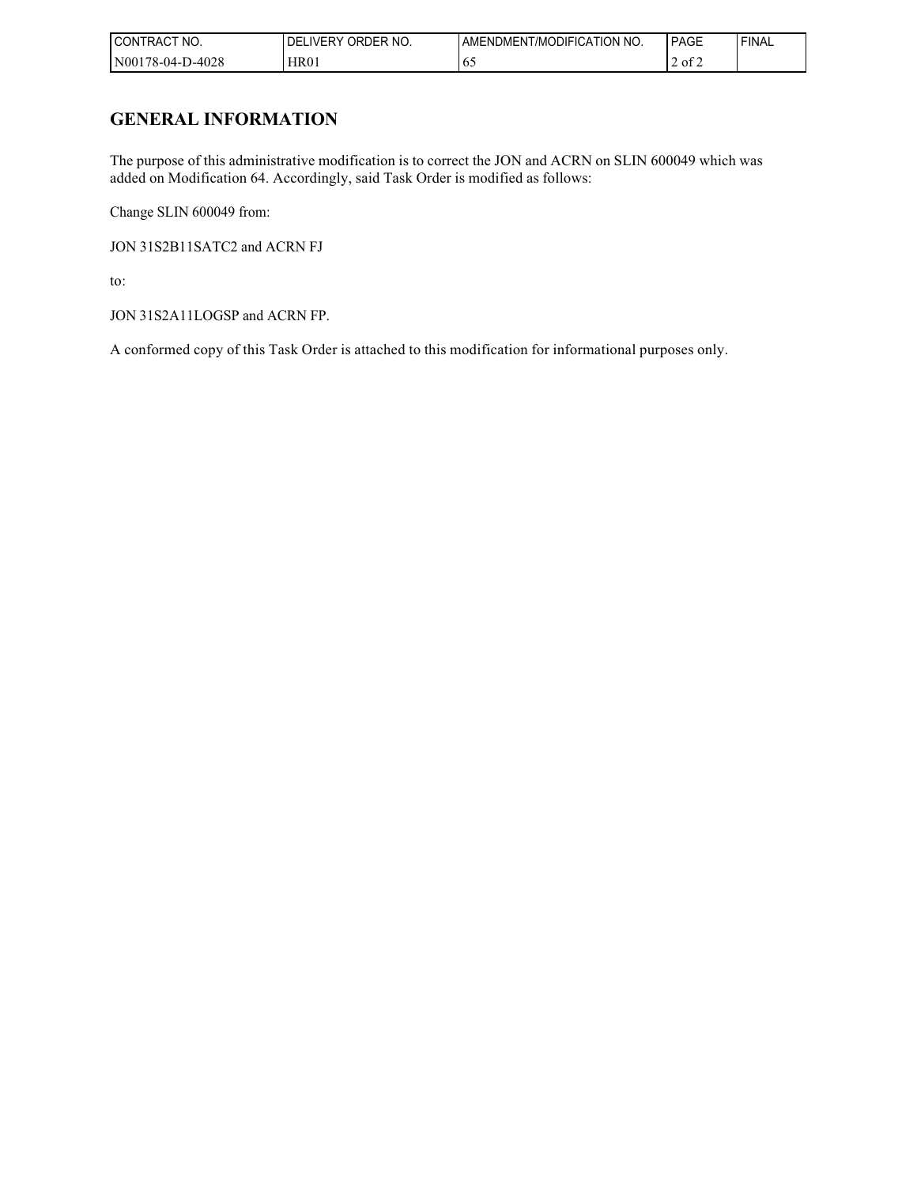| CONTRACT NO. | DELIVERY ORDER NO. | AMENDMENT/MODIFICATION NO. | PAGE | FINAL |
|---|---|---|---|---|
| N00178-04-D-4028 | HR01 | 65 | 2 of 2 | |

## GENERAL INFORMATION

The purpose of this administrative modification is to correct the JON and ACRN on SLIN 600049 which was added on Modification 64. Accordingly, said Task Order is modified as follows:

Change SLIN 600049 from:

JON 31S2B11SATC2 and ACRN FJ

to:

JON 31S2A11LOGSP and ACRN FP.

A conformed copy of this Task Order is attached to this modification for informational purposes only.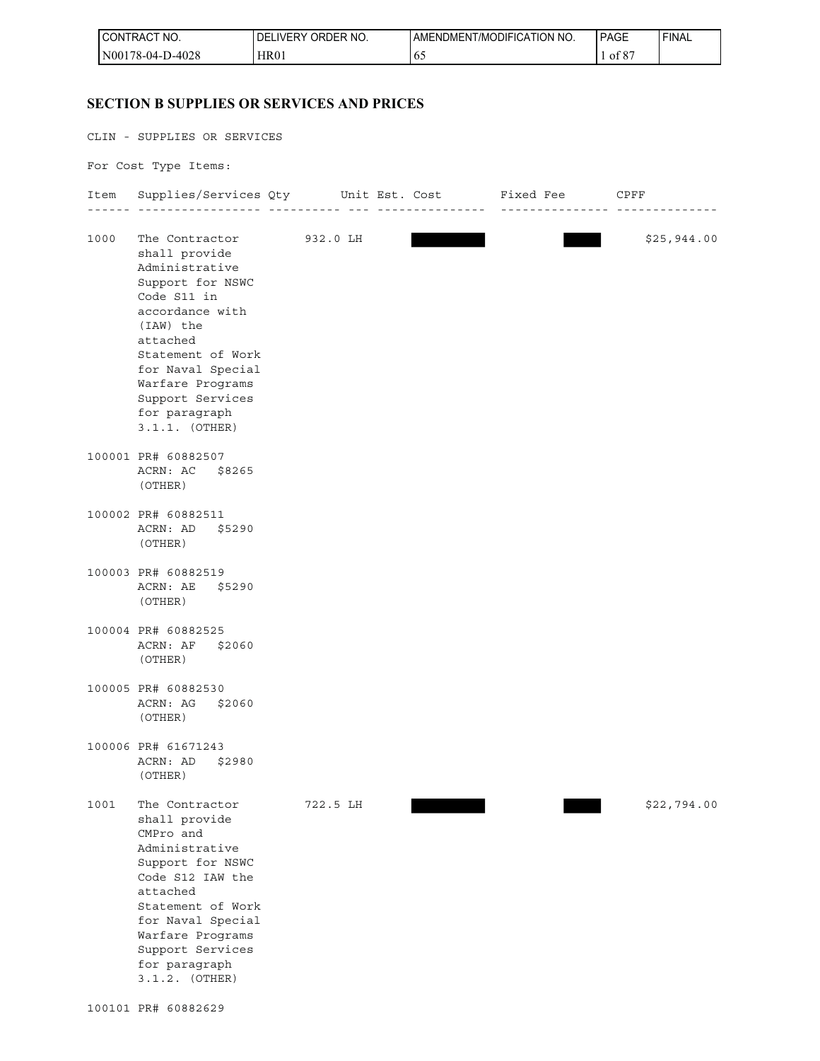## SECTION B SUPPLIES OR SERVICES AND PRICES

CLIN - SUPPLIES OR SERVICES

For Cost Type Items:

| Item | Supplies/Services | Qty | Unit | Est. Cost | Fixed Fee | CPFF |
|---|---|---|---|---|---|---|
| 1000 | The Contractor shall provide Administrative Support for NSWC Code S11 in accordance with (IAW) the attached Statement of Work for Naval Special Warfare Programs Support Services for paragraph 3.1.1. (OTHER) | 932.0 | LH | | | $25,944.00 |
| 100001 | PR# 60882507 ACRN: AC $8265 (OTHER) | | | | | |
| 100002 | PR# 60882511 ACRN: AD $5290 (OTHER) | | | | | |
| 100003 | PR# 60882519 ACRN: AE $5290 (OTHER) | | | | | |
| 100004 | PR# 60882525 ACRN: AF $2060 (OTHER) | | | | | |
| 100005 | PR# 60882530 ACRN: AG $2060 (OTHER) | | | | | |
| 100006 | PR# 61671243 ACRN: AD $2980 (OTHER) | | | | | |
| 1001 | The Contractor shall provide CMPro and Administrative Support for NSWC Code S12 IAW the attached Statement of Work for Naval Special Warfare Programs Support Services for paragraph 3.1.2. (OTHER) | 722.5 | LH | | | $22,794.00 |
| 100101 | PR# 60882629 | | | | | |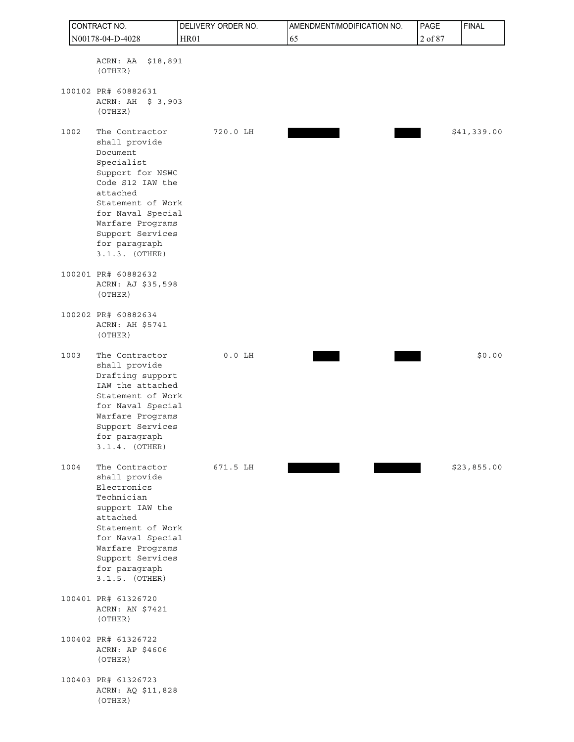| CONTRACT NO. | DELIVERY ORDER NO. | AMENDMENT/MODIFICATION NO. | PAGE | FINAL |
|---|---|---|---|---|
| N00178-04-D-4028 | HR01 | 65 | 2 of 87 | |

| ITEM | SUPPLIES/SERVICES | QUANTITY | UNIT | UNIT PRICE | AMOUNT |
|---|---|---|---|---|---|
| | ACRN: AA $18,891 (OTHER) | | | | |
| 100102 | PR# 60882631 ACRN: AH $ 3,903 (OTHER) | | | | |
| 1002 | The Contractor shall provide Document Specialist Support for NSWC Code S12 IAW the attached Statement of Work for Naval Special Warfare Programs Support Services for paragraph 3.1.3. (OTHER) | 720.0 | LH | [REDACTED] | $41,339.00 |
| 100201 | PR# 60882632 ACRN: AJ $35,598 (OTHER) | | | | |
| 100202 | PR# 60882634 ACRN: AH $5741 (OTHER) | | | | |
| 1003 | The Contractor shall provide Drafting support IAW the attached Statement of Work for Naval Special Warfare Programs Support Services for paragraph 3.1.4. (OTHER) | 0.0 | LH | [REDACTED] | $0.00 |
| 1004 | The Contractor shall provide Electronics Technician support IAW the attached Statement of Work for Naval Special Warfare Programs Support Services for paragraph 3.1.5. (OTHER) | 671.5 | LH | [REDACTED] | $23,855.00 |
| 100401 | PR# 61326720 ACRN: AN $7421 (OTHER) | | | | |
| 100402 | PR# 61326722 ACRN: AP $4606 (OTHER) | | | | |
| 100403 | PR# 61326723 ACRN: AQ $11,828 (OTHER) | | | | |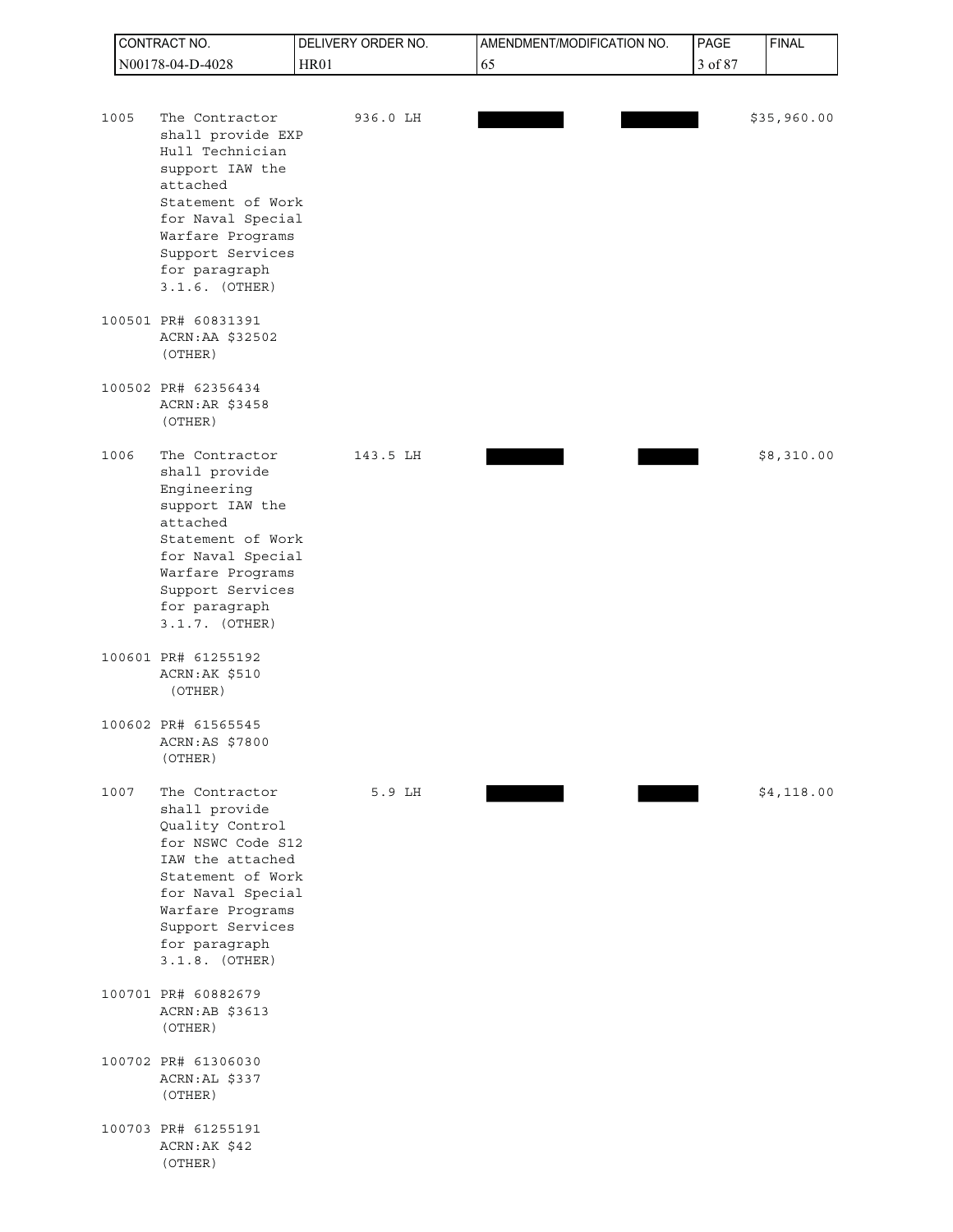| CONTRACT NO. | DELIVERY ORDER NO. | AMENDMENT/MODIFICATION NO. | PAGE | FINAL |
| --- | --- | --- | --- | --- |
| N00178-04-D-4028 | HR01 | 65 | 3 of 87 | |

| Item | Description | Quantity | Unit Price | Amount | Total |
| --- | --- | --- | --- | --- | --- |
| 1005 | The Contractor shall provide EXP Hull Technician support IAW the attached Statement of Work for Naval Special Warfare Programs Support Services for paragraph 3.1.6. (OTHER) | 936.0 LH | ██████ | ██████ | $35,960.00 |
| 100501 | PR# 60831391 ACRN:AA $32502 (OTHER) | | | | |
| 100502 | PR# 62356434 ACRN:AR $3458 (OTHER) | | | | |
| 1006 | The Contractor shall provide Engineering support IAW the attached Statement of Work for Naval Special Warfare Programs Support Services for paragraph 3.1.7. (OTHER) | 143.5 LH | ██████ | ██████ | $8,310.00 |
| 100601 | PR# 61255192 ACRN:AK $510 (OTHER) | | | | |
| 100602 | PR# 61565545 ACRN:AS $7800 (OTHER) | | | | |
| 1007 | The Contractor shall provide Quality Control for NSWC Code S12 IAW the attached Statement of Work for Naval Special Warfare Programs Support Services for paragraph 3.1.8. (OTHER) | 5.9 LH | ██████ | ██████ | $4,118.00 |
| 100701 | PR# 60882679 ACRN:AB $3613 (OTHER) | | | | |
| 100702 | PR# 61306030 ACRN:AL $337 (OTHER) | | | | |
| 100703 | PR# 61255191 ACRN:AK $42 (OTHER) | | | | |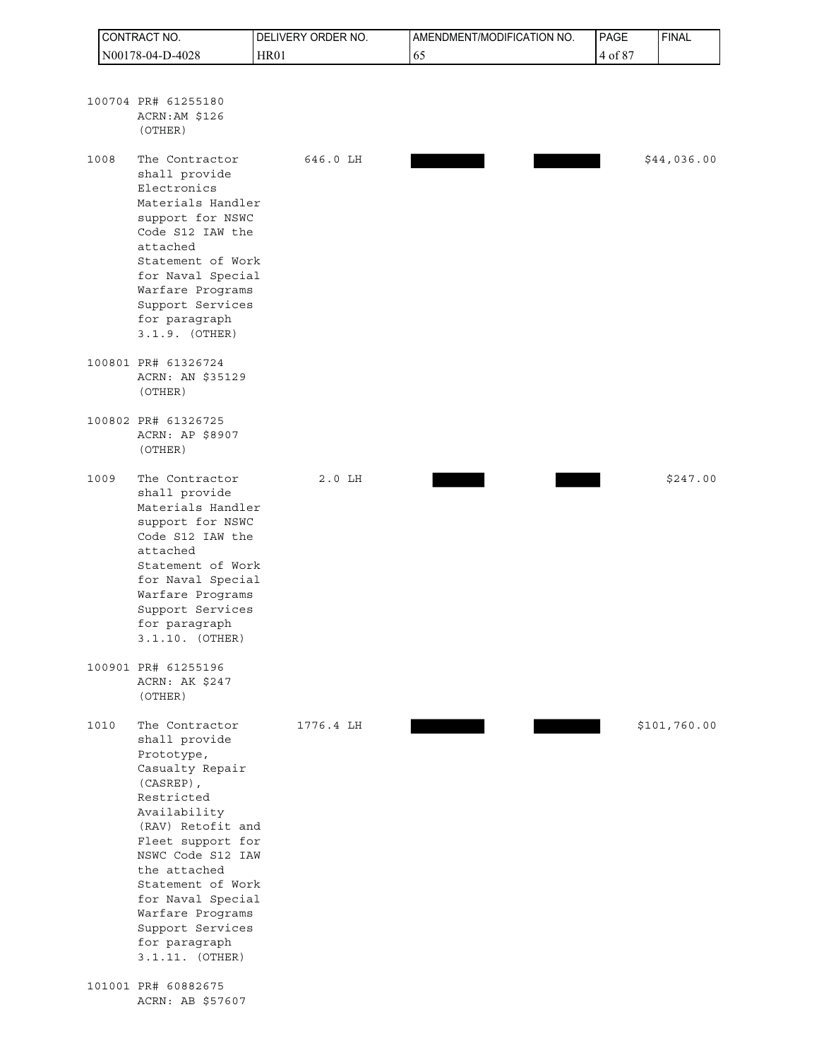100704 PR# 61255180
ACRN:AM $126
(OTHER)

| | | | | | |
|---|---|---|---|---|---|
| 1008 | The Contractor shall provide Electronics Materials Handler support for NSWC Code S12 IAW the attached Statement of Work for Naval Special Warfare Programs Support Services for paragraph 3.1.9. (OTHER) | 646.0 LH | | | $44,036.00 |

100801 PR# 61326724
ACRN: AN $35129
(OTHER)

100802 PR# 61326725
ACRN: AP $8907
(OTHER)

| | | | | | |
|---|---|---|---|---|---|
| 1009 | The Contractor shall provide Materials Handler support for NSWC Code S12 IAW the attached Statement of Work for Naval Special Warfare Programs Support Services for paragraph 3.1.10. (OTHER) | 2.0 LH | | | $247.00 |

100901 PR# 61255196
ACRN: AK $247
(OTHER)

| | | | | | |
|---|---|---|---|---|---|
| 1010 | The Contractor shall provide Prototype, Casualty Repair (CASREP), Restricted Availability (RAV) Retofit and Fleet support for NSWC Code S12 IAW the attached Statement of Work for Naval Special Warfare Programs Support Services for paragraph 3.1.11. (OTHER) | 1776.4 LH | | | $101,760.00 |

101001 PR# 60882675
ACRN: AB $57607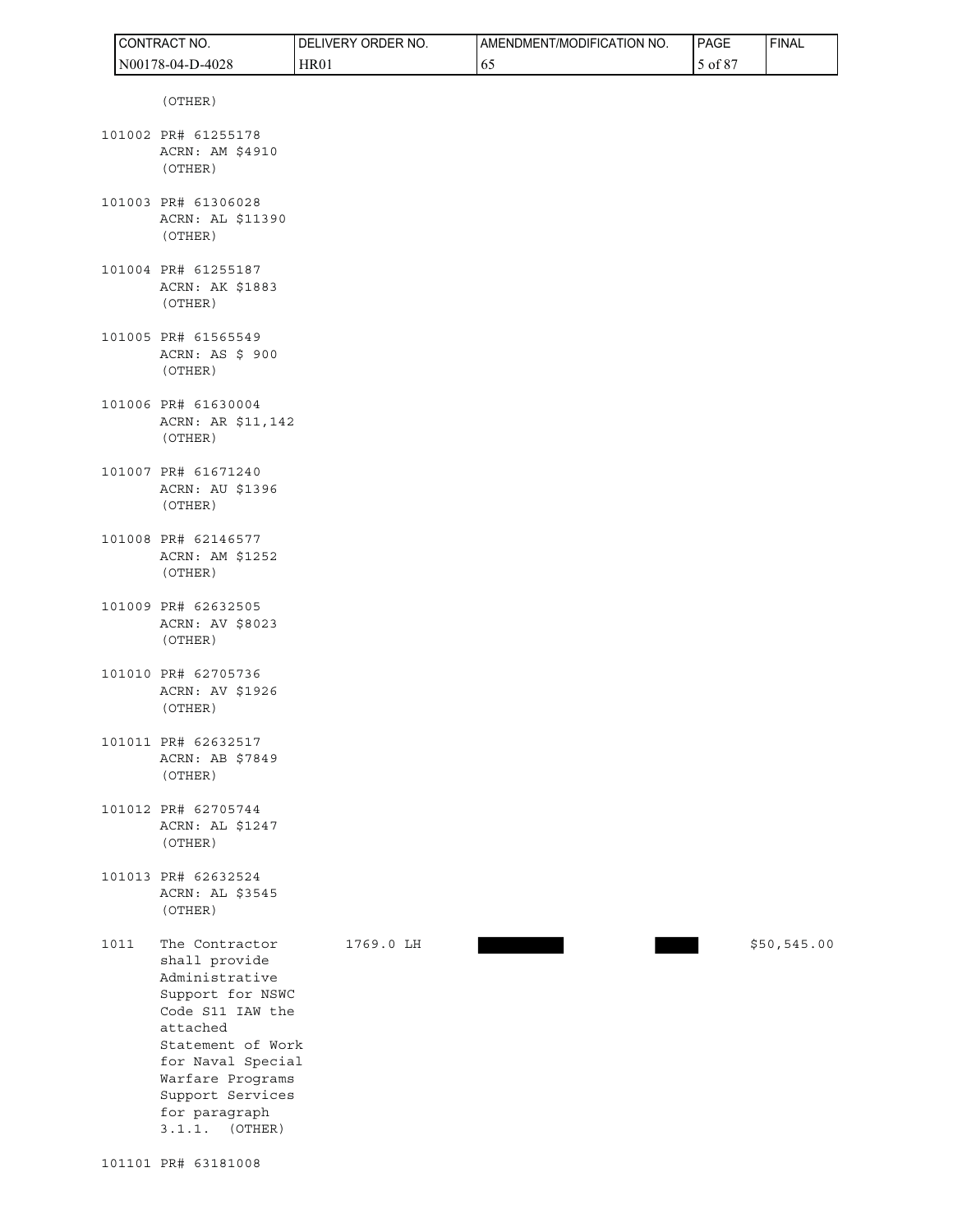(OTHER)

101002 PR# 61255178
ACRN: AM $4910
(OTHER)

101003 PR# 61306028
ACRN: AL $11390
(OTHER)

101004 PR# 61255187
ACRN: AK $1883
(OTHER)

101005 PR# 61565549
ACRN: AS $ 900
(OTHER)

101006 PR# 61630004
ACRN: AR $11,142
(OTHER)

101007 PR# 61671240
ACRN: AU $1396
(OTHER)

101008 PR# 62146577
ACRN: AM $1252
(OTHER)

101009 PR# 62632505
ACRN: AV $8023
(OTHER)

101010 PR# 62705736
ACRN: AV $1926
(OTHER)

101011 PR# 62632517
ACRN: AB $7849
(OTHER)

101012 PR# 62705744
ACRN: AL $1247
(OTHER)

101013 PR# 62632524
ACRN: AL $3545
(OTHER)

| | | | | | |
|---|---|---|---|---|---|
| 1011 | The Contractor shall provide Administrative Support for NSWC Code S11 IAW the attached Statement of Work for Naval Special Warfare Programs Support Services for paragraph 3.1.1. (OTHER) | 1769.0 LH | | | $50,545.00 |

101101 PR# 63181008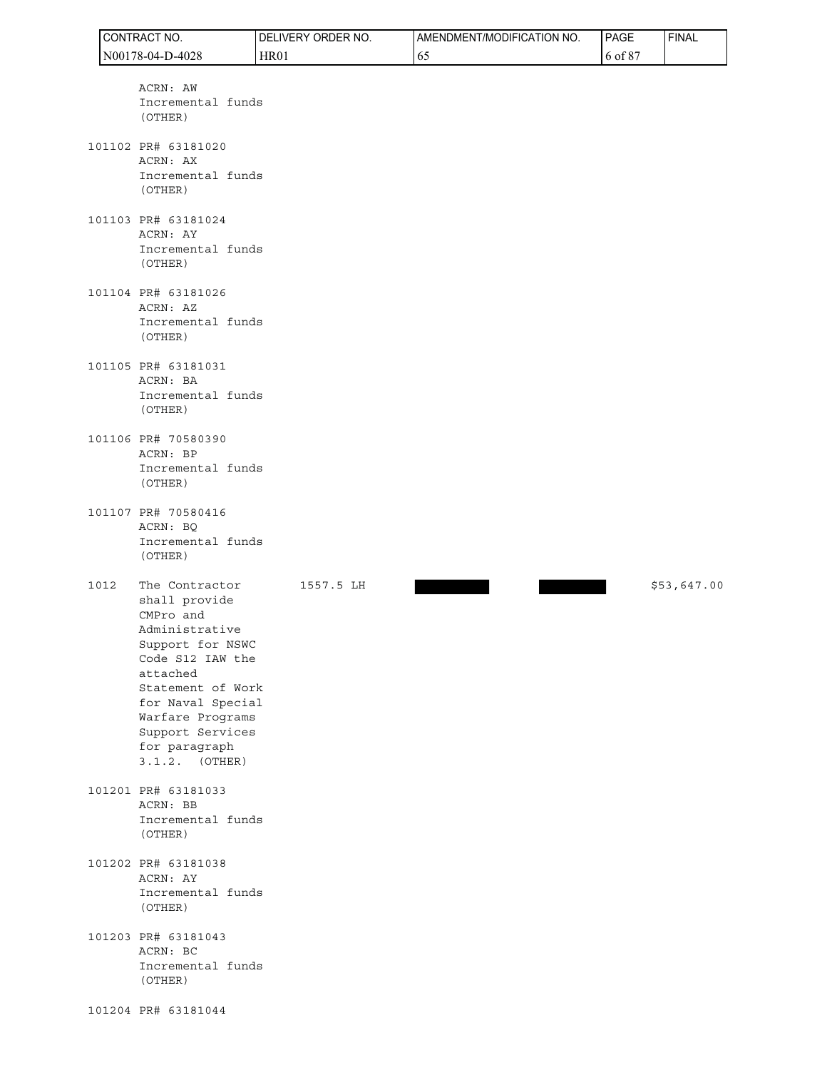ACRN: AW
Incremental funds
(OTHER)

101102 PR# 63181020
ACRN: AX
Incremental funds
(OTHER)

101103 PR# 63181024
ACRN: AY
Incremental funds
(OTHER)

101104 PR# 63181026
ACRN: AZ
Incremental funds
(OTHER)

101105 PR# 63181031
ACRN: BA
Incremental funds
(OTHER)

101106 PR# 70580390
ACRN: BP
Incremental funds
(OTHER)

101107 PR# 70580416
ACRN: BQ
Incremental funds
(OTHER)

| Item | Description | Quantity | Unit | | | Amount |
|---|---|---|---|---|---|---|
| 1012 | The Contractor shall provide CMPro and Administrative Support for NSWC Code S12 IAW the attached Statement of Work for Naval Special Warfare Programs Support Services for paragraph 3.1.2. (OTHER) | 1557.5 | LH | [REDACTED] | [REDACTED] | $53,647.00 |

101201 PR# 63181033
ACRN: BB
Incremental funds
(OTHER)

101202 PR# 63181038
ACRN: AY
Incremental funds
(OTHER)

101203 PR# 63181043
ACRN: BC
Incremental funds
(OTHER)

101204 PR# 63181044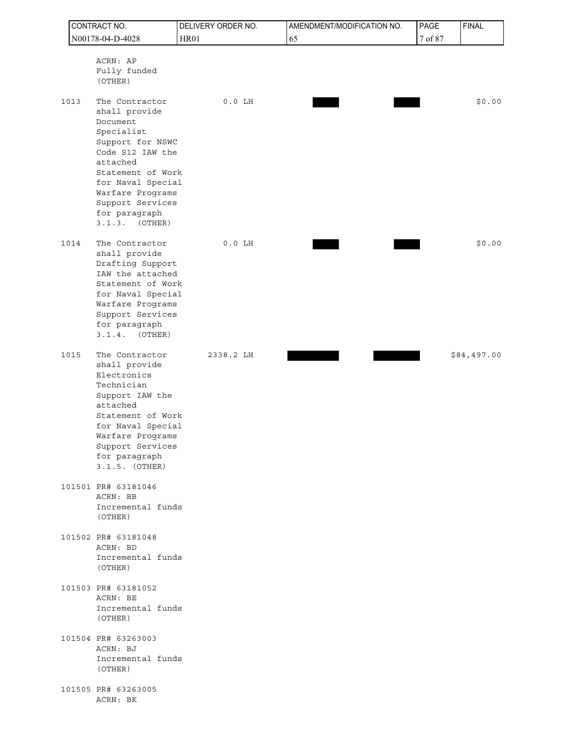ACRN: AP
Fully funded
(OTHER)

| ITEM | SUPPLIES/SERVICES | QUANTITY | UNIT PRICE | AMOUNT | TOTAL |
|---|---|---|---|---|---|
| 1013 | The Contractor shall provide Document Specialist Support for NSWC Code S12 IAW the attached Statement of Work for Naval Special Warfare Programs Support Services for paragraph 3.1.3. (OTHER) | 0.0 LH | ██ | ██ | $0.00 |
| 1014 | The Contractor shall provide Drafting Support IAW the attached Statement of Work for Naval Special Warfare Programs Support Services for paragraph 3.1.4. (OTHER) | 0.0 LH | ██ | ██ | $0.00 |
| 1015 | The Contractor shall provide Electronics Technician Support IAW the attached Statement of Work for Naval Special Warfare Programs Support Services for paragraph 3.1.5. (OTHER) | 2338.2 LH | ██ | ██ | $84,497.00 |

101501 PR# 63181046
ACRN: BB
Incremental funds
(OTHER)

101502 PR# 63181048
ACRN: BD
Incremental funds
(OTHER)

101503 PR# 63181052
ACRN: BE
Incremental funds
(OTHER)

101504 PR# 63263003
ACRN: BJ
Incremental funds
(OTHER)

101505 PR# 63263005
ACRN: BK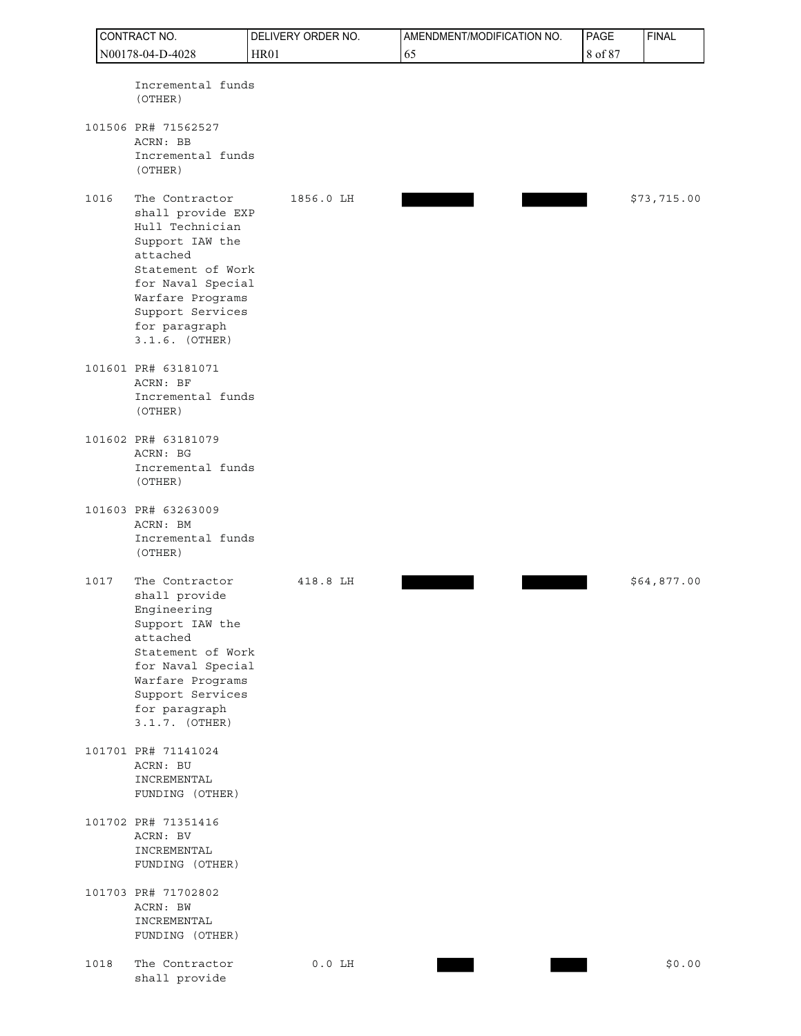| ITEM NO | SUPPLIES/SERVICES | QUANTITY | UNIT | UNIT PRICE | AMOUNT |
|---|---|---|---|---|---|
| | Incremental funds (OTHER) | | | | |
| 101506 | PR# 71562527 ACRN: BB Incremental funds (OTHER) | | | | |
| 1016 | The Contractor shall provide EXP Hull Technician Support IAW the attached Statement of Work for Naval Special Warfare Programs Support Services for paragraph 3.1.6. (OTHER) | 1856.0 | LH | [REDACTED] | [REDACTED] $73,715.00 |
| 101601 | PR# 63181071 ACRN: BF Incremental funds (OTHER) | | | | |
| 101602 | PR# 63181079 ACRN: BG Incremental funds (OTHER) | | | | |
| 101603 | PR# 63263009 ACRN: BM Incremental funds (OTHER) | | | | |
| 1017 | The Contractor shall provide Engineering Support IAW the attached Statement of Work for Naval Special Warfare Programs Support Services for paragraph 3.1.7. (OTHER) | 418.8 | LH | [REDACTED] | [REDACTED] $64,877.00 |
| 101701 | PR# 71141024 ACRN: BU INCREMENTAL FUNDING (OTHER) | | | | |
| 101702 | PR# 71351416 ACRN: BV INCREMENTAL FUNDING (OTHER) | | | | |
| 101703 | PR# 71702802 ACRN: BW INCREMENTAL FUNDING (OTHER) | | | | |
| 1018 | The Contractor shall provide | 0.0 | LH | [REDACTED] | [REDACTED] $0.00 |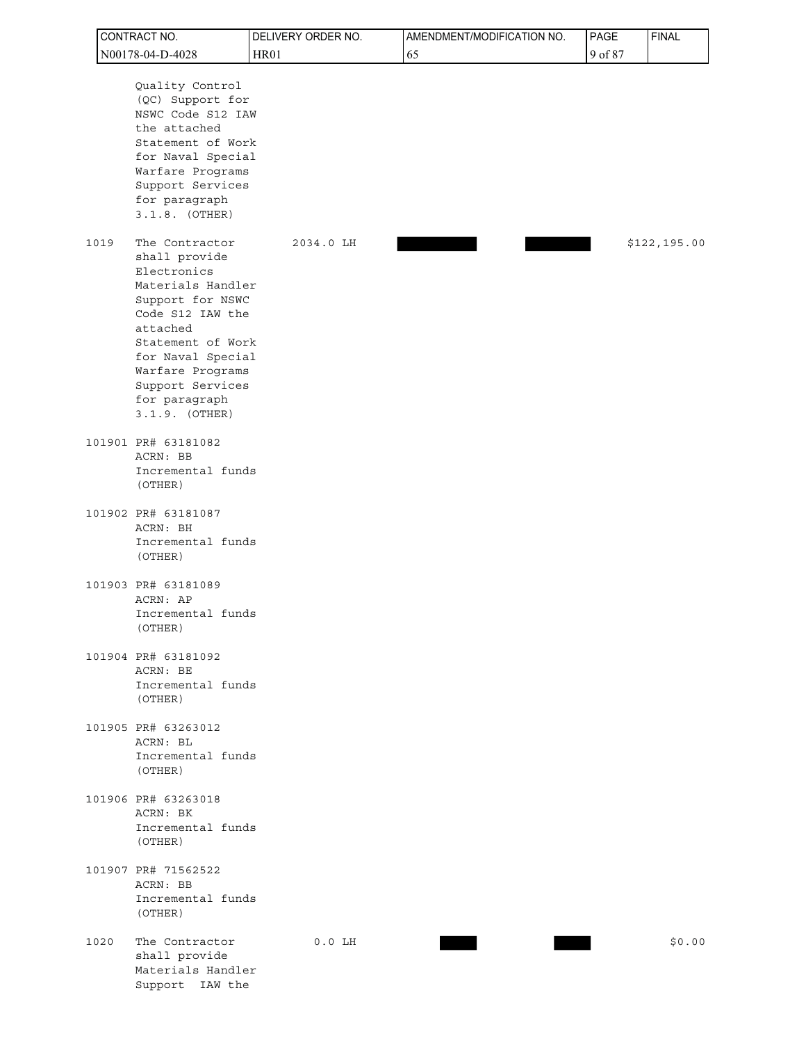| ITEM NO | SUPPLIES/SERVICES | QUANTITY | UNIT PRICE | | AMOUNT |
|---|---|---|---|---|---|
| | Quality Control (QC) Support for NSWC Code S12 IAW the attached Statement of Work for Naval Special Warfare Programs Support Services for paragraph 3.1.8. (OTHER) | | | | |
| 1019 | The Contractor shall provide Electronics Materials Handler Support for NSWC Code S12 IAW the attached Statement of Work for Naval Special Warfare Programs Support Services for paragraph 3.1.9. (OTHER) | 2034.0 LH | | | $122,195.00 |
| 101901 | PR# 63181082 ACRN: BB Incremental funds (OTHER) | | | | |
| 101902 | PR# 63181087 ACRN: BH Incremental funds (OTHER) | | | | |
| 101903 | PR# 63181089 ACRN: AP Incremental funds (OTHER) | | | | |
| 101904 | PR# 63181092 ACRN: BE Incremental funds (OTHER) | | | | |
| 101905 | PR# 63263012 ACRN: BL Incremental funds (OTHER) | | | | |
| 101906 | PR# 63263018 ACRN: BK Incremental funds (OTHER) | | | | |
| 101907 | PR# 71562522 ACRN: BB Incremental funds (OTHER) | | | | |
| 1020 | The Contractor shall provide Materials Handler Support IAW the | 0.0 LH | | | $0.00 |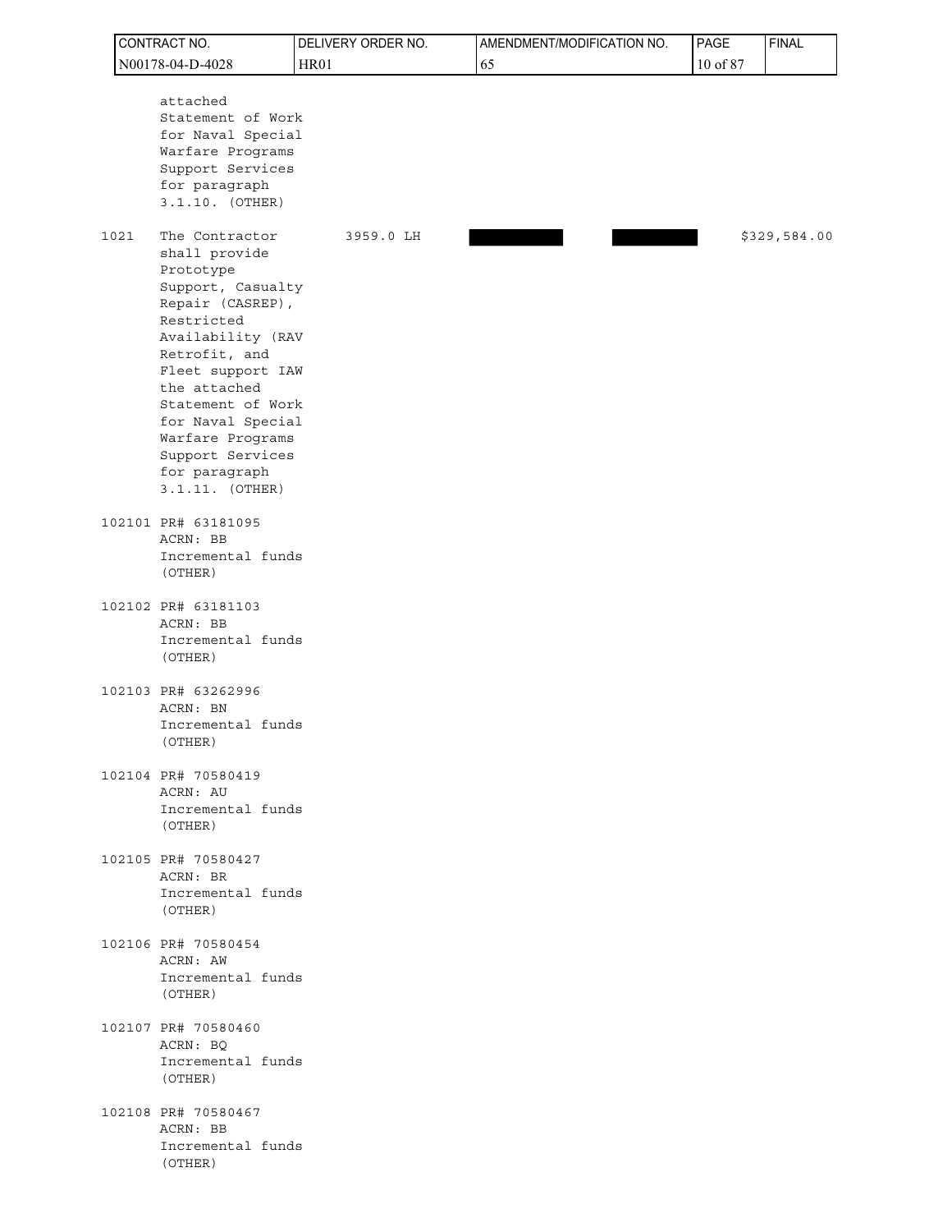attached Statement of Work for Naval Special Warfare Programs Support Services for paragraph 3.1.10. (OTHER)

| ITEM | DESCRIPTION | QUANTITY | UNIT PRICE | COST | AMOUNT |
|---|---|---|---|---|---|
| 1021 | The Contractor shall provide Prototype Support, Casualty Repair (CASREP), Restricted Availability (RAV Retrofit, and Fleet support IAW the attached Statement of Work for Naval Special Warfare Programs Support Services for paragraph 3.1.11. (OTHER) | 3959.0 LH | | | $329,584.00 |
| 102101 | PR# 63181095 ACRN: BB Incremental funds (OTHER) | | | | |
| 102102 | PR# 63181103 ACRN: BB Incremental funds (OTHER) | | | | |
| 102103 | PR# 63262996 ACRN: BN Incremental funds (OTHER) | | | | |
| 102104 | PR# 70580419 ACRN: AU Incremental funds (OTHER) | | | | |
| 102105 | PR# 70580427 ACRN: BR Incremental funds (OTHER) | | | | |
| 102106 | PR# 70580454 ACRN: AW Incremental funds (OTHER) | | | | |
| 102107 | PR# 70580460 ACRN: BQ Incremental funds (OTHER) | | | | |
| 102108 | PR# 70580467 ACRN: BB Incremental funds (OTHER) | | | | |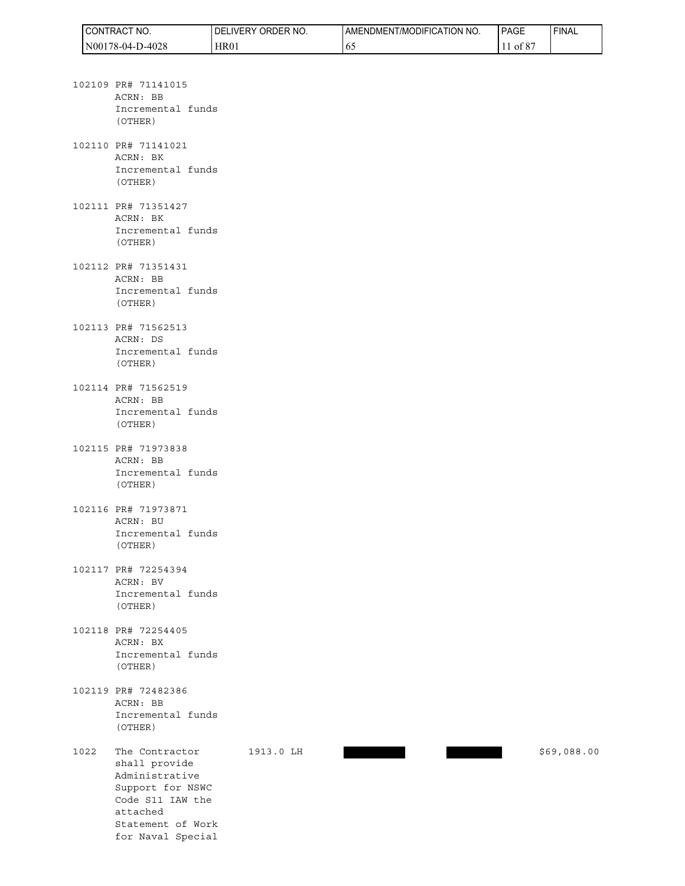102109 PR# 71141015
ACRN: BB
Incremental funds
(OTHER)

102110 PR# 71141021
ACRN: BK
Incremental funds
(OTHER)

102111 PR# 71351427
ACRN: BK
Incremental funds
(OTHER)

102112 PR# 71351431
ACRN: BB
Incremental funds
(OTHER)

102113 PR# 71562513
ACRN: DS
Incremental funds
(OTHER)

102114 PR# 71562519
ACRN: BB
Incremental funds
(OTHER)

102115 PR# 71973838
ACRN: BB
Incremental funds
(OTHER)

102116 PR# 71973871
ACRN: BU
Incremental funds
(OTHER)

102117 PR# 72254394
ACRN: BV
Incremental funds
(OTHER)

102118 PR# 72254405
ACRN: BX
Incremental funds
(OTHER)

102119 PR# 72482386
ACRN: BB
Incremental funds
(OTHER)

| | | | | | |
|---|---|---|---|---|---|
| 1022 | The Contractor shall provide Administrative Support for NSWC Code S11 IAW the attached Statement of Work for Naval Special | 1913.0 LH | | | $69,088.00 |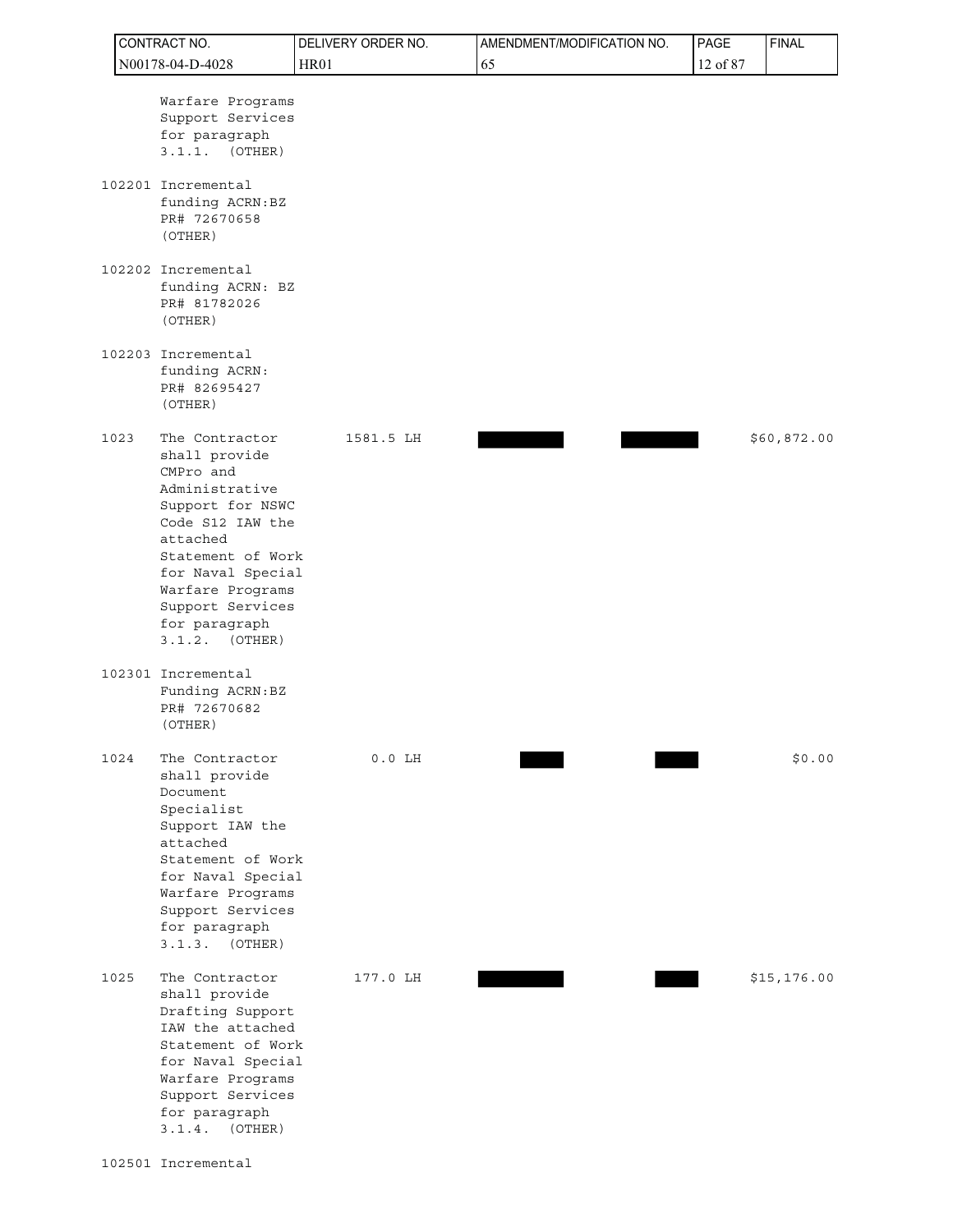| ITEM NO | SUPPLIES/SERVICES | QUANTITY | UNIT | UNIT PRICE | AMOUNT |
|---|---|---|---|---|---|
| | Warfare Programs Support Services for paragraph 3.1.1. (OTHER) | | | | |
| 102201 | Incremental funding ACRN:BZ PR# 72670658 (OTHER) | | | | |
| 102202 | Incremental funding ACRN: BZ PR# 81782026 (OTHER) | | | | |
| 102203 | Incremental funding ACRN: PR# 82695427 (OTHER) | | | | |
| 1023 | The Contractor shall provide CMPro and Administrative Support for NSWC Code S12 IAW the attached Statement of Work for Naval Special Warfare Programs Support Services for paragraph 3.1.2. (OTHER) | 1581.5 | LH | | $60,872.00 |
| 102301 | Incremental Funding ACRN:BZ PR# 72670682 (OTHER) | | | | |
| 1024 | The Contractor shall provide Document Specialist Support IAW the attached Statement of Work for Naval Special Warfare Programs Support Services for paragraph 3.1.3. (OTHER) | 0.0 | LH | | $0.00 |
| 1025 | The Contractor shall provide Drafting Support IAW the attached Statement of Work for Naval Special Warfare Programs Support Services for paragraph 3.1.4. (OTHER) | 177.0 | LH | | $15,176.00 |
| 102501 | Incremental | | | | |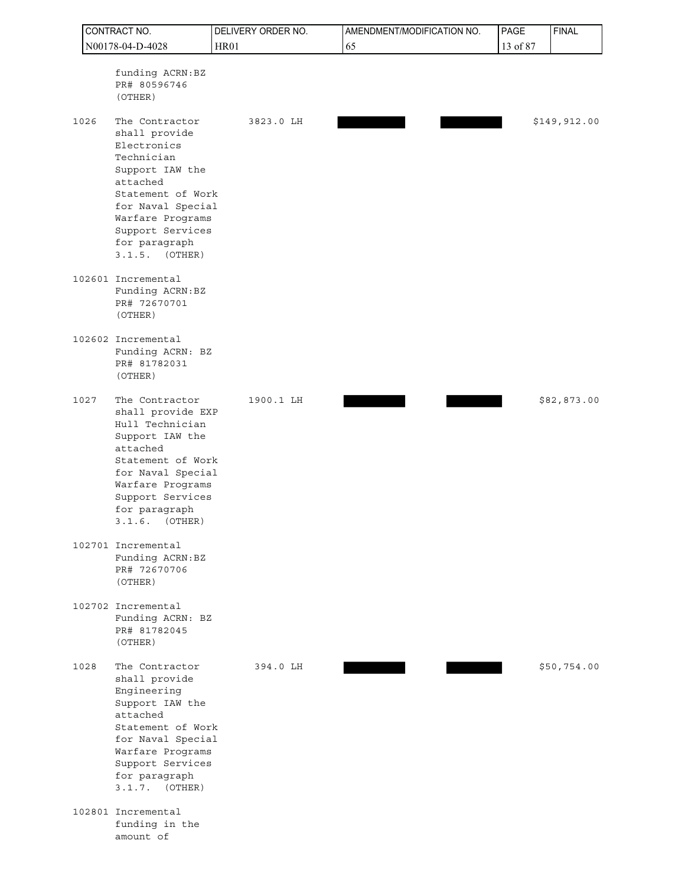| CONTRACT NO. | DELIVERY ORDER NO. | AMENDMENT/MODIFICATION NO. | PAGE | FINAL |
|---|---|---|---|---|
| N00178-04-D-4028 | HR01 | 65 | 13 of 87 | |

| Item | Supplies/Services | Quantity | Unit Price | Amount | Total |
|---|---|---|---|---|---|
| | funding ACRN:BZ PR# 80596746 (OTHER) | | | | |
| 1026 | The Contractor shall provide Electronics Technician Support IAW the attached Statement of Work for Naval Special Warfare Programs Support Services for paragraph 3.1.5. (OTHER) | 3823.0 LH | ██████ | ██████ | $149,912.00 |
| 102601 | Incremental Funding ACRN:BZ PR# 72670701 (OTHER) | | | | |
| 102602 | Incremental Funding ACRN: BZ PR# 81782031 (OTHER) | | | | |
| 1027 | The Contractor shall provide EXP Hull Technician Support IAW the attached Statement of Work for Naval Special Warfare Programs Support Services for paragraph 3.1.6. (OTHER) | 1900.1 LH | ██████ | ██████ | $82,873.00 |
| 102701 | Incremental Funding ACRN:BZ PR# 72670706 (OTHER) | | | | |
| 102702 | Incremental Funding ACRN: BZ PR# 81782045 (OTHER) | | | | |
| 1028 | The Contractor shall provide Engineering Support IAW the attached Statement of Work for Naval Special Warfare Programs Support Services for paragraph 3.1.7. (OTHER) | 394.0 LH | ██████ | ██████ | $50,754.00 |
| 102801 | Incremental funding in the amount of | | | | |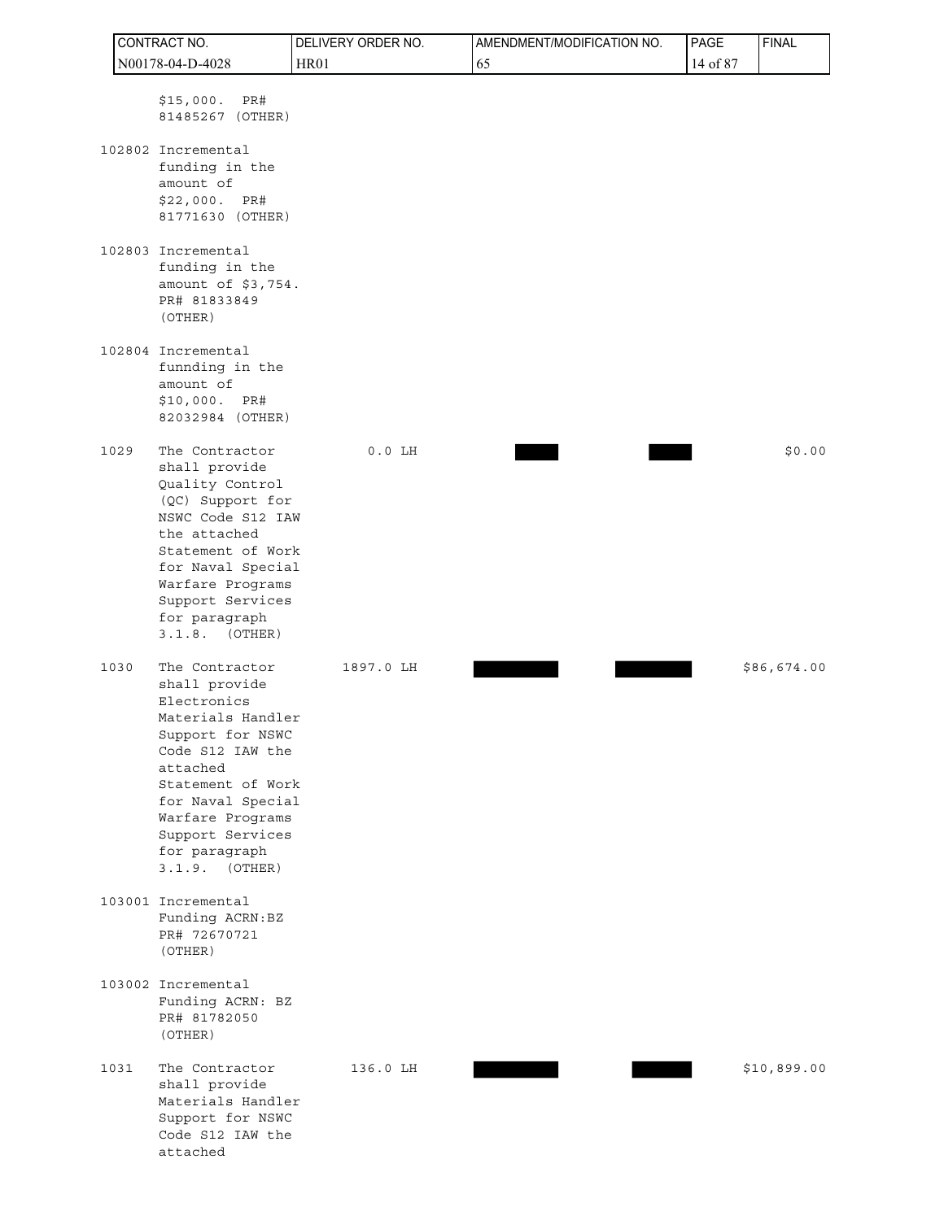| ITEM | SUPPLIES/SERVICES | QTY | UNIT PRICE | | AMOUNT |
|---|---|---|---|---|---|
| | $15,000. PR# 81485267 (OTHER) | | | | |
| 102802 | Incremental funding in the amount of $22,000. PR# 81771630 (OTHER) | | | | |
| 102803 | Incremental funding in the amount of $3,754. PR# 81833849 (OTHER) | | | | |
| 102804 | Incremental funnding in the amount of $10,000. PR# 82032984 (OTHER) | | | | |
| 1029 | The Contractor shall provide Quality Control (QC) Support for NSWC Code S12 IAW the attached Statement of Work for Naval Special Warfare Programs Support Services for paragraph 3.1.8. (OTHER) | 0.0 LH | ████ | ████ | $0.00 |
| 1030 | The Contractor shall provide Electronics Materials Handler Support for NSWC Code S12 IAW the attached Statement of Work for Naval Special Warfare Programs Support Services for paragraph 3.1.9. (OTHER) | 1897.0 LH | ████ | ████ | $86,674.00 |
| 103001 | Incremental Funding ACRN:BZ PR# 72670721 (OTHER) | | | | |
| 103002 | Incremental Funding ACRN: BZ PR# 81782050 (OTHER) | | | | |
| 1031 | The Contractor shall provide Materials Handler Support for NSWC Code S12 IAW the attached | 136.0 LH | ████ | ████ | $10,899.00 |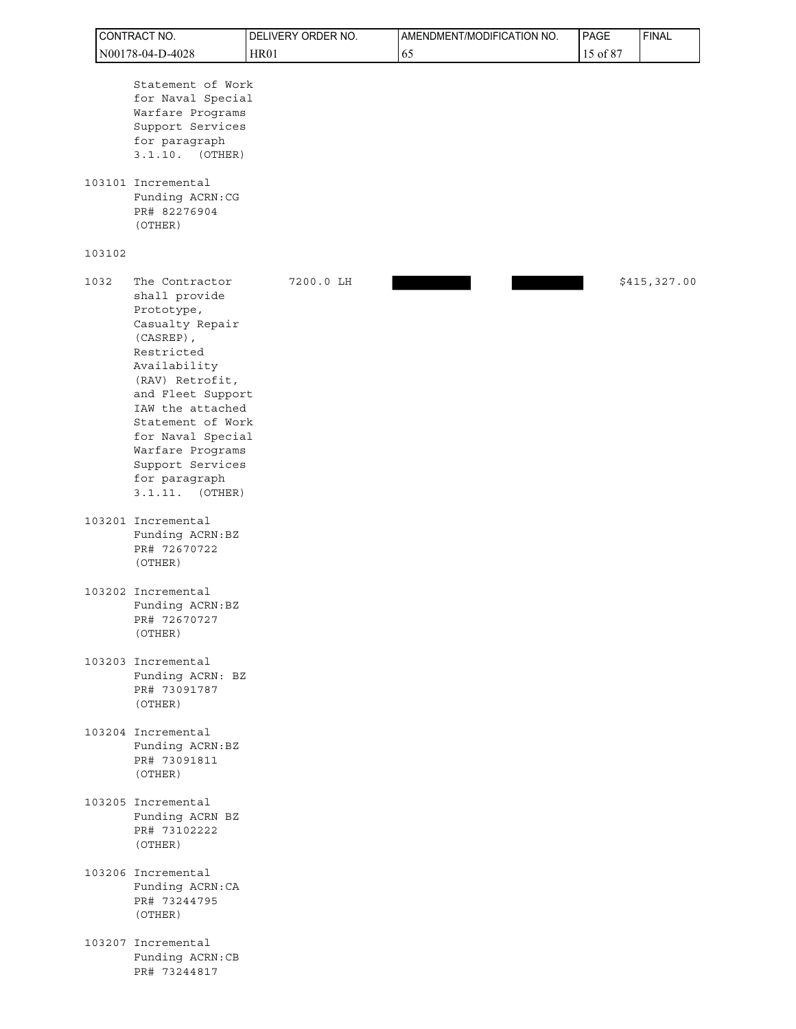| CONTRACT NO. | DELIVERY ORDER NO. | AMENDMENT/MODIFICATION NO. | FINAL |
|---|---|---|---|
| N00178-04-D-4028 | HR01 | 65 | |

| ITEM | SUPPLIES/SERVICES | QTY UNIT | UNIT PRICE | | AMOUNT |
|---|---|---|---|---|---|
| | Statement of Work for Naval Special Warfare Programs Support Services for paragraph 3.1.10. (OTHER) | | | | |
| 103101 | Incremental Funding ACRN:CG PR# 82276904 (OTHER) | | | | |
| 103102 | | | | | |
| 1032 | The Contractor shall provide Prototype, Casualty Repair (CASREP), Restricted Availability (RAV) Retrofit, and Fleet Support IAW the attached Statement of Work for Naval Special Warfare Programs Support Services for paragraph 3.1.11. (OTHER) | 7200.0 LH | [redacted] | [redacted] | $415,327.00 |
| 103201 | Incremental Funding ACRN:BZ PR# 72670722 (OTHER) | | | | |
| 103202 | Incremental Funding ACRN:BZ PR# 72670727 (OTHER) | | | | |
| 103203 | Incremental Funding ACRN: BZ PR# 73091787 (OTHER) | | | | |
| 103204 | Incremental Funding ACRN:BZ PR# 73091811 (OTHER) | | | | |
| 103205 | Incremental Funding ACRN BZ PR# 73102222 (OTHER) | | | | |
| 103206 | Incremental Funding ACRN:CA PR# 73244795 (OTHER) | | | | |
| 103207 | Incremental Funding ACRN:CB PR# 73244817 | | | | |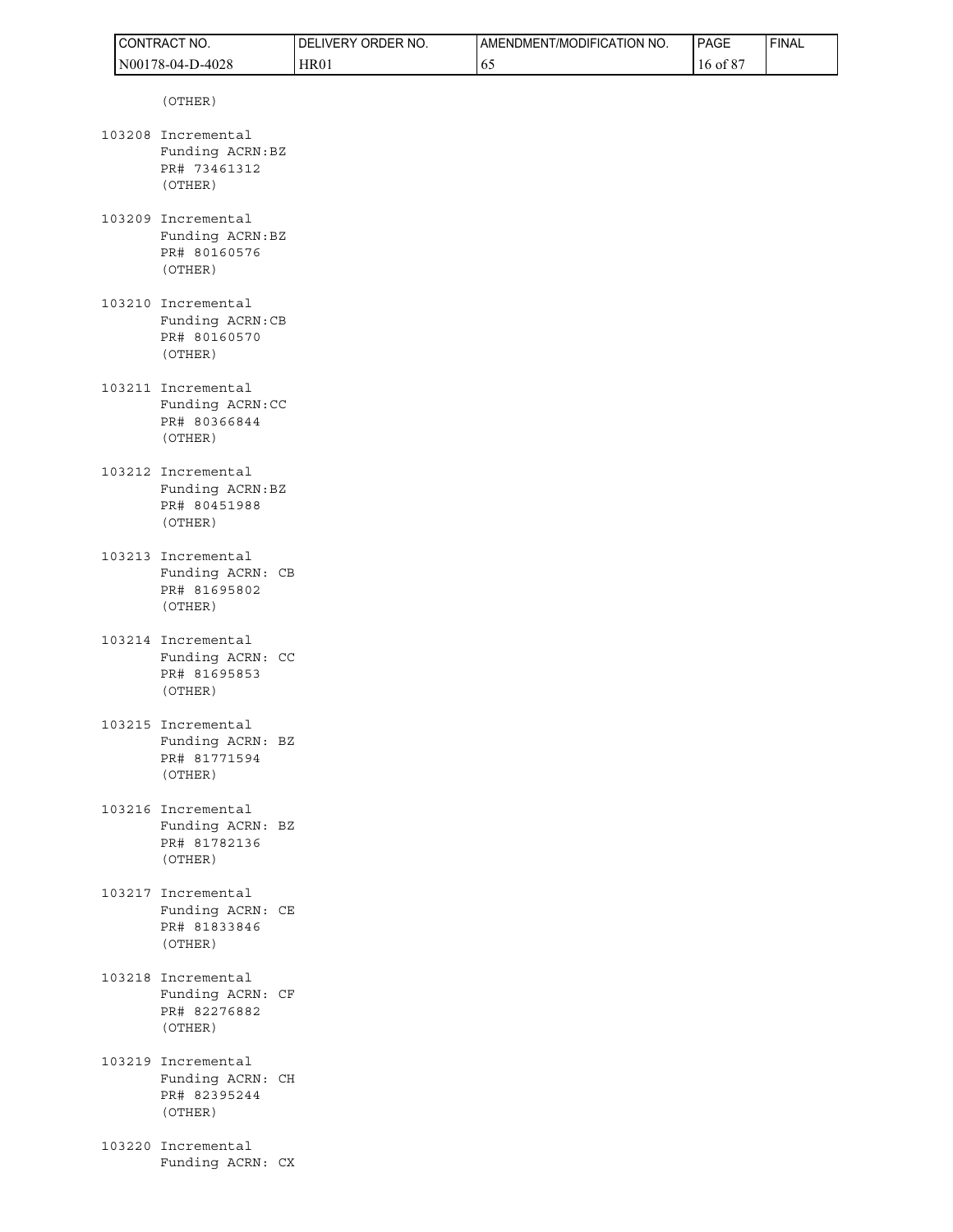(OTHER)

103208 Incremental
Funding ACRN:BZ
PR# 73461312
(OTHER)

103209 Incremental
Funding ACRN:BZ
PR# 80160576
(OTHER)

103210 Incremental
Funding ACRN:CB
PR# 80160570
(OTHER)

103211 Incremental
Funding ACRN:CC
PR# 80366844
(OTHER)

103212 Incremental
Funding ACRN:BZ
PR# 80451988
(OTHER)

103213 Incremental
Funding ACRN: CB
PR# 81695802
(OTHER)

103214 Incremental
Funding ACRN: CC
PR# 81695853
(OTHER)

103215 Incremental
Funding ACRN: BZ
PR# 81771594
(OTHER)

103216 Incremental
Funding ACRN: BZ
PR# 81782136
(OTHER)

103217 Incremental
Funding ACRN: CE
PR# 81833846
(OTHER)

103218 Incremental
Funding ACRN: CF
PR# 82276882
(OTHER)

103219 Incremental
Funding ACRN: CH
PR# 82395244
(OTHER)

103220 Incremental
Funding ACRN: CX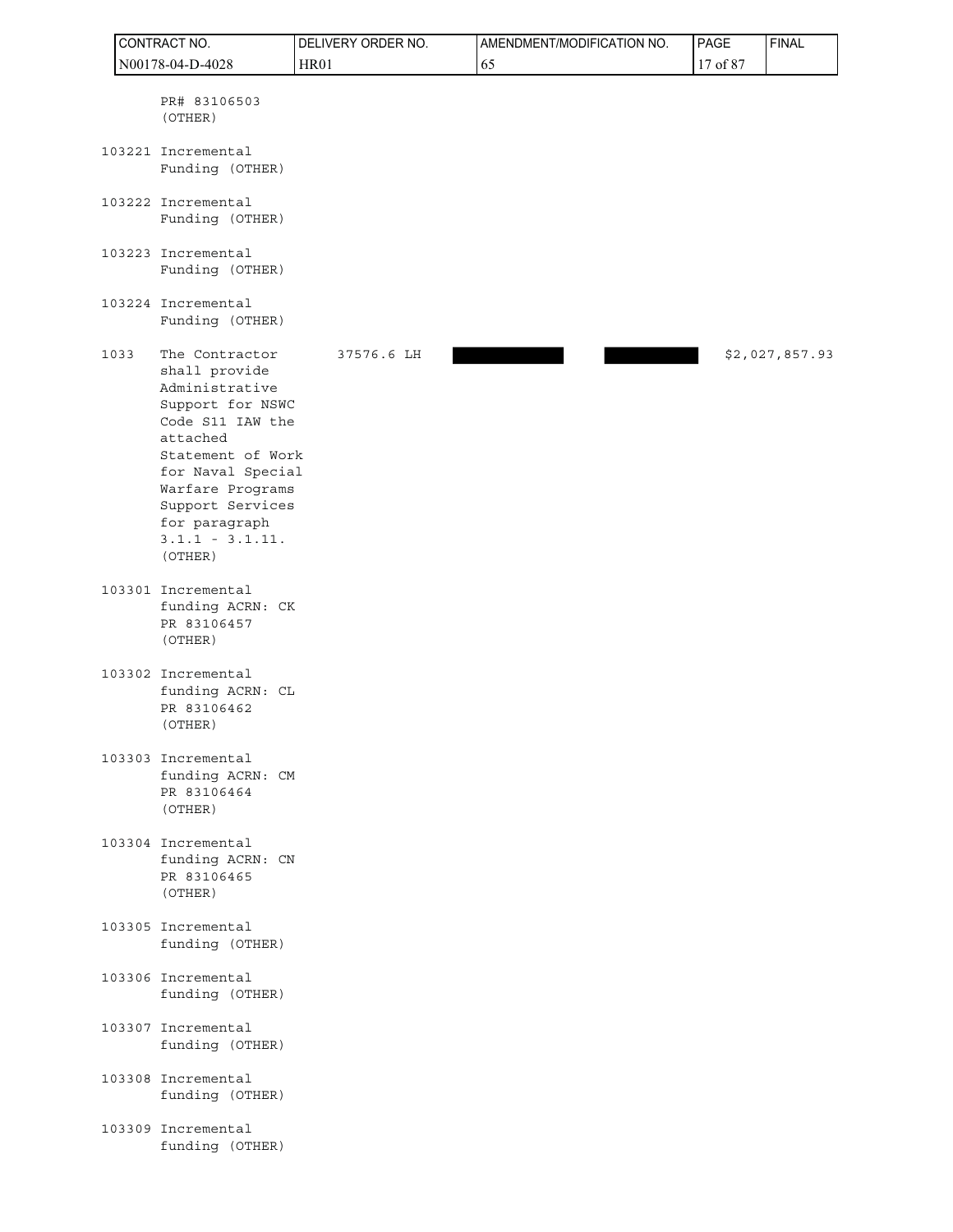| ITEM NO | SUPPLIES/SERVICES | QUANTITY | UNIT | UNIT PRICE | AMOUNT |
|---|---|---|---|---|---|
| | PR# 83106503 (OTHER) | | | | |
| 103221 | Incremental Funding (OTHER) | | | | |
| 103222 | Incremental Funding (OTHER) | | | | |
| 103223 | Incremental Funding (OTHER) | | | | |
| 103224 | Incremental Funding (OTHER) | | | | |
| 1033 | The Contractor shall provide Administrative Support for NSWC Code S11 IAW the attached Statement of Work for Naval Special Warfare Programs Support Services for paragraph 3.1.1 - 3.1.11. (OTHER) | 37576.6 | LH | | $2,027,857.93 |
| 103301 | Incremental funding ACRN: CK PR 83106457 (OTHER) | | | | |
| 103302 | Incremental funding ACRN: CL PR 83106462 (OTHER) | | | | |
| 103303 | Incremental funding ACRN: CM PR 83106464 (OTHER) | | | | |
| 103304 | Incremental funding ACRN: CN PR 83106465 (OTHER) | | | | |
| 103305 | Incremental funding (OTHER) | | | | |
| 103306 | Incremental funding (OTHER) | | | | |
| 103307 | Incremental funding (OTHER) | | | | |
| 103308 | Incremental funding (OTHER) | | | | |
| 103309 | Incremental funding (OTHER) | | | | |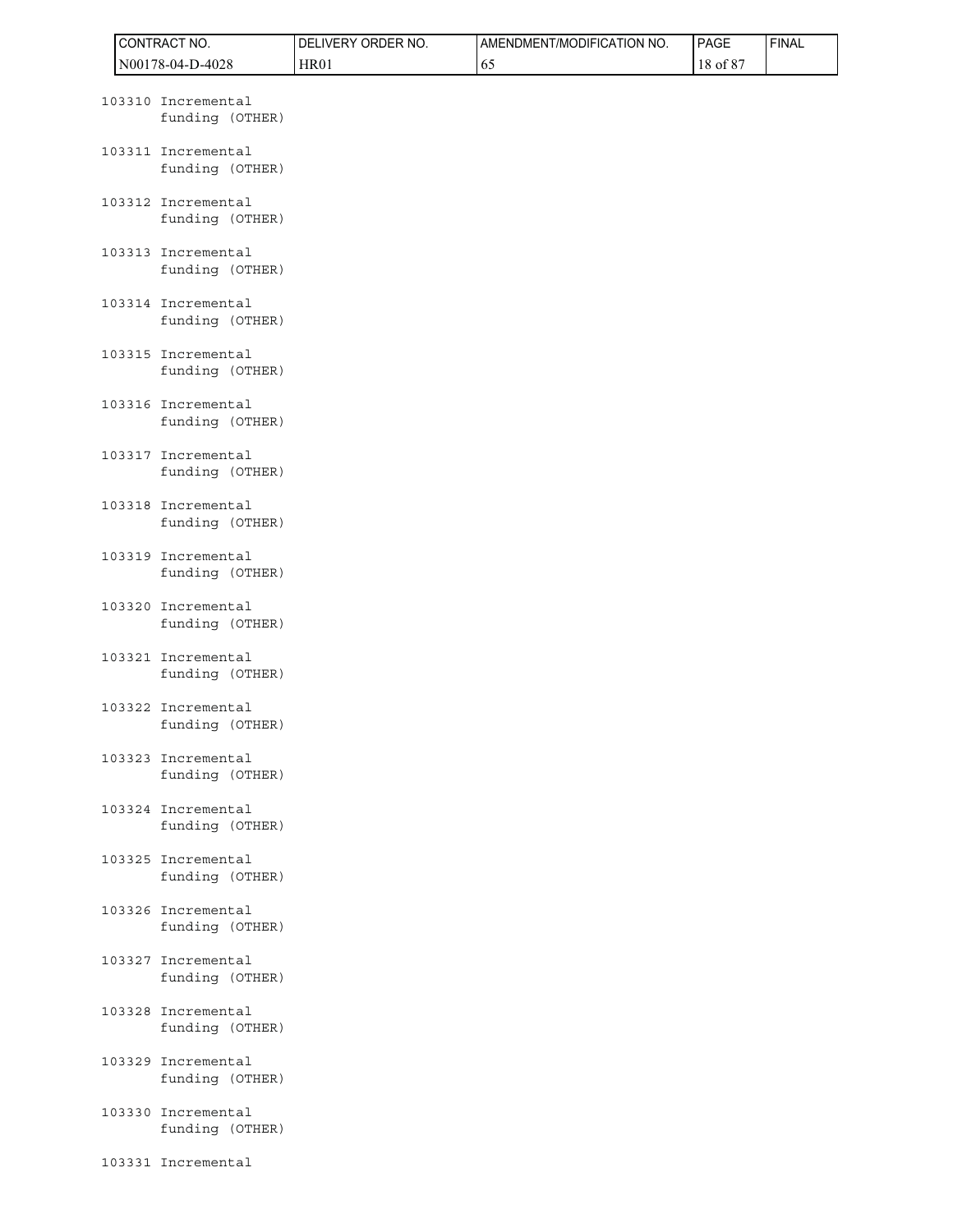103310 Incremental
funding (OTHER)

103311 Incremental
funding (OTHER)

103312 Incremental
funding (OTHER)

103313 Incremental
funding (OTHER)

103314 Incremental
funding (OTHER)

103315 Incremental
funding (OTHER)

103316 Incremental
funding (OTHER)

103317 Incremental
funding (OTHER)

103318 Incremental
funding (OTHER)

103319 Incremental
funding (OTHER)

103320 Incremental
funding (OTHER)

103321 Incremental
funding (OTHER)

103322 Incremental
funding (OTHER)

103323 Incremental
funding (OTHER)

103324 Incremental
funding (OTHER)

103325 Incremental
funding (OTHER)

103326 Incremental
funding (OTHER)

103327 Incremental
funding (OTHER)

103328 Incremental
funding (OTHER)

103329 Incremental
funding (OTHER)

103330 Incremental
funding (OTHER)

103331 Incremental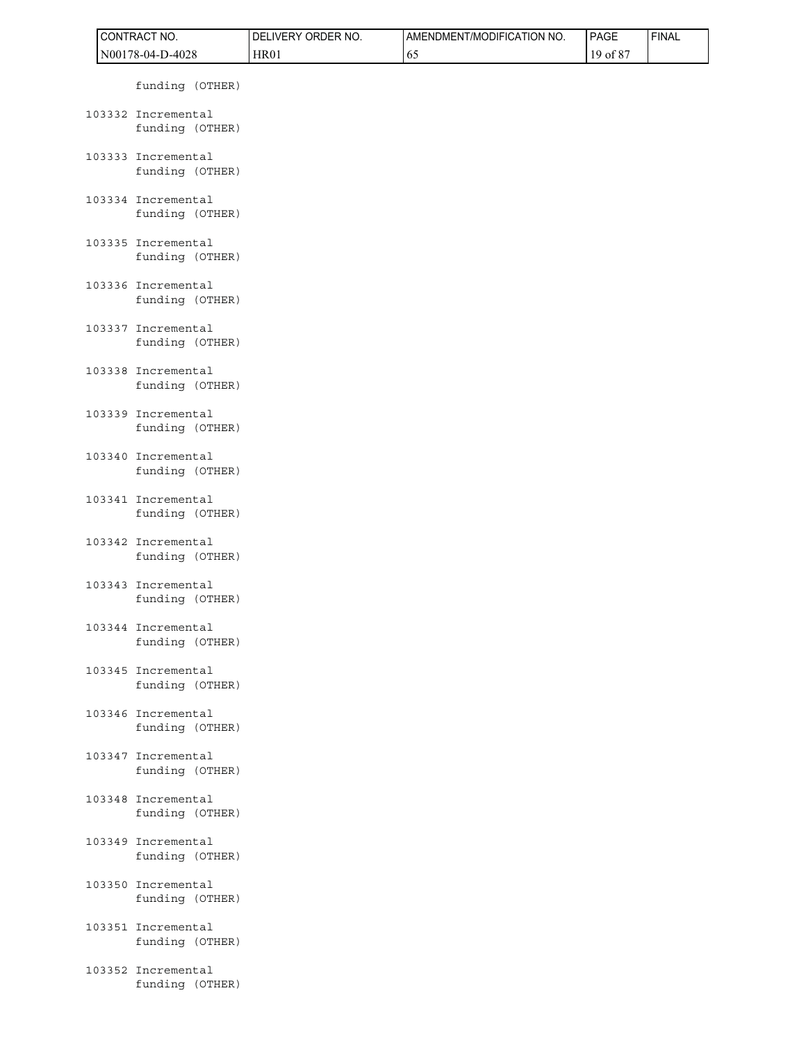funding (OTHER)

103332 Incremental
funding (OTHER)

103333 Incremental
funding (OTHER)

103334 Incremental
funding (OTHER)

103335 Incremental
funding (OTHER)

103336 Incremental
funding (OTHER)

103337 Incremental
funding (OTHER)

103338 Incremental
funding (OTHER)

103339 Incremental
funding (OTHER)

103340 Incremental
funding (OTHER)

103341 Incremental
funding (OTHER)

103342 Incremental
funding (OTHER)

103343 Incremental
funding (OTHER)

103344 Incremental
funding (OTHER)

103345 Incremental
funding (OTHER)

103346 Incremental
funding (OTHER)

103347 Incremental
funding (OTHER)

103348 Incremental
funding (OTHER)

103349 Incremental
funding (OTHER)

103350 Incremental
funding (OTHER)

103351 Incremental
funding (OTHER)

103352 Incremental
funding (OTHER)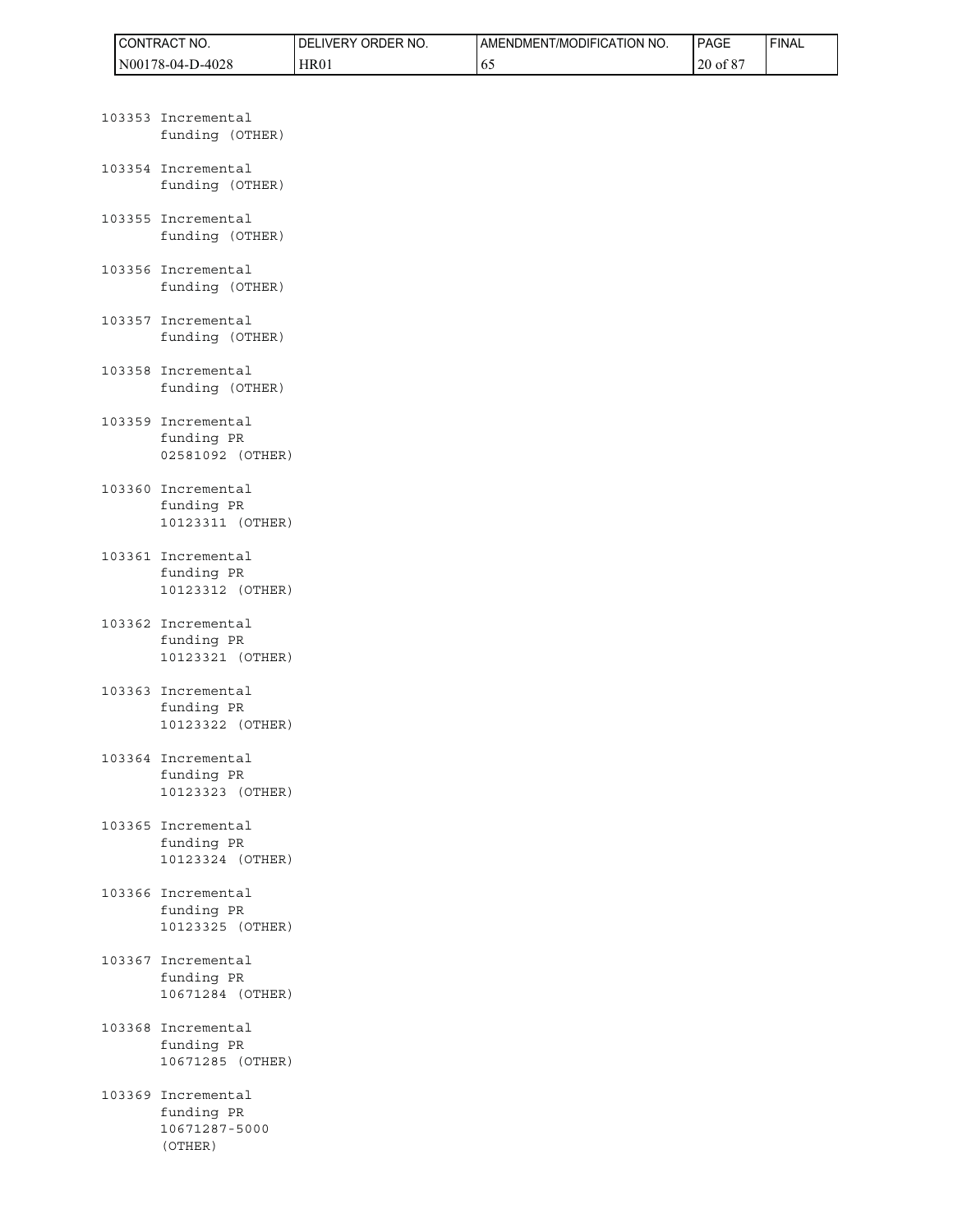103353 Incremental funding (OTHER)

103354 Incremental funding (OTHER)

103355 Incremental funding (OTHER)

103356 Incremental funding (OTHER)

103357 Incremental funding (OTHER)

103358 Incremental funding (OTHER)

103359 Incremental funding PR 02581092 (OTHER)

103360 Incremental funding PR 10123311 (OTHER)

103361 Incremental funding PR 10123312 (OTHER)

103362 Incremental funding PR 10123321 (OTHER)

103363 Incremental funding PR 10123322 (OTHER)

103364 Incremental funding PR 10123323 (OTHER)

103365 Incremental funding PR 10123324 (OTHER)

103366 Incremental funding PR 10123325 (OTHER)

103367 Incremental funding PR 10671284 (OTHER)

103368 Incremental funding PR 10671285 (OTHER)

103369 Incremental funding PR 10671287-5000 (OTHER)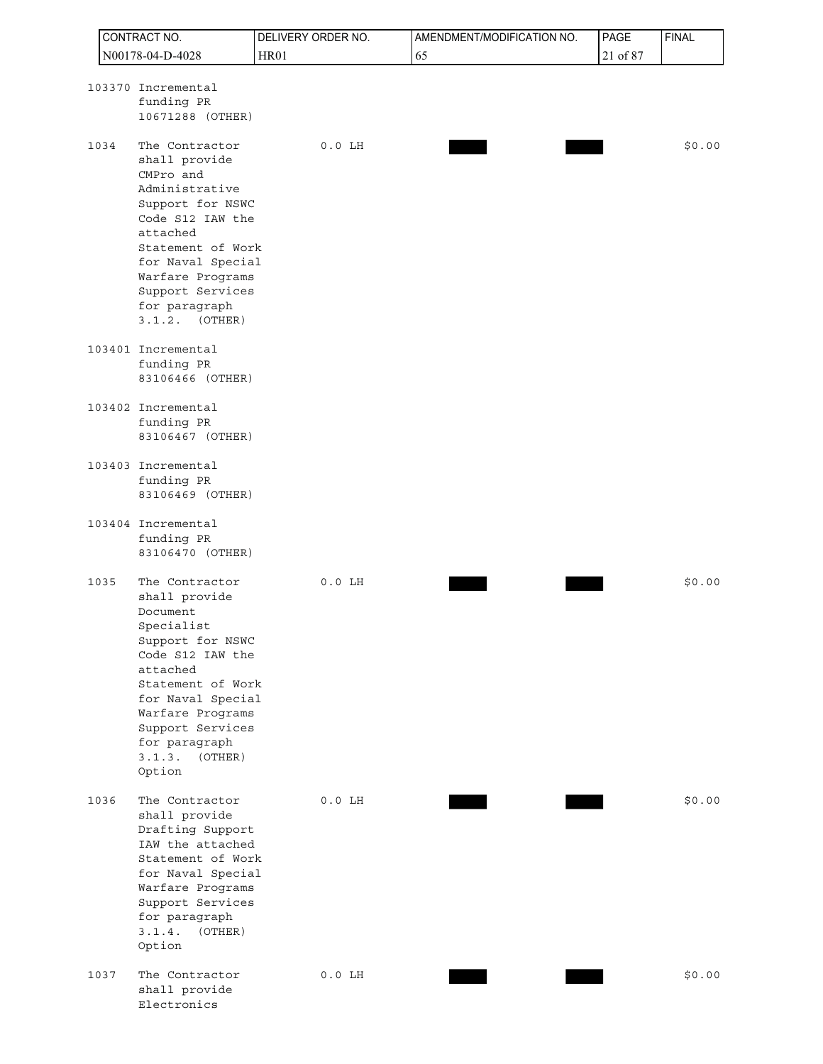| ITEM NO | SUPPLIES/SERVICES | QUANTITY UNIT | UNIT PRICE | AMOUNT | |
|---|---|---|---|---|---|
| 103370 | Incremental funding PR 10671288 (OTHER) | | | | |
| 1034 | The Contractor shall provide CMPro and Administrative Support for NSWC Code S12 IAW the attached Statement of Work for Naval Special Warfare Programs Support Services for paragraph 3.1.2. (OTHER) | 0.0 LH | | | $0.00 |
| 103401 | Incremental funding PR 83106466 (OTHER) | | | | |
| 103402 | Incremental funding PR 83106467 (OTHER) | | | | |
| 103403 | Incremental funding PR 83106469 (OTHER) | | | | |
| 103404 | Incremental funding PR 83106470 (OTHER) | | | | |
| 1035 | The Contractor shall provide Document Specialist Support for NSWC Code S12 IAW the attached Statement of Work for Naval Special Warfare Programs Support Services for paragraph 3.1.3. (OTHER) Option | 0.0 LH | | | $0.00 |
| 1036 | The Contractor shall provide Drafting Support IAW the attached Statement of Work for Naval Special Warfare Programs Support Services for paragraph 3.1.4. (OTHER) Option | 0.0 LH | | | $0.00 |
| 1037 | The Contractor shall provide Electronics | 0.0 LH | | | $0.00 |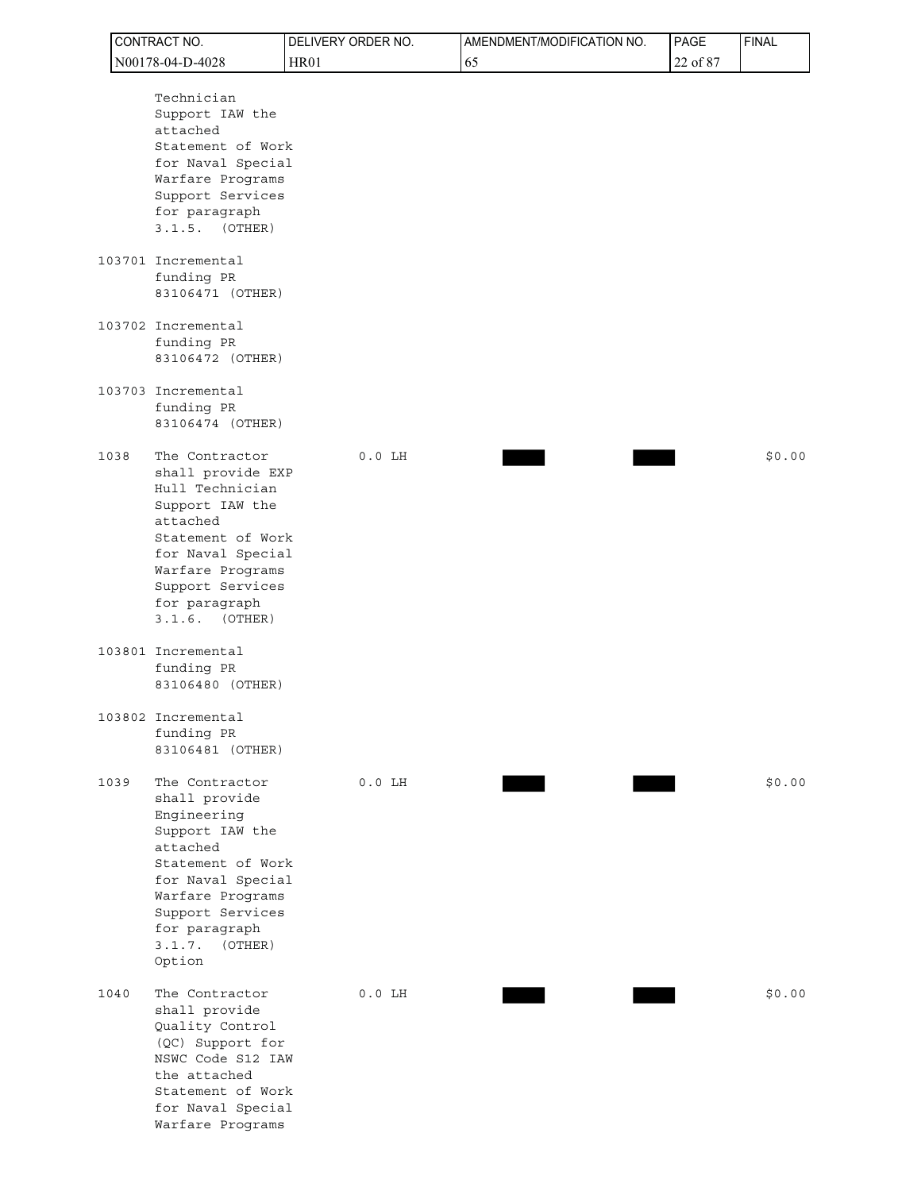| ITEM NO | SUPPLIES/SERVICES | QUANTITY | UNIT | UNIT PRICE | AMOUNT |
|---|---|---|---|---|---|
| | Technician Support IAW the attached Statement of Work for Naval Special Warfare Programs Support Services for paragraph 3.1.5. (OTHER) | | | | |
| 103701 | Incremental funding PR 83106471 (OTHER) | | | | |
| 103702 | Incremental funding PR 83106472 (OTHER) | | | | |
| 103703 | Incremental funding PR 83106474 (OTHER) | | | | |
| 1038 | The Contractor shall provide EXP Hull Technician Support IAW the attached Statement of Work for Naval Special Warfare Programs Support Services for paragraph 3.1.6. (OTHER) | 0.0 | LH | | $0.00 |
| 103801 | Incremental funding PR 83106480 (OTHER) | | | | |
| 103802 | Incremental funding PR 83106481 (OTHER) | | | | |
| 1039 | The Contractor shall provide Engineering Support IAW the attached Statement of Work for Naval Special Warfare Programs Support Services for paragraph 3.1.7. (OTHER) Option | 0.0 | LH | | $0.00 |
| 1040 | The Contractor shall provide Quality Control (QC) Support for NSWC Code S12 IAW the attached Statement of Work for Naval Special Warfare Programs | 0.0 | LH | | $0.00 |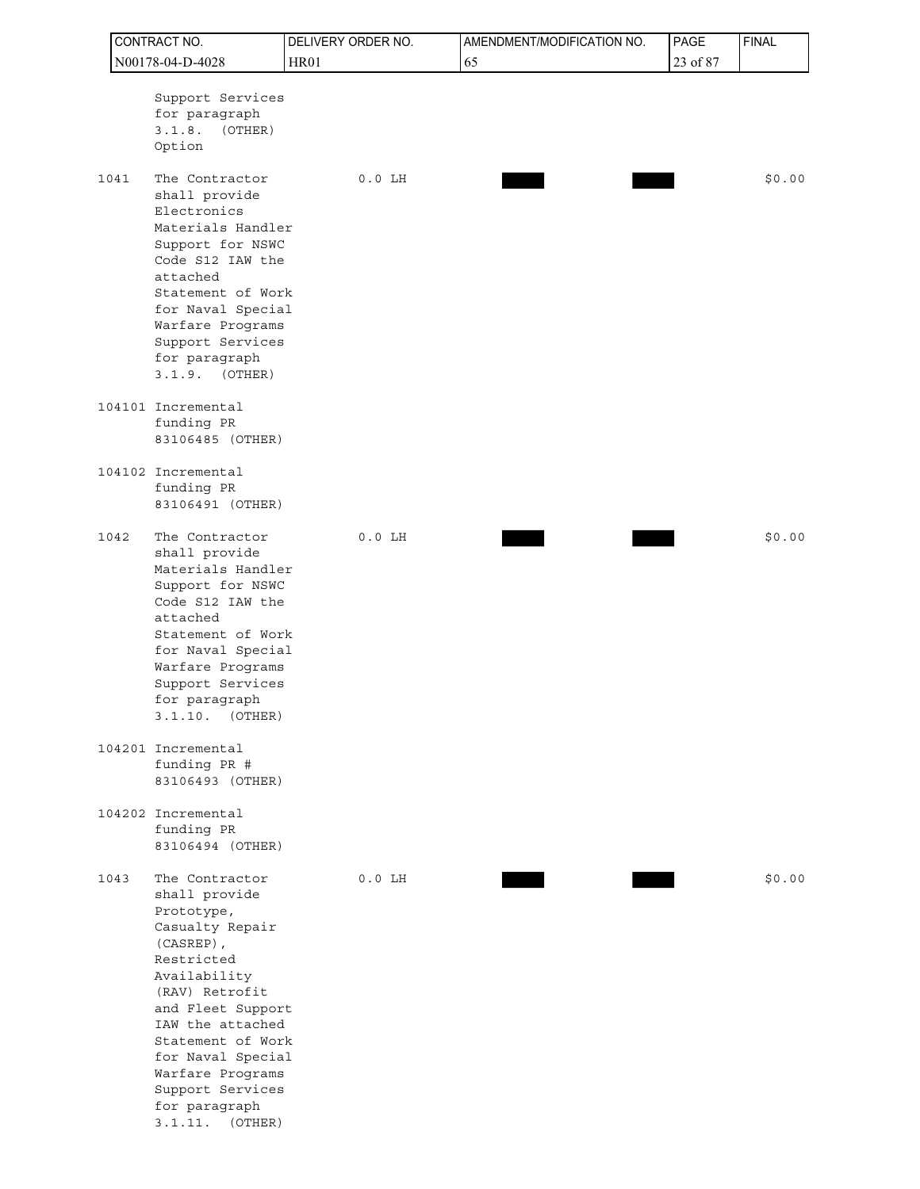| | | | | | |
|---|---|---|---|---|---|
| | Support Services for paragraph 3.1.8. (OTHER) Option | | | | |
| 1041 | The Contractor shall provide Electronics Materials Handler Support for NSWC Code S12 IAW the attached Statement of Work for Naval Special Warfare Programs Support Services for paragraph 3.1.9. (OTHER) | 0.0 LH | | | $0.00 |
| 104101 | Incremental funding PR 83106485 (OTHER) | | | | |
| 104102 | Incremental funding PR 83106491 (OTHER) | | | | |
| 1042 | The Contractor shall provide Materials Handler Support for NSWC Code S12 IAW the attached Statement of Work for Naval Special Warfare Programs Support Services for paragraph 3.1.10. (OTHER) | 0.0 LH | | | $0.00 |
| 104201 | Incremental funding PR # 83106493 (OTHER) | | | | |
| 104202 | Incremental funding PR 83106494 (OTHER) | | | | |
| 1043 | The Contractor shall provide Prototype, Casualty Repair (CASREP), Restricted Availability (RAV) Retrofit and Fleet Support IAW the attached Statement of Work for Naval Special Warfare Programs Support Services for paragraph 3.1.11. (OTHER) | 0.0 LH | | | $0.00 |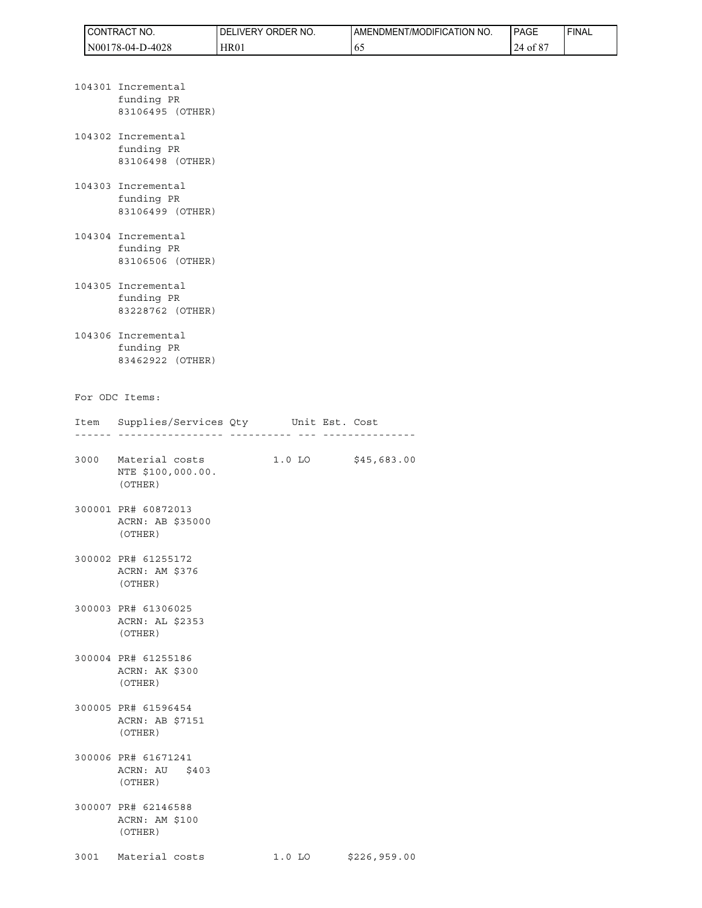104301 Incremental funding PR 83106495 (OTHER)

104302 Incremental funding PR 83106498 (OTHER)

104303 Incremental funding PR 83106499 (OTHER)

104304 Incremental funding PR 83106506 (OTHER)

104305 Incremental funding PR 83228762 (OTHER)

104306 Incremental funding PR 83462922 (OTHER)

For ODC Items:

| Item | Supplies/Services | Qty | Unit | Est. Cost |
|---|---|---|---|---|
| 3000 | Material costs NTE $100,000.00. (OTHER) | 1.0 | LO | $45,683.00 |
| 300001 | PR# 60872013 ACRN: AB $35000 (OTHER) | | | |
| 300002 | PR# 61255172 ACRN: AM $376 (OTHER) | | | |
| 300003 | PR# 61306025 ACRN: AL $2353 (OTHER) | | | |
| 300004 | PR# 61255186 ACRN: AK $300 (OTHER) | | | |
| 300005 | PR# 61596454 ACRN: AB $7151 (OTHER) | | | |
| 300006 | PR# 61671241 ACRN: AU $403 (OTHER) | | | |
| 300007 | PR# 62146588 ACRN: AM $100 (OTHER) | | | |
| 3001 | Material costs | 1.0 | LO | $226,959.00 |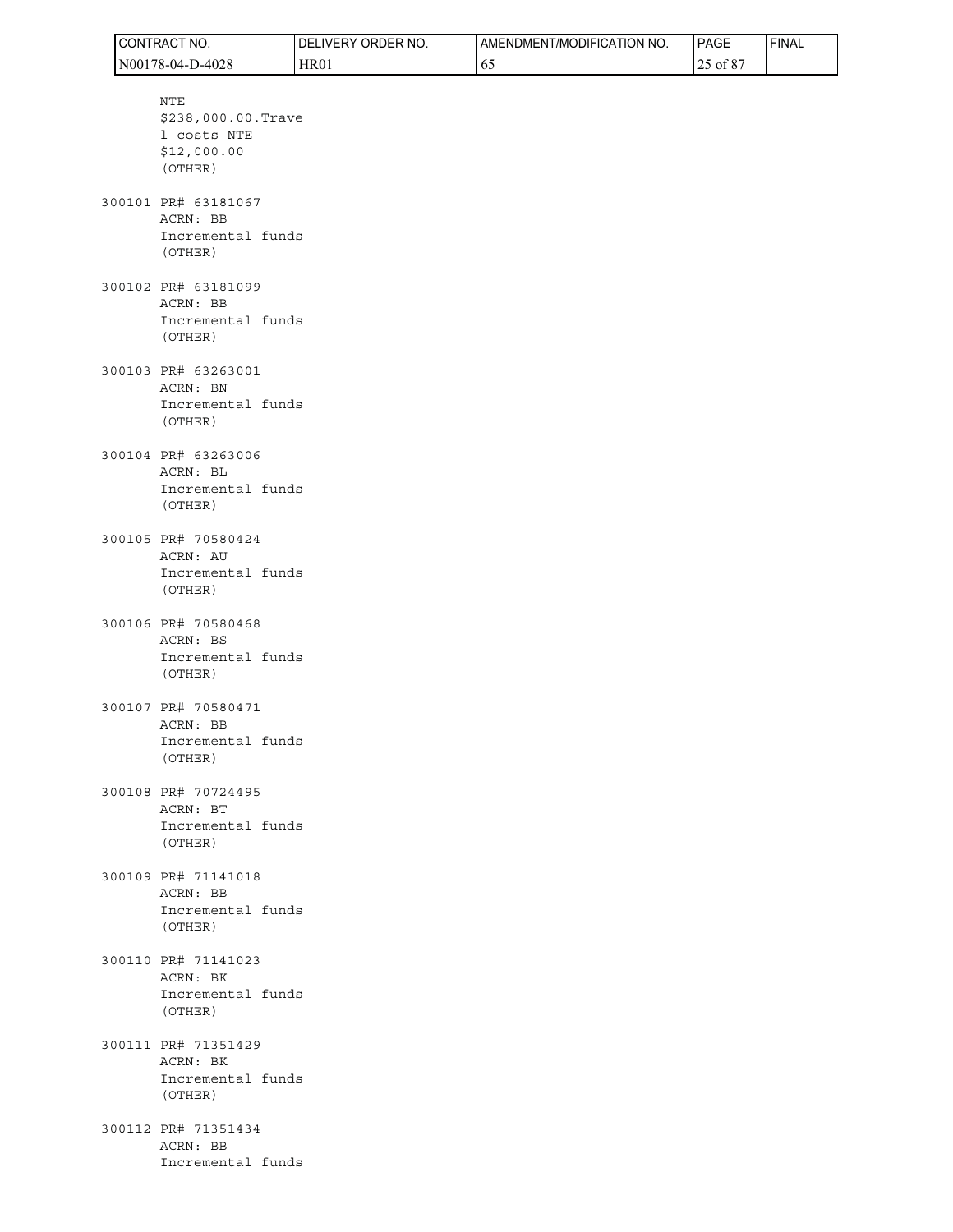NTE
$238,000.00.Trave
l costs NTE
$12,000.00
(OTHER)

300101 PR# 63181067
ACRN: BB
Incremental funds
(OTHER)

300102 PR# 63181099
ACRN: BB
Incremental funds
(OTHER)

300103 PR# 63263001
ACRN: BN
Incremental funds
(OTHER)

300104 PR# 63263006
ACRN: BL
Incremental funds
(OTHER)

300105 PR# 70580424
ACRN: AU
Incremental funds
(OTHER)

300106 PR# 70580468
ACRN: BS
Incremental funds
(OTHER)

300107 PR# 70580471
ACRN: BB
Incremental funds
(OTHER)

300108 PR# 70724495
ACRN: BT
Incremental funds
(OTHER)

300109 PR# 71141018
ACRN: BB
Incremental funds
(OTHER)

300110 PR# 71141023
ACRN: BK
Incremental funds
(OTHER)

300111 PR# 71351429
ACRN: BK
Incremental funds
(OTHER)

300112 PR# 71351434
ACRN: BB
Incremental funds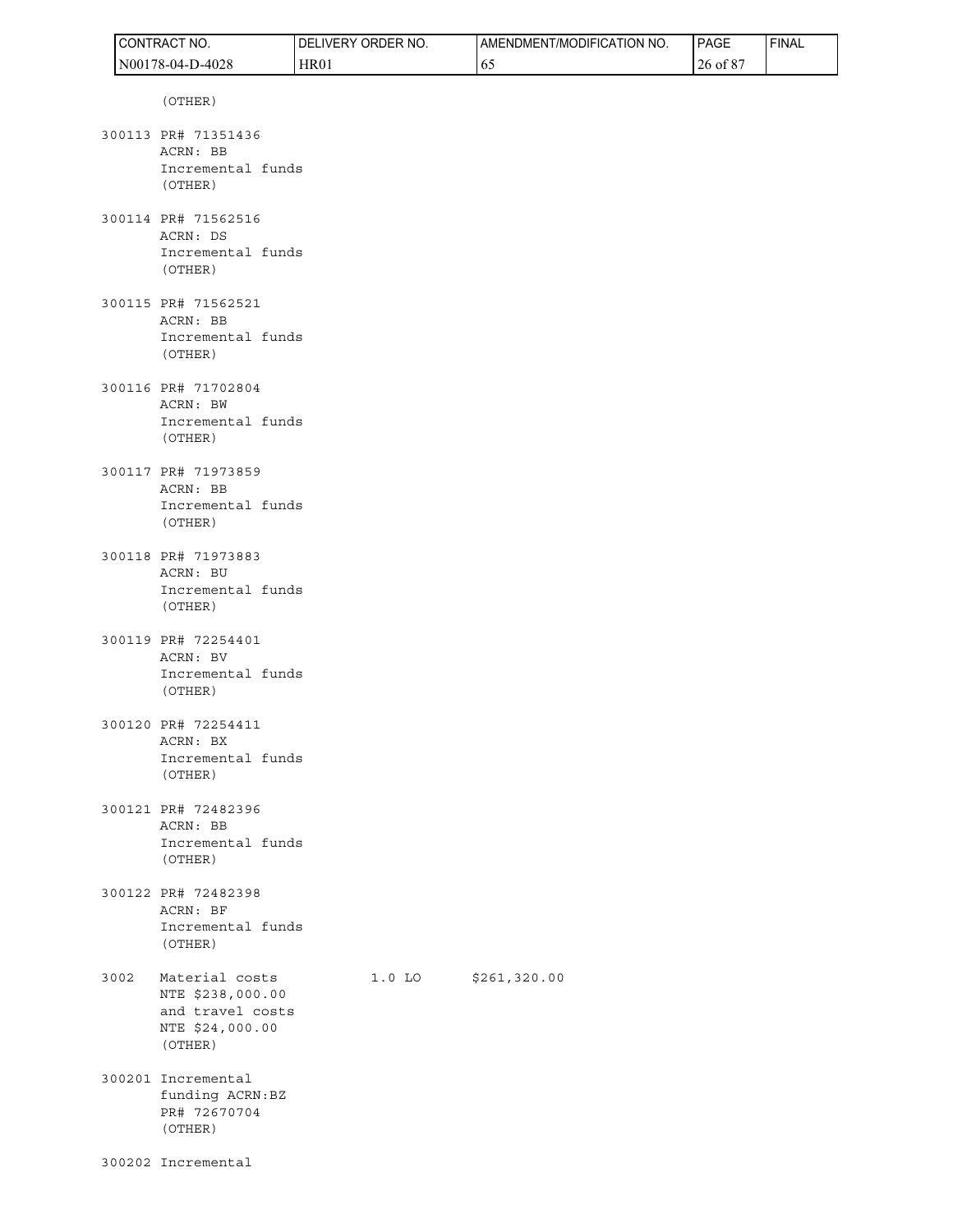(OTHER)

300113 PR# 71351436
ACRN: BB
Incremental funds
(OTHER)

300114 PR# 71562516
ACRN: DS
Incremental funds
(OTHER)

300115 PR# 71562521
ACRN: BB
Incremental funds
(OTHER)

300116 PR# 71702804
ACRN: BW
Incremental funds
(OTHER)

300117 PR# 71973859
ACRN: BB
Incremental funds
(OTHER)

300118 PR# 71973883
ACRN: BU
Incremental funds
(OTHER)

300119 PR# 72254401
ACRN: BV
Incremental funds
(OTHER)

300120 PR# 72254411
ACRN: BX
Incremental funds
(OTHER)

300121 PR# 72482396
ACRN: BB
Incremental funds
(OTHER)

300122 PR# 72482398
ACRN: BF
Incremental funds
(OTHER)

| | | | |
|---|---|---|---|
| 3002 | Material costs NTE $238,000.00 and travel costs NTE $24,000.00 (OTHER) | 1.0 LO | $261,320.00 |

300201 Incremental
funding ACRN:BZ
PR# 72670704
(OTHER)

300202 Incremental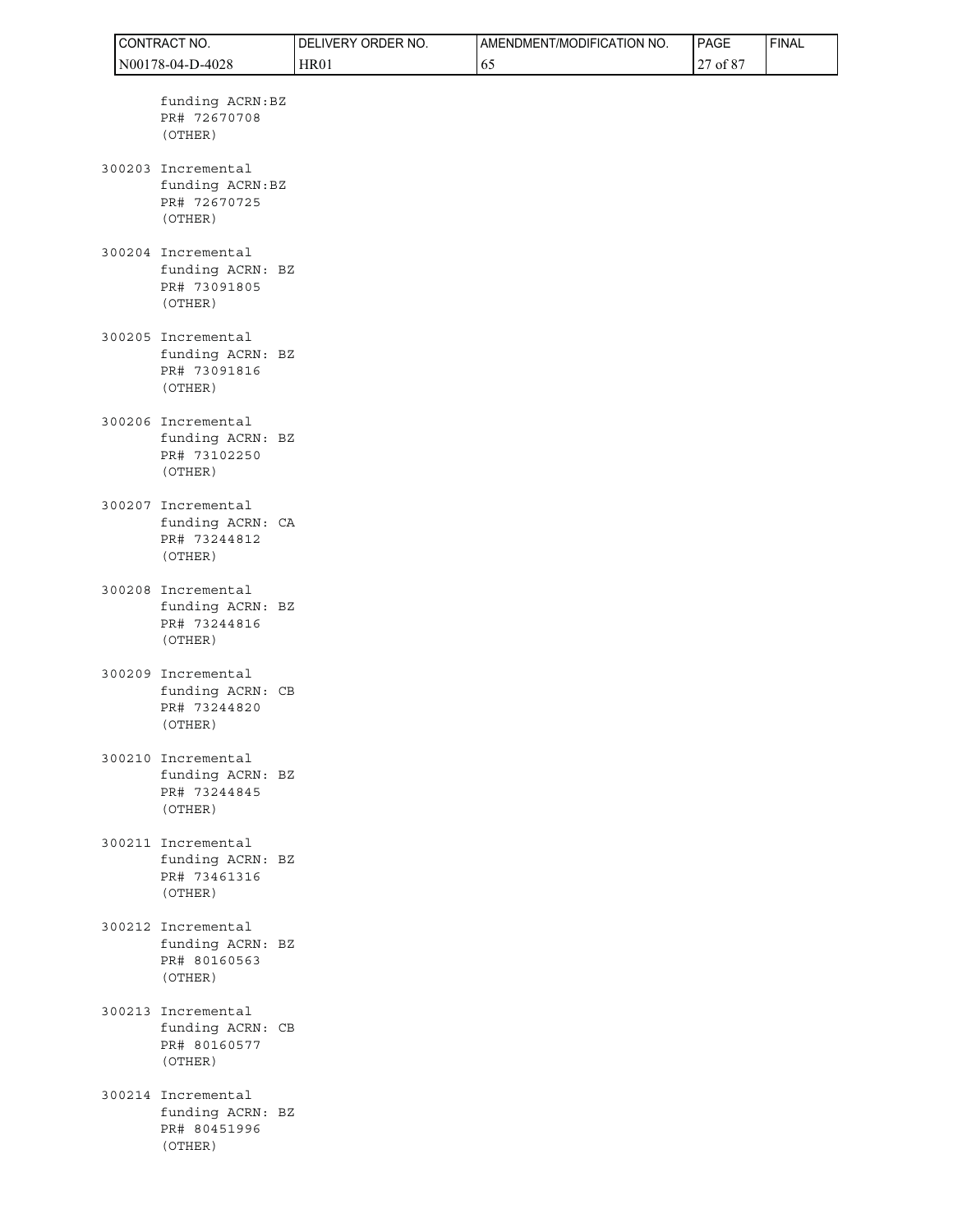```
       funding ACRN:BZ
       PR# 72670708
       (OTHER)

300203 Incremental
       funding ACRN:BZ
       PR# 72670725
       (OTHER)

300204 Incremental
       funding ACRN: BZ
       PR# 73091805
       (OTHER)

300205 Incremental
       funding ACRN: BZ
       PR# 73091816
       (OTHER)

300206 Incremental
       funding ACRN: BZ
       PR# 73102250
       (OTHER)

300207 Incremental
       funding ACRN: CA
       PR# 73244812
       (OTHER)

300208 Incremental
       funding ACRN: BZ
       PR# 73244816
       (OTHER)

300209 Incremental
       funding ACRN: CB
       PR# 73244820
       (OTHER)

300210 Incremental
       funding ACRN: BZ
       PR# 73244845
       (OTHER)

300211 Incremental
       funding ACRN: BZ
       PR# 73461316
       (OTHER)

300212 Incremental
       funding ACRN: BZ
       PR# 80160563
       (OTHER)

300213 Incremental
       funding ACRN: CB
       PR# 80160577
       (OTHER)

300214 Incremental
       funding ACRN: BZ
       PR# 80451996
       (OTHER)
```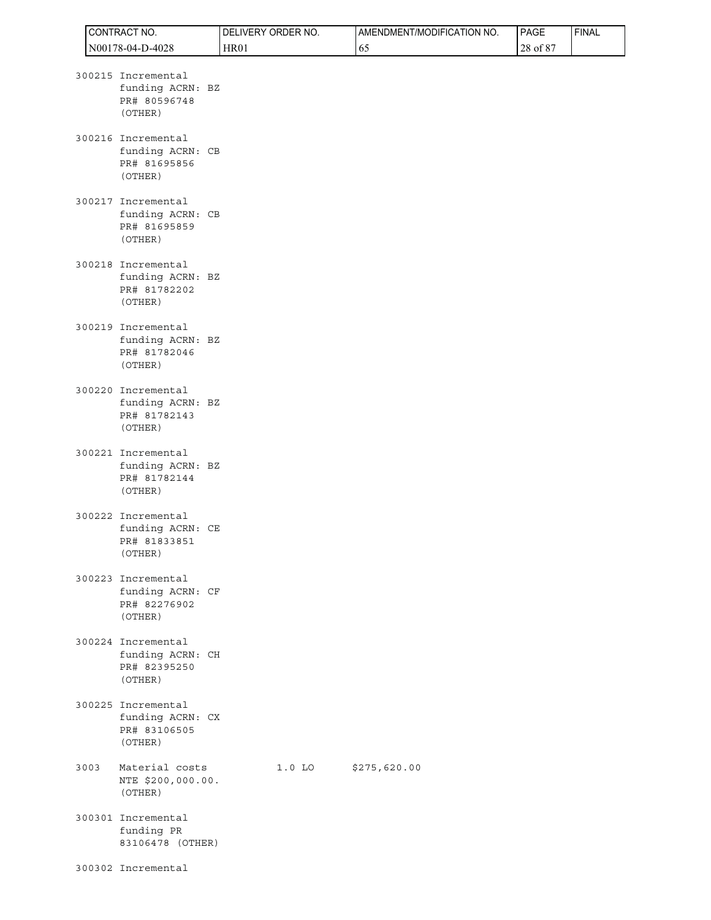300215 Incremental
funding ACRN: BZ
PR# 80596748
(OTHER)

300216 Incremental
funding ACRN: CB
PR# 81695856
(OTHER)

300217 Incremental
funding ACRN: CB
PR# 81695859
(OTHER)

300218 Incremental
funding ACRN: BZ
PR# 81782202
(OTHER)

300219 Incremental
funding ACRN: BZ
PR# 81782046
(OTHER)

300220 Incremental
funding ACRN: BZ
PR# 81782143
(OTHER)

300221 Incremental
funding ACRN: BZ
PR# 81782144
(OTHER)

300222 Incremental
funding ACRN: CE
PR# 81833851
(OTHER)

300223 Incremental
funding ACRN: CF
PR# 82276902
(OTHER)

300224 Incremental
funding ACRN: CH
PR# 82395250
(OTHER)

300225 Incremental
funding ACRN: CX
PR# 83106505
(OTHER)

3003 Material costs 1.0 LO $275,620.00
NTE $200,000.00.
(OTHER)

300301 Incremental
funding PR
83106478 (OTHER)

300302 Incremental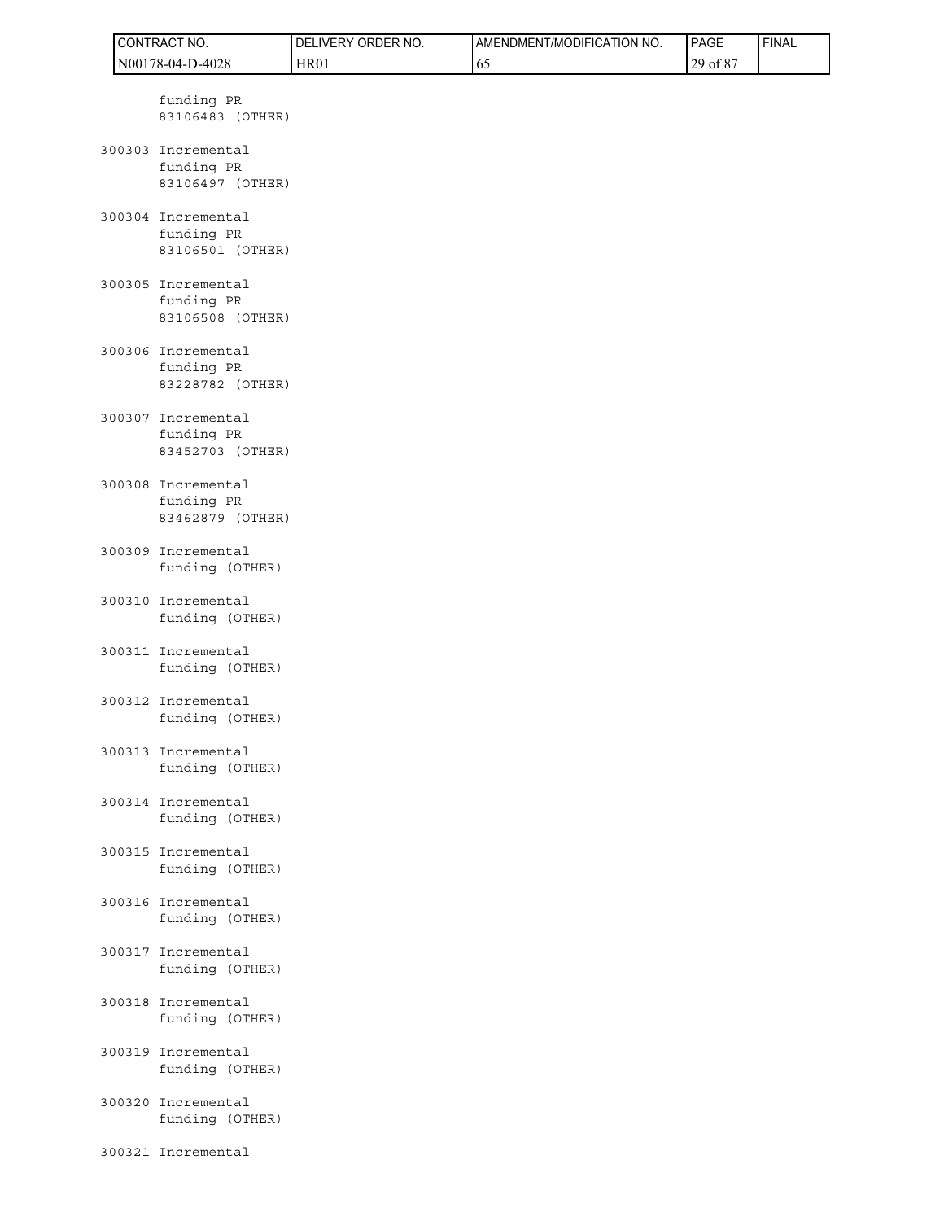funding PR
83106483 (OTHER)

300303 Incremental
funding PR
83106497 (OTHER)

300304 Incremental
funding PR
83106501 (OTHER)

300305 Incremental
funding PR
83106508 (OTHER)

300306 Incremental
funding PR
83228782 (OTHER)

300307 Incremental
funding PR
83452703 (OTHER)

300308 Incremental
funding PR
83462879 (OTHER)

300309 Incremental
funding (OTHER)

300310 Incremental
funding (OTHER)

300311 Incremental
funding (OTHER)

300312 Incremental
funding (OTHER)

300313 Incremental
funding (OTHER)

300314 Incremental
funding (OTHER)

300315 Incremental
funding (OTHER)

300316 Incremental
funding (OTHER)

300317 Incremental
funding (OTHER)

300318 Incremental
funding (OTHER)

300319 Incremental
funding (OTHER)

300320 Incremental
funding (OTHER)

300321 Incremental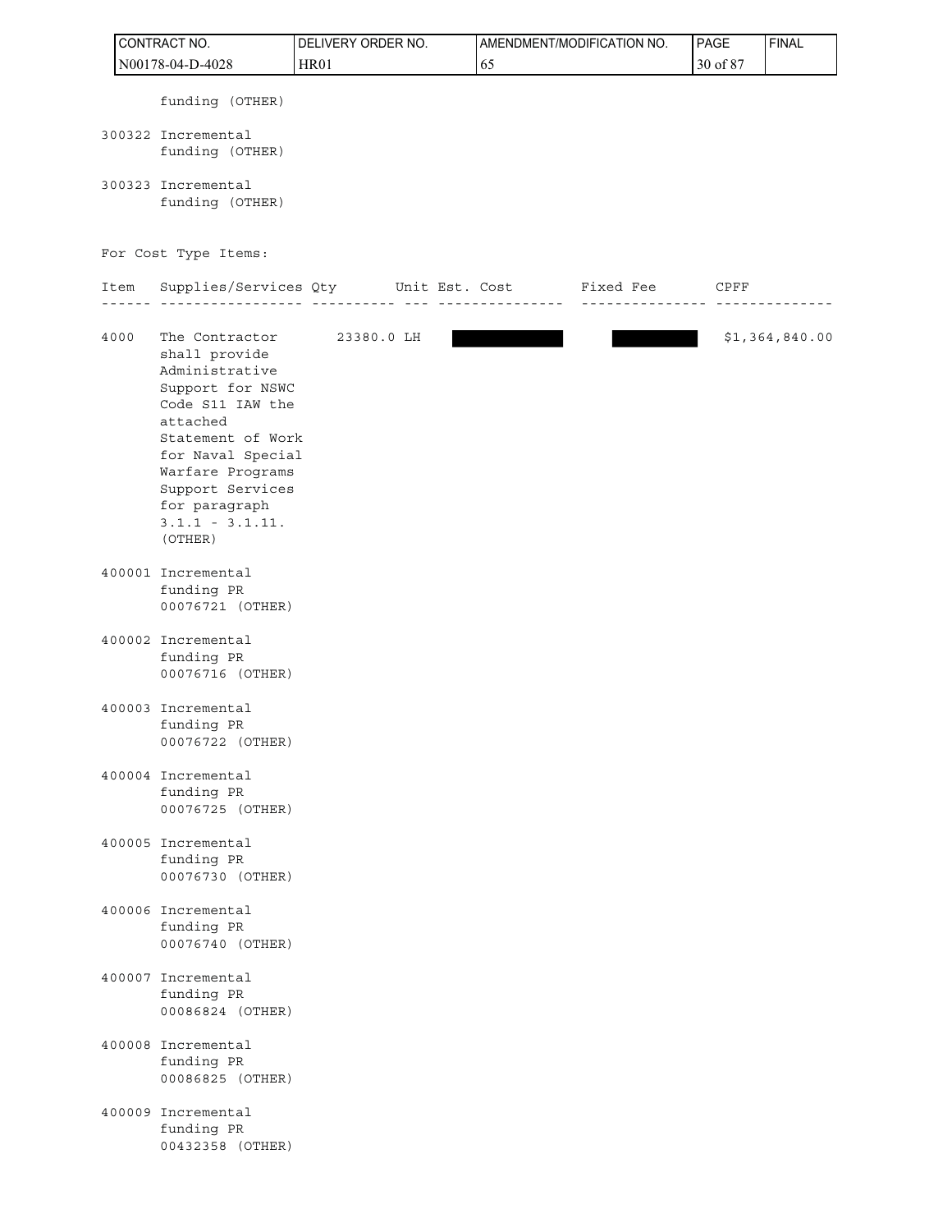funding (OTHER)

300322 Incremental funding (OTHER)

300323 Incremental funding (OTHER)

For Cost Type Items:

| Item | Supplies/Services | Qty | Unit | Est. Cost | Fixed Fee | CPFF |
|---|---|---|---|---|---|---|
| 4000 | The Contractor shall provide Administrative Support for NSWC Code S11 IAW the attached Statement of Work for Naval Special Warfare Programs Support Services for paragraph 3.1.1 - 3.1.11. (OTHER) | 23380.0 | LH | | | $1,364,840.00 |
| 400001 | Incremental funding PR 00076721 (OTHER) | | | | | |
| 400002 | Incremental funding PR 00076716 (OTHER) | | | | | |
| 400003 | Incremental funding PR 00076722 (OTHER) | | | | | |
| 400004 | Incremental funding PR 00076725 (OTHER) | | | | | |
| 400005 | Incremental funding PR 00076730 (OTHER) | | | | | |
| 400006 | Incremental funding PR 00076740 (OTHER) | | | | | |
| 400007 | Incremental funding PR 00086824 (OTHER) | | | | | |
| 400008 | Incremental funding PR 00086825 (OTHER) | | | | | |
| 400009 | Incremental funding PR 00432358 (OTHER) | | | | | |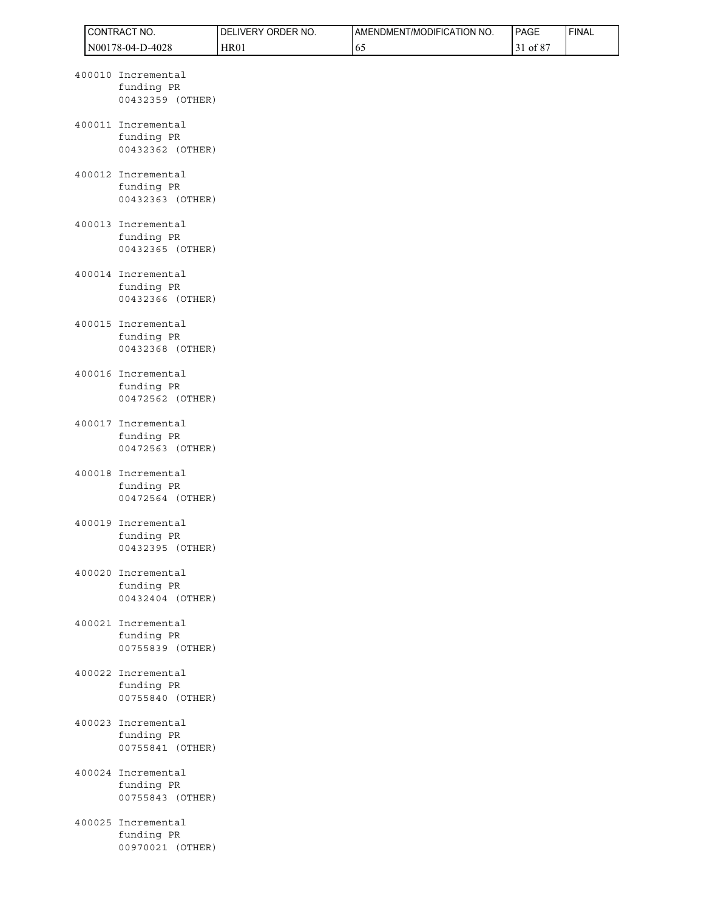```
400010 Incremental
       funding PR
       00432359 (OTHER)

400011 Incremental
       funding PR
       00432362 (OTHER)

400012 Incremental
       funding PR
       00432363 (OTHER)

400013 Incremental
       funding PR
       00432365 (OTHER)

400014 Incremental
       funding PR
       00432366 (OTHER)

400015 Incremental
       funding PR
       00432368 (OTHER)

400016 Incremental
       funding PR
       00472562 (OTHER)

400017 Incremental
       funding PR
       00472563 (OTHER)

400018 Incremental
       funding PR
       00472564 (OTHER)

400019 Incremental
       funding PR
       00432395 (OTHER)

400020 Incremental
       funding PR
       00432404 (OTHER)

400021 Incremental
       funding PR
       00755839 (OTHER)

400022 Incremental
       funding PR
       00755840 (OTHER)

400023 Incremental
       funding PR
       00755841 (OTHER)

400024 Incremental
       funding PR
       00755843 (OTHER)

400025 Incremental
       funding PR
       00970021 (OTHER)
```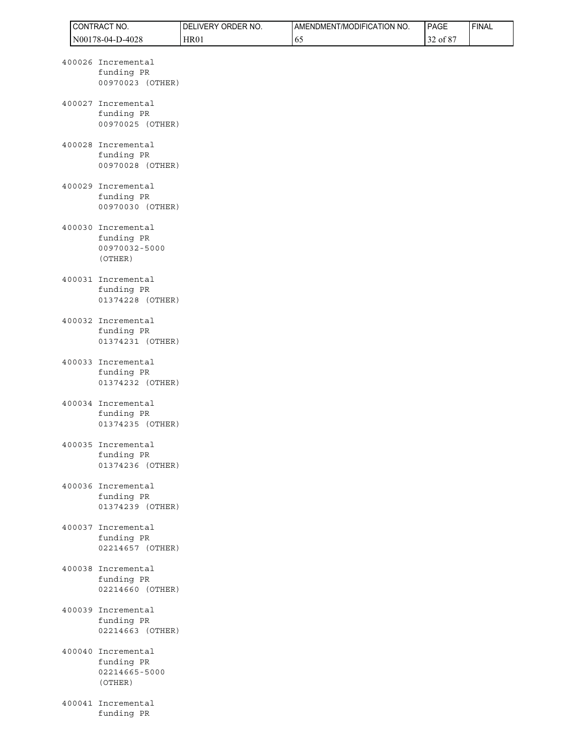400026 Incremental funding PR 00970023 (OTHER)

400027 Incremental funding PR 00970025 (OTHER)

400028 Incremental funding PR 00970028 (OTHER)

400029 Incremental funding PR 00970030 (OTHER)

400030 Incremental funding PR 00970032-5000 (OTHER)

400031 Incremental funding PR 01374228 (OTHER)

400032 Incremental funding PR 01374231 (OTHER)

400033 Incremental funding PR 01374232 (OTHER)

400034 Incremental funding PR 01374235 (OTHER)

400035 Incremental funding PR 01374236 (OTHER)

400036 Incremental funding PR 01374239 (OTHER)

400037 Incremental funding PR 02214657 (OTHER)

400038 Incremental funding PR 02214660 (OTHER)

400039 Incremental funding PR 02214663 (OTHER)

400040 Incremental funding PR 02214665-5000 (OTHER)

400041 Incremental funding PR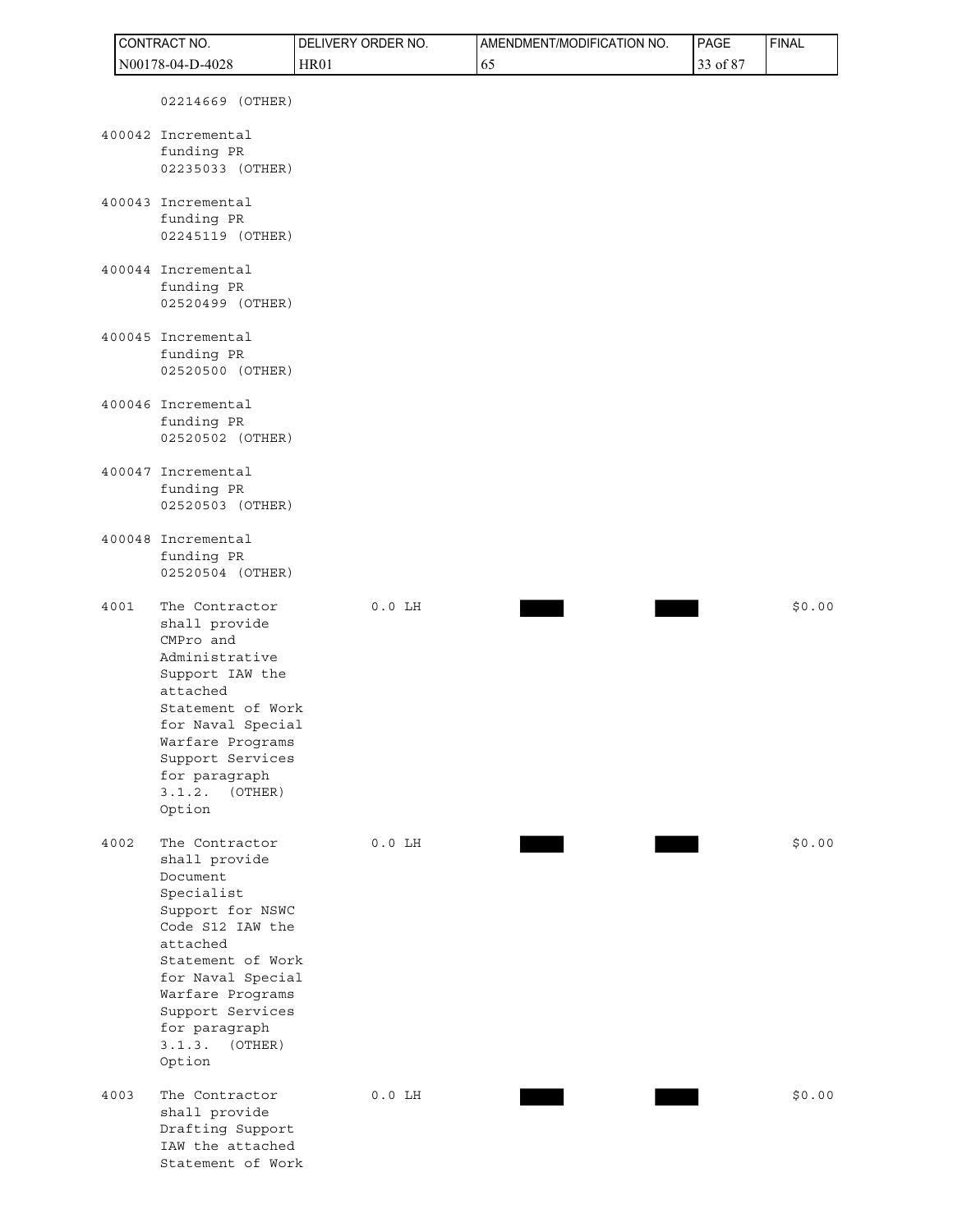02214669 (OTHER)

| | | | | | |
|---|---|---|---|---|---|
| 400042 | Incremental funding PR 02235033 (OTHER) | | | | |
| 400043 | Incremental funding PR 02245119 (OTHER) | | | | |
| 400044 | Incremental funding PR 02520499 (OTHER) | | | | |
| 400045 | Incremental funding PR 02520500 (OTHER) | | | | |
| 400046 | Incremental funding PR 02520502 (OTHER) | | | | |
| 400047 | Incremental funding PR 02520503 (OTHER) | | | | |
| 400048 | Incremental funding PR 02520504 (OTHER) | | | | |
| 4001 | The Contractor shall provide CMPro and Administrative Support IAW the attached Statement of Work for Naval Special Warfare Programs Support Services for paragraph 3.1.2. (OTHER) Option | 0.0 LH | ████ | ████ | $0.00 |
| 4002 | The Contractor shall provide Document Specialist Support for NSWC Code S12 IAW the attached Statement of Work for Naval Special Warfare Programs Support Services for paragraph 3.1.3. (OTHER) Option | 0.0 LH | ████ | ████ | $0.00 |
| 4003 | The Contractor shall provide Drafting Support IAW the attached Statement of Work | 0.0 LH | ████ | ████ | $0.00 |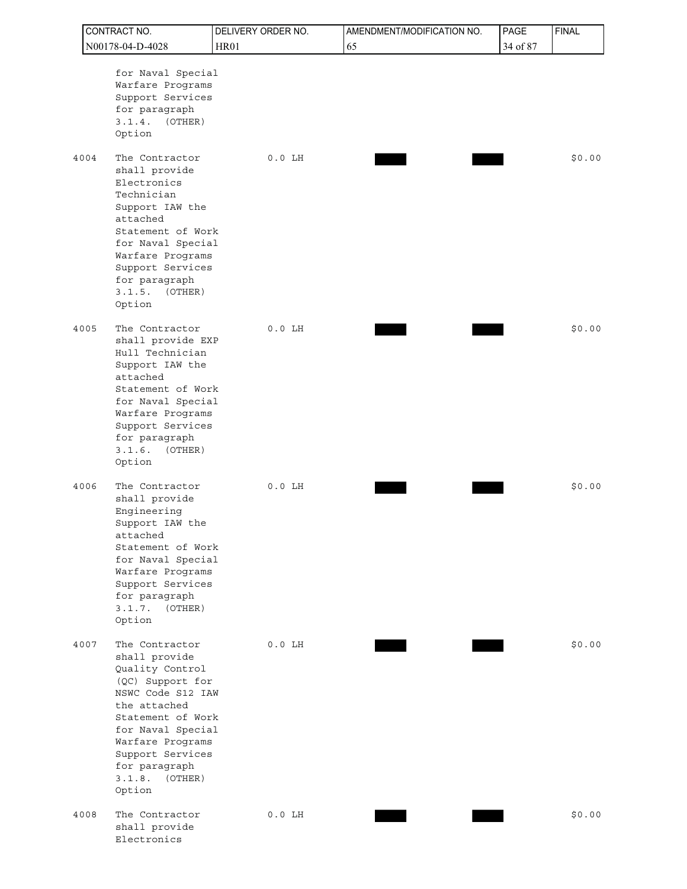| CONTRACT NO. | DELIVERY ORDER NO. | AMENDMENT/MODIFICATION NO. | PAGE | FINAL |
|---|---|---|---|---|
| N00178-04-D-4028 | HR01 | 65 | 34 of 87 | |

| | | | | | |
|---|---|---|---|---|---|
| | for Naval Special Warfare Programs Support Services for paragraph 3.1.4. (OTHER) Option | | | | |
| 4004 | The Contractor shall provide Electronics Technician Support IAW the attached Statement of Work for Naval Special Warfare Programs Support Services for paragraph 3.1.5. (OTHER) Option | 0.0 LH | | | $0.00 |
| 4005 | The Contractor shall provide EXP Hull Technician Support IAW the attached Statement of Work for Naval Special Warfare Programs Support Services for paragraph 3.1.6. (OTHER) Option | 0.0 LH | | | $0.00 |
| 4006 | The Contractor shall provide Engineering Support IAW the attached Statement of Work for Naval Special Warfare Programs Support Services for paragraph 3.1.7. (OTHER) Option | 0.0 LH | | | $0.00 |
| 4007 | The Contractor shall provide Quality Control (QC) Support for NSWC Code S12 IAW the attached Statement of Work for Naval Special Warfare Programs Support Services for paragraph 3.1.8. (OTHER) Option | 0.0 LH | | | $0.00 |
| 4008 | The Contractor shall provide Electronics | 0.0 LH | | | $0.00 |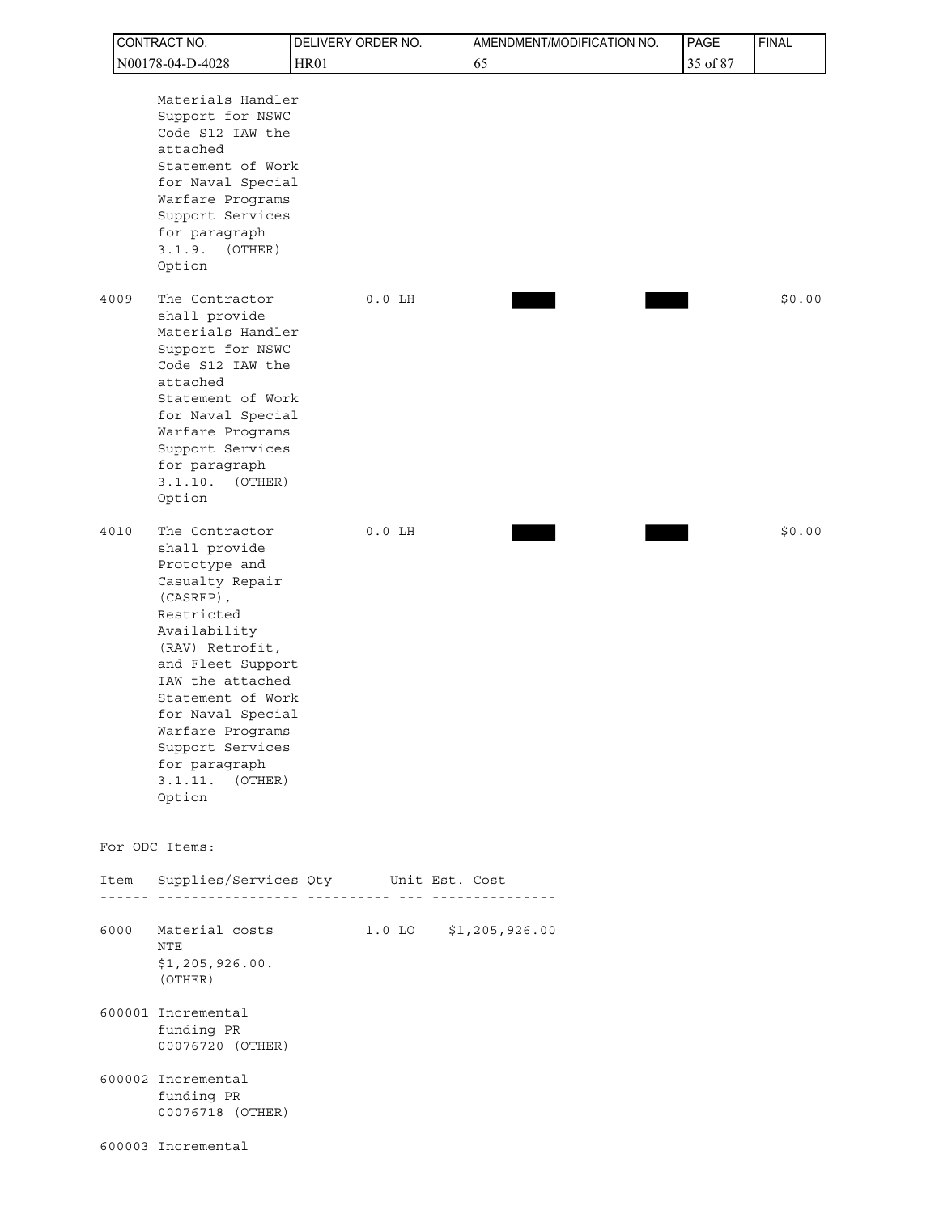Materials Handler Support for NSWC Code S12 IAW the attached Statement of Work for Naval Special Warfare Programs Support Services for paragraph 3.1.9. (OTHER) Option

| | | | | | |
|---|---|---|---|---|---|
| 4009 | The Contractor shall provide Materials Handler Support for NSWC Code S12 IAW the attached Statement of Work for Naval Special Warfare Programs Support Services for paragraph 3.1.10. (OTHER) Option | 0.0 LH | | | $0.00 |
| 4010 | The Contractor shall provide Prototype and Casualty Repair (CASREP), Restricted Availability (RAV) Retrofit, and Fleet Support IAW the attached Statement of Work for Naval Special Warfare Programs Support Services for paragraph 3.1.11. (OTHER) Option | 0.0 LH | | | $0.00 |

For ODC Items:

| Item | Supplies/Services | Qty | Unit | Est. Cost |
|---|---|---|---|---|
| 6000 | Material costs NTE $1,205,926.00. (OTHER) | 1.0 | LO | $1,205,926.00 |
| 600001 | Incremental funding PR 00076720 (OTHER) | | | |
| 600002 | Incremental funding PR 00076718 (OTHER) | | | |
| 600003 | Incremental | | | |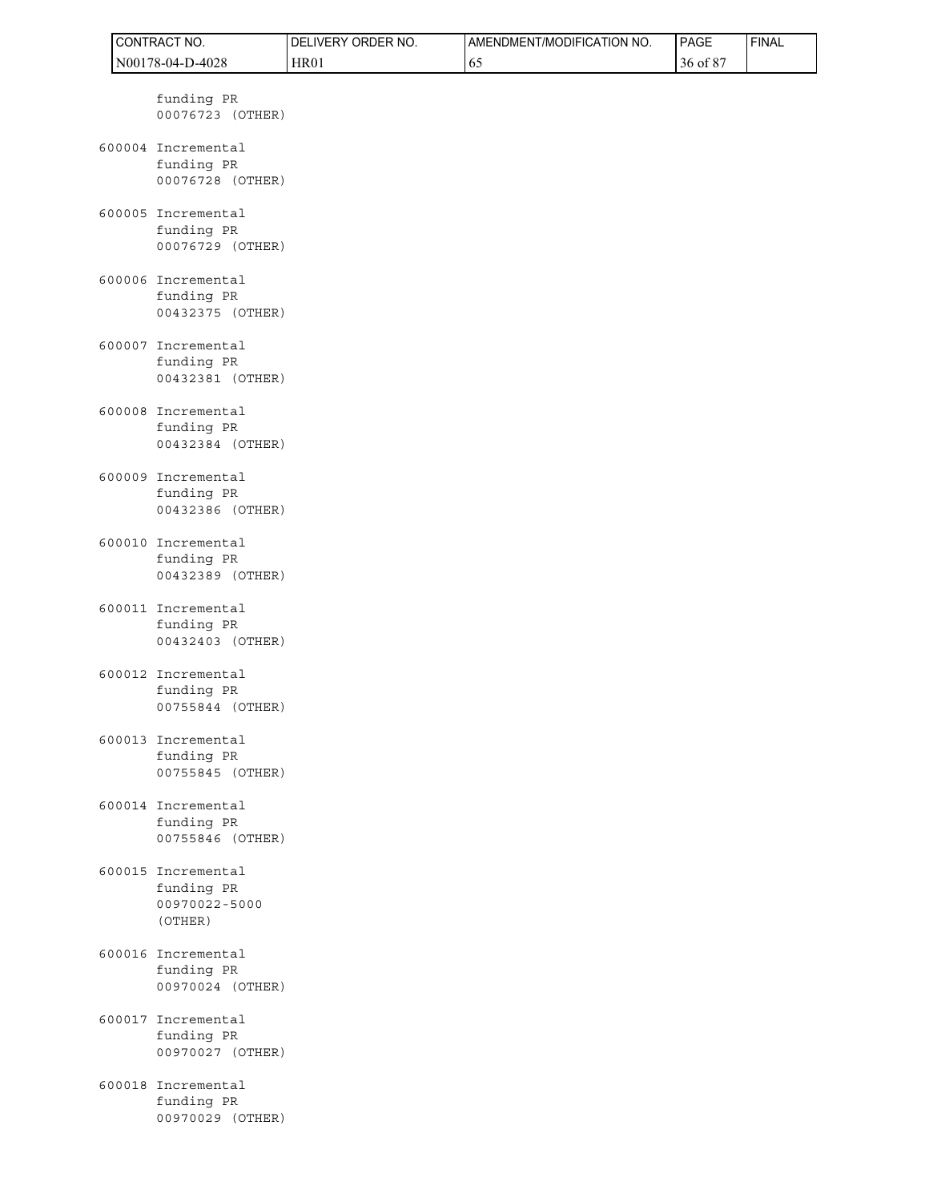funding PR
00076723 (OTHER)

600004 Incremental
funding PR
00076728 (OTHER)

600005 Incremental
funding PR
00076729 (OTHER)

600006 Incremental
funding PR
00432375 (OTHER)

600007 Incremental
funding PR
00432381 (OTHER)

600008 Incremental
funding PR
00432384 (OTHER)

600009 Incremental
funding PR
00432386 (OTHER)

600010 Incremental
funding PR
00432389 (OTHER)

600011 Incremental
funding PR
00432403 (OTHER)

600012 Incremental
funding PR
00755844 (OTHER)

600013 Incremental
funding PR
00755845 (OTHER)

600014 Incremental
funding PR
00755846 (OTHER)

600015 Incremental
funding PR
00970022-5000
(OTHER)

600016 Incremental
funding PR
00970024 (OTHER)

600017 Incremental
funding PR
00970027 (OTHER)

600018 Incremental
funding PR
00970029 (OTHER)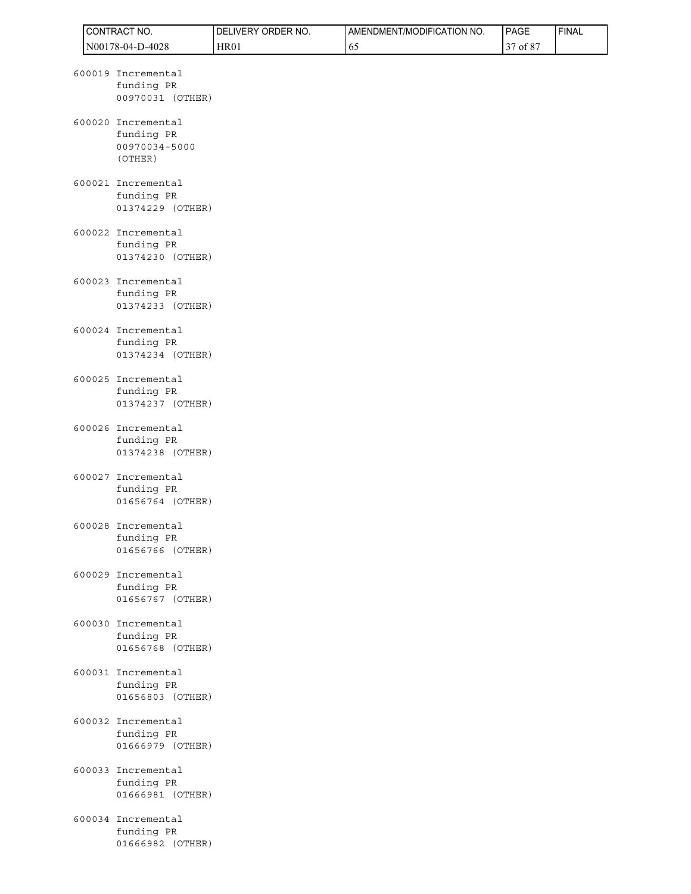600019 Incremental funding PR 00970031 (OTHER)

600020 Incremental funding PR 00970034-5000 (OTHER)

600021 Incremental funding PR 01374229 (OTHER)

600022 Incremental funding PR 01374230 (OTHER)

600023 Incremental funding PR 01374233 (OTHER)

600024 Incremental funding PR 01374234 (OTHER)

600025 Incremental funding PR 01374237 (OTHER)

600026 Incremental funding PR 01374238 (OTHER)

600027 Incremental funding PR 01656764 (OTHER)

600028 Incremental funding PR 01656766 (OTHER)

600029 Incremental funding PR 01656767 (OTHER)

600030 Incremental funding PR 01656768 (OTHER)

600031 Incremental funding PR 01656803 (OTHER)

600032 Incremental funding PR 01666979 (OTHER)

600033 Incremental funding PR 01666981 (OTHER)

600034 Incremental funding PR 01666982 (OTHER)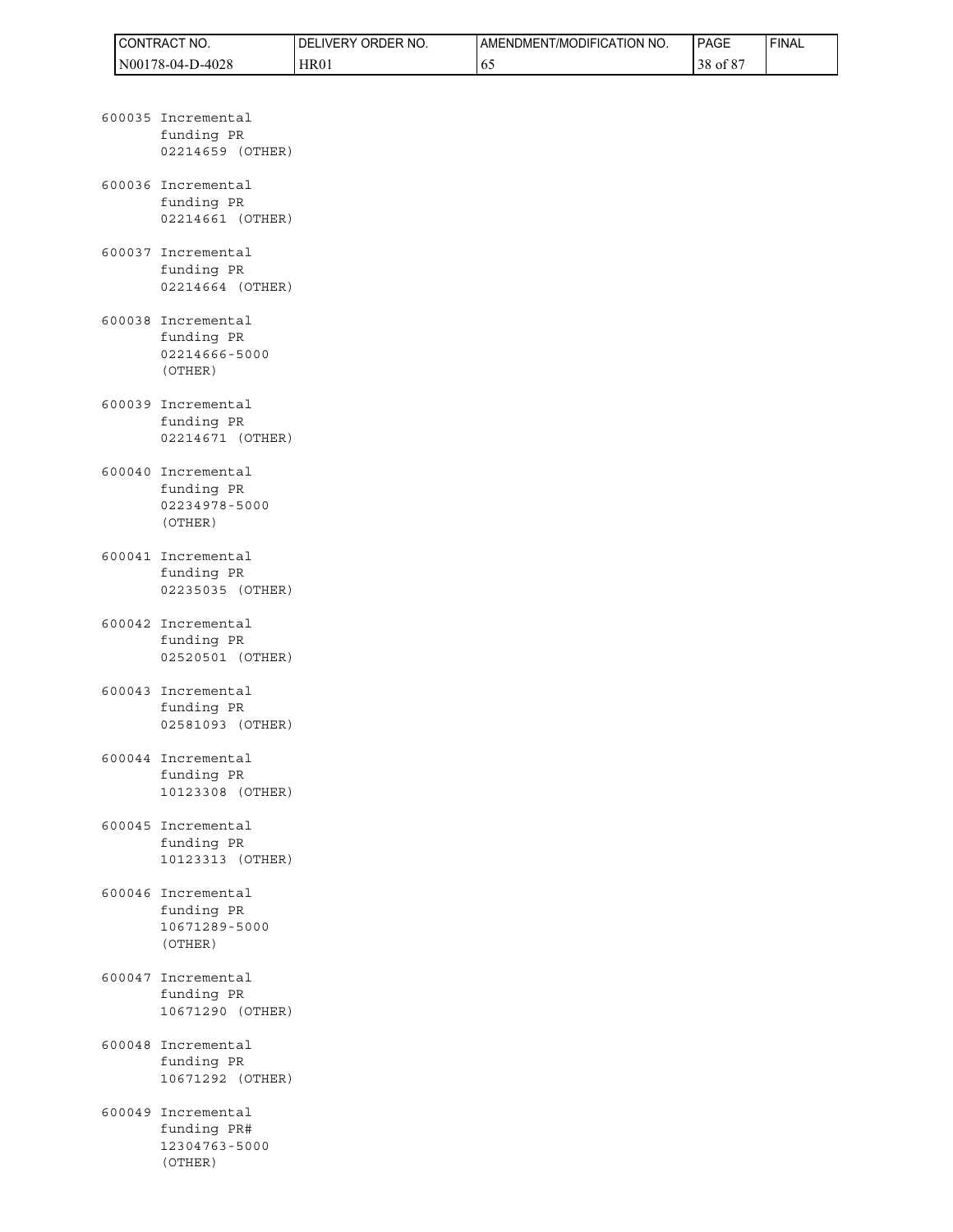600035 Incremental funding PR 02214659 (OTHER)

600036 Incremental funding PR 02214661 (OTHER)

600037 Incremental funding PR 02214664 (OTHER)

600038 Incremental funding PR 02214666-5000 (OTHER)

600039 Incremental funding PR 02214671 (OTHER)

600040 Incremental funding PR 02234978-5000 (OTHER)

600041 Incremental funding PR 02235035 (OTHER)

600042 Incremental funding PR 02520501 (OTHER)

600043 Incremental funding PR 02581093 (OTHER)

600044 Incremental funding PR 10123308 (OTHER)

600045 Incremental funding PR 10123313 (OTHER)

600046 Incremental funding PR 10671289-5000 (OTHER)

600047 Incremental funding PR 10671290 (OTHER)

600048 Incremental funding PR 10671292 (OTHER)

600049 Incremental funding PR# 12304763-5000 (OTHER)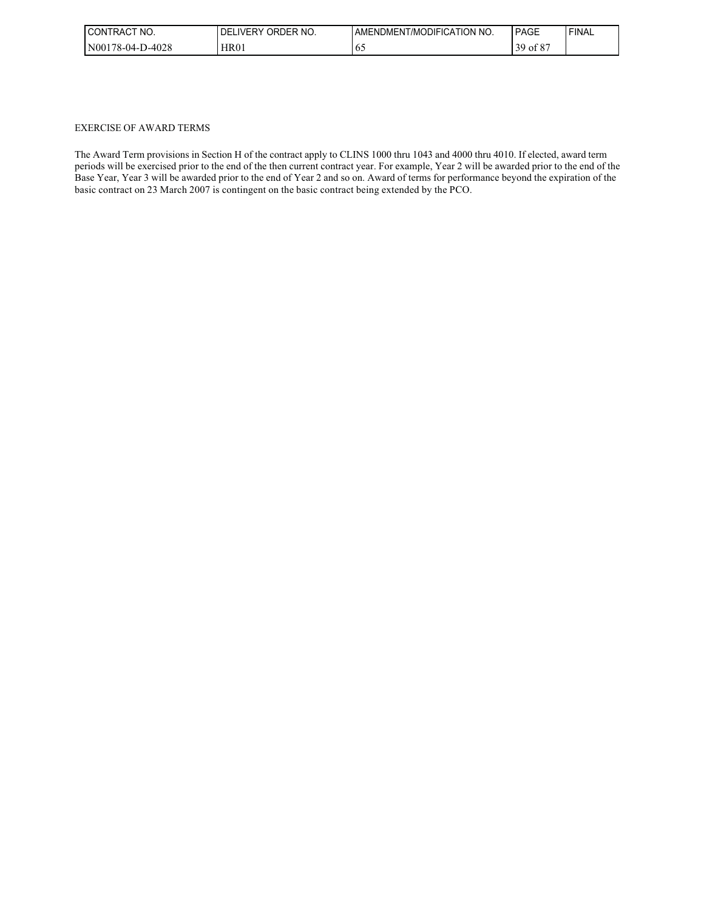EXERCISE OF AWARD TERMS

The Award Term provisions in Section H of the contract apply to CLINS 1000 thru 1043 and 4000 thru 4010. If elected, award term periods will be exercised prior to the end of the then current contract year. For example, Year 2 will be awarded prior to the end of the Base Year, Year 3 will be awarded prior to the end of Year 2 and so on. Award of terms for performance beyond the expiration of the basic contract on 23 March 2007 is contingent on the basic contract being extended by the PCO.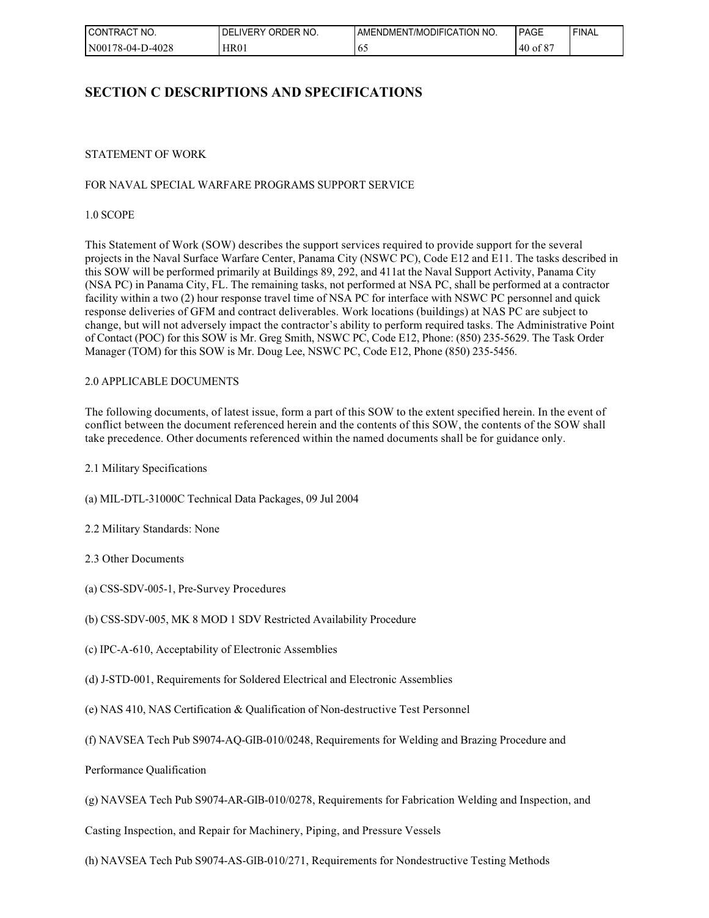# SECTION C DESCRIPTIONS AND SPECIFICATIONS

STATEMENT OF WORK

FOR NAVAL SPECIAL WARFARE PROGRAMS SUPPORT SERVICE

1.0 SCOPE

This Statement of Work (SOW) describes the support services required to provide support for the several projects in the Naval Surface Warfare Center, Panama City (NSWC PC), Code E12 and E11. The tasks described in this SOW will be performed primarily at Buildings 89, 292, and 411at the Naval Support Activity, Panama City (NSA PC) in Panama City, FL. The remaining tasks, not performed at NSA PC, shall be performed at a contractor facility within a two (2) hour response travel time of NSA PC for interface with NSWC PC personnel and quick response deliveries of GFM and contract deliverables. Work locations (buildings) at NAS PC are subject to change, but will not adversely impact the contractor's ability to perform required tasks. The Administrative Point of Contact (POC) for this SOW is Mr. Greg Smith, NSWC PC, Code E12, Phone: (850) 235-5629. The Task Order Manager (TOM) for this SOW is Mr. Doug Lee, NSWC PC, Code E12, Phone (850) 235-5456.

2.0 APPLICABLE DOCUMENTS

The following documents, of latest issue, form a part of this SOW to the extent specified herein. In the event of conflict between the document referenced herein and the contents of this SOW, the contents of the SOW shall take precedence. Other documents referenced within the named documents shall be for guidance only.

2.1 Military Specifications

(a) MIL-DTL-31000C Technical Data Packages, 09 Jul 2004

2.2 Military Standards: None

2.3 Other Documents

(a) CSS-SDV-005-1, Pre-Survey Procedures

(b) CSS-SDV-005, MK 8 MOD 1 SDV Restricted Availability Procedure

(c) IPC-A-610, Acceptability of Electronic Assemblies

(d) J-STD-001, Requirements for Soldered Electrical and Electronic Assemblies

(e) NAS 410, NAS Certification & Qualification of Non-destructive Test Personnel

(f) NAVSEA Tech Pub S9074-AQ-GIB-010/0248, Requirements for Welding and Brazing Procedure and

Performance Qualification

(g) NAVSEA Tech Pub S9074-AR-GIB-010/0278, Requirements for Fabrication Welding and Inspection, and

Casting Inspection, and Repair for Machinery, Piping, and Pressure Vessels

(h) NAVSEA Tech Pub S9074-AS-GIB-010/271, Requirements for Nondestructive Testing Methods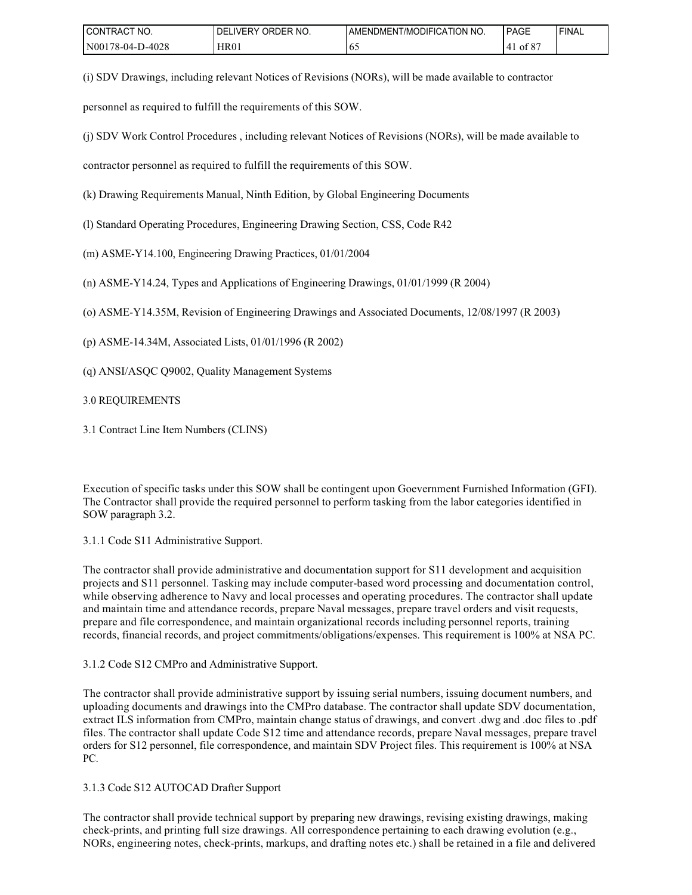(i) SDV Drawings, including relevant Notices of Revisions (NORs), will be made available to contractor personnel as required to fulfill the requirements of this SOW.

(j) SDV Work Control Procedures , including relevant Notices of Revisions (NORs), will be made available to contractor personnel as required to fulfill the requirements of this SOW.

(k) Drawing Requirements Manual, Ninth Edition, by Global Engineering Documents

(l) Standard Operating Procedures, Engineering Drawing Section, CSS, Code R42

(m) ASME-Y14.100, Engineering Drawing Practices, 01/01/2004

(n) ASME-Y14.24, Types and Applications of Engineering Drawings, 01/01/1999 (R 2004)

(o) ASME-Y14.35M, Revision of Engineering Drawings and Associated Documents, 12/08/1997 (R 2003)

(p) ASME-14.34M, Associated Lists, 01/01/1996 (R 2002)

(q) ANSI/ASQC Q9002, Quality Management Systems

## 3.0 REQUIREMENTS

### 3.1 Contract Line Item Numbers (CLINS)

Execution of specific tasks under this SOW shall be contingent upon Goevernment Furnished Information (GFI). The Contractor shall provide the required personnel to perform tasking from the labor categories identified in SOW paragraph 3.2.

#### 3.1.1 Code S11 Administrative Support.

The contractor shall provide administrative and documentation support for S11 development and acquisition projects and S11 personnel. Tasking may include computer-based word processing and documentation control, while observing adherence to Navy and local processes and operating procedures. The contractor shall update and maintain time and attendance records, prepare Naval messages, prepare travel orders and visit requests, prepare and file correspondence, and maintain organizational records including personnel reports, training records, financial records, and project commitments/obligations/expenses. This requirement is 100% at NSA PC.

#### 3.1.2 Code S12 CMPro and Administrative Support.

The contractor shall provide administrative support by issuing serial numbers, issuing document numbers, and uploading documents and drawings into the CMPro database. The contractor shall update SDV documentation, extract ILS information from CMPro, maintain change status of drawings, and convert .dwg and .doc files to .pdf files. The contractor shall update Code S12 time and attendance records, prepare Naval messages, prepare travel orders for S12 personnel, file correspondence, and maintain SDV Project files. This requirement is 100% at NSA PC.

#### 3.1.3 Code S12 AUTOCAD Drafter Support

The contractor shall provide technical support by preparing new drawings, revising existing drawings, making check-prints, and printing full size drawings. All correspondence pertaining to each drawing evolution (e.g., NORs, engineering notes, check-prints, markups, and drafting notes etc.) shall be retained in a file and delivered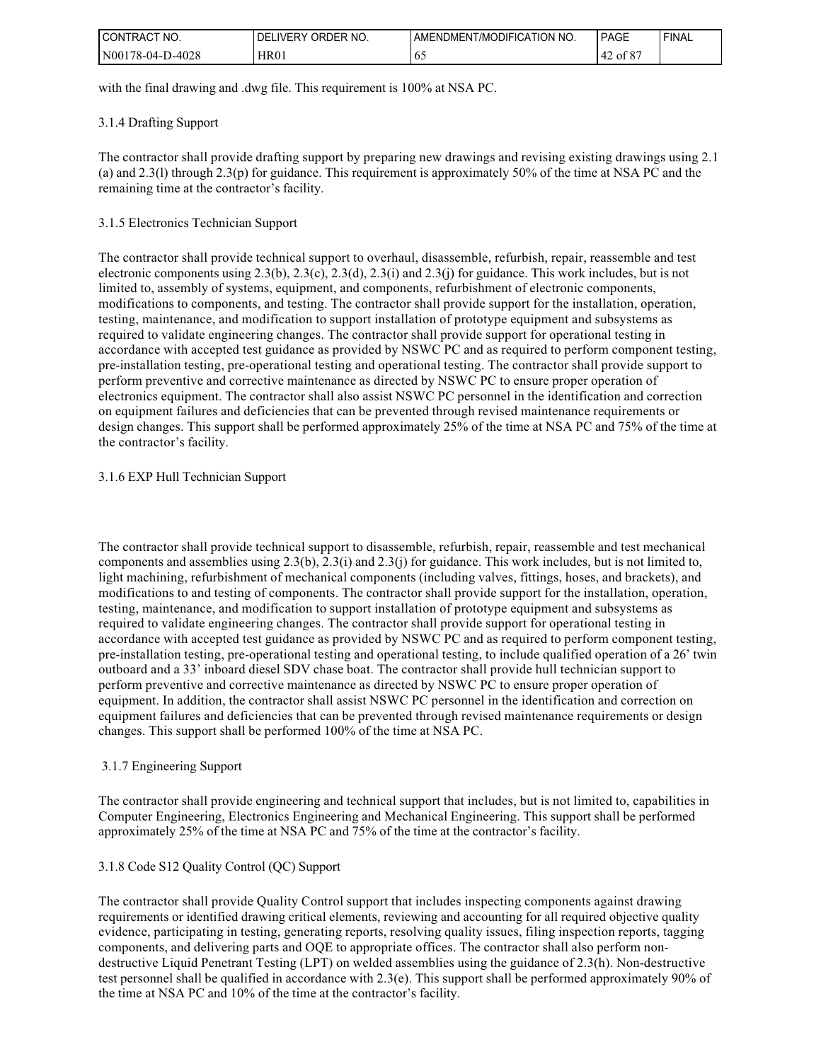with the final drawing and .dwg file. This requirement is 100% at NSA PC.

### 3.1.4 Drafting Support

The contractor shall provide drafting support by preparing new drawings and revising existing drawings using 2.1 (a) and 2.3(l) through 2.3(p) for guidance. This requirement is approximately 50% of the time at NSA PC and the remaining time at the contractor's facility.

### 3.1.5 Electronics Technician Support

The contractor shall provide technical support to overhaul, disassemble, refurbish, repair, reassemble and test electronic components using 2.3(b), 2.3(c), 2.3(d), 2.3(i) and 2.3(j) for guidance. This work includes, but is not limited to, assembly of systems, equipment, and components, refurbishment of electronic components, modifications to components, and testing. The contractor shall provide support for the installation, operation, testing, maintenance, and modification to support installation of prototype equipment and subsystems as required to validate engineering changes. The contractor shall provide support for operational testing in accordance with accepted test guidance as provided by NSWC PC and as required to perform component testing, pre-installation testing, pre-operational testing and operational testing. The contractor shall provide support to perform preventive and corrective maintenance as directed by NSWC PC to ensure proper operation of electronics equipment. The contractor shall also assist NSWC PC personnel in the identification and correction on equipment failures and deficiencies that can be prevented through revised maintenance requirements or design changes. This support shall be performed approximately 25% of the time at NSA PC and 75% of the time at the contractor's facility.

### 3.1.6 EXP Hull Technician Support

The contractor shall provide technical support to disassemble, refurbish, repair, reassemble and test mechanical components and assemblies using 2.3(b), 2.3(i) and 2.3(j) for guidance. This work includes, but is not limited to, light machining, refurbishment of mechanical components (including valves, fittings, hoses, and brackets), and modifications to and testing of components. The contractor shall provide support for the installation, operation, testing, maintenance, and modification to support installation of prototype equipment and subsystems as required to validate engineering changes. The contractor shall provide support for operational testing in accordance with accepted test guidance as provided by NSWC PC and as required to perform component testing, pre-installation testing, pre-operational testing and operational testing, to include qualified operation of a 26' twin outboard and a 33' inboard diesel SDV chase boat. The contractor shall provide hull technician support to perform preventive and corrective maintenance as directed by NSWC PC to ensure proper operation of equipment. In addition, the contractor shall assist NSWC PC personnel in the identification and correction on equipment failures and deficiencies that can be prevented through revised maintenance requirements or design changes. This support shall be performed 100% of the time at NSA PC.

### 3.1.7 Engineering Support

The contractor shall provide engineering and technical support that includes, but is not limited to, capabilities in Computer Engineering, Electronics Engineering and Mechanical Engineering. This support shall be performed approximately 25% of the time at NSA PC and 75% of the time at the contractor's facility.

### 3.1.8 Code S12 Quality Control (QC) Support

The contractor shall provide Quality Control support that includes inspecting components against drawing requirements or identified drawing critical elements, reviewing and accounting for all required objective quality evidence, participating in testing, generating reports, resolving quality issues, filing inspection reports, tagging components, and delivering parts and OQE to appropriate offices. The contractor shall also perform non-destructive Liquid Penetrant Testing (LPT) on welded assemblies using the guidance of 2.3(h). Non-destructive test personnel shall be qualified in accordance with 2.3(e). This support shall be performed approximately 90% of the time at NSA PC and 10% of the time at the contractor's facility.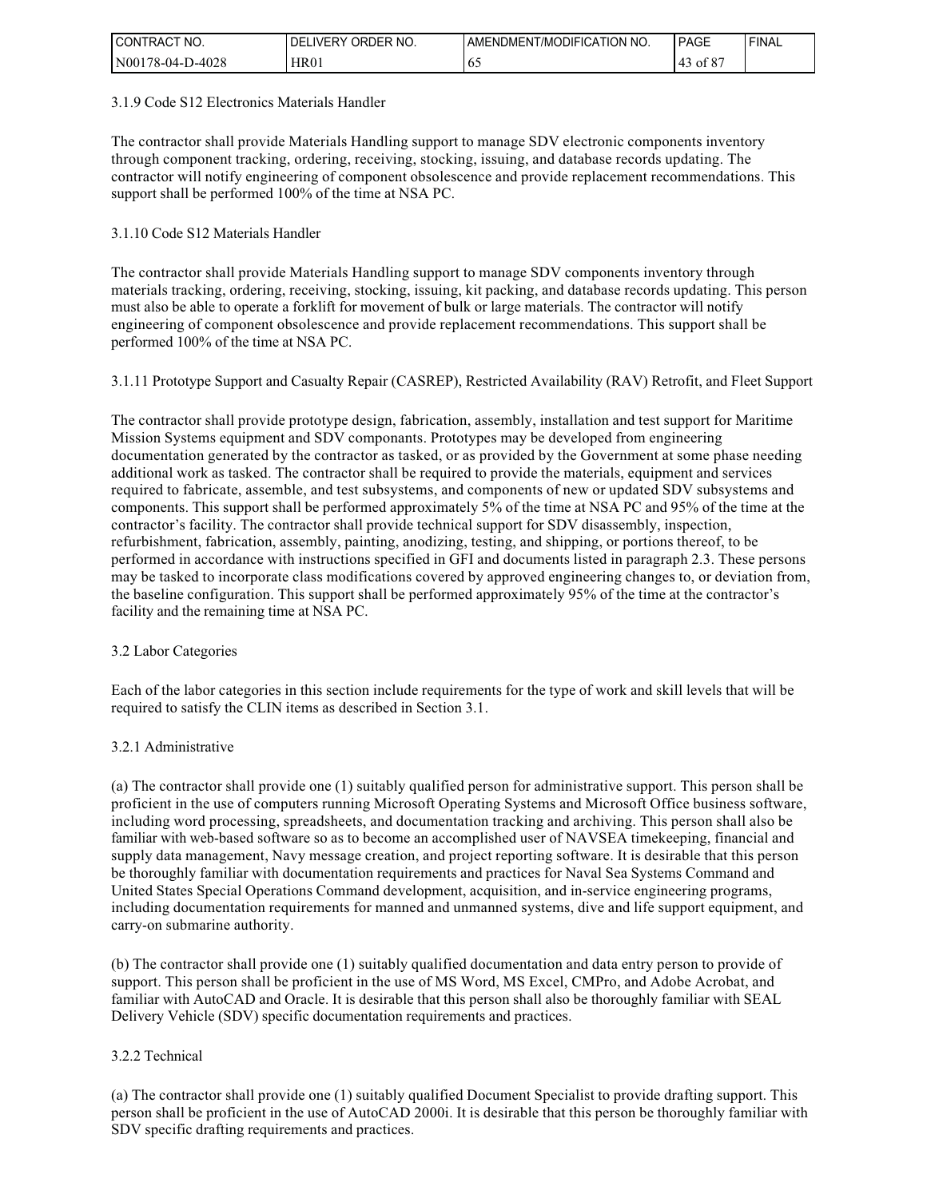### 3.1.9 Code S12 Electronics Materials Handler

The contractor shall provide Materials Handling support to manage SDV electronic components inventory through component tracking, ordering, receiving, stocking, issuing, and database records updating. The contractor will notify engineering of component obsolescence and provide replacement recommendations. This support shall be performed 100% of the time at NSA PC.

### 3.1.10 Code S12 Materials Handler

The contractor shall provide Materials Handling support to manage SDV components inventory through materials tracking, ordering, receiving, stocking, issuing, kit packing, and database records updating. This person must also be able to operate a forklift for movement of bulk or large materials. The contractor will notify engineering of component obsolescence and provide replacement recommendations. This support shall be performed 100% of the time at NSA PC.

### 3.1.11 Prototype Support and Casualty Repair (CASREP), Restricted Availability (RAV) Retrofit, and Fleet Support

The contractor shall provide prototype design, fabrication, assembly, installation and test support for Maritime Mission Systems equipment and SDV componants. Prototypes may be developed from engineering documentation generated by the contractor as tasked, or as provided by the Government at some phase needing additional work as tasked. The contractor shall be required to provide the materials, equipment and services required to fabricate, assemble, and test subsystems, and components of new or updated SDV subsystems and components. This support shall be performed approximately 5% of the time at NSA PC and 95% of the time at the contractor's facility. The contractor shall provide technical support for SDV disassembly, inspection, refurbishment, fabrication, assembly, painting, anodizing, testing, and shipping, or portions thereof, to be performed in accordance with instructions specified in GFI and documents listed in paragraph 2.3. These persons may be tasked to incorporate class modifications covered by approved engineering changes to, or deviation from, the baseline configuration. This support shall be performed approximately 95% of the time at the contractor's facility and the remaining time at NSA PC.

## 3.2 Labor Categories

Each of the labor categories in this section include requirements for the type of work and skill levels that will be required to satisfy the CLIN items as described in Section 3.1.

### 3.2.1 Administrative

(a) The contractor shall provide one (1) suitably qualified person for administrative support. This person shall be proficient in the use of computers running Microsoft Operating Systems and Microsoft Office business software, including word processing, spreadsheets, and documentation tracking and archiving. This person shall also be familiar with web-based software so as to become an accomplished user of NAVSEA timekeeping, financial and supply data management, Navy message creation, and project reporting software. It is desirable that this person be thoroughly familiar with documentation requirements and practices for Naval Sea Systems Command and United States Special Operations Command development, acquisition, and in-service engineering programs, including documentation requirements for manned and unmanned systems, dive and life support equipment, and carry-on submarine authority.

(b) The contractor shall provide one (1) suitably qualified documentation and data entry person to provide of support. This person shall be proficient in the use of MS Word, MS Excel, CMPro, and Adobe Acrobat, and familiar with AutoCAD and Oracle. It is desirable that this person shall also be thoroughly familiar with SEAL Delivery Vehicle (SDV) specific documentation requirements and practices.

### 3.2.2 Technical

(a) The contractor shall provide one (1) suitably qualified Document Specialist to provide drafting support. This person shall be proficient in the use of AutoCAD 2000i. It is desirable that this person be thoroughly familiar with SDV specific drafting requirements and practices.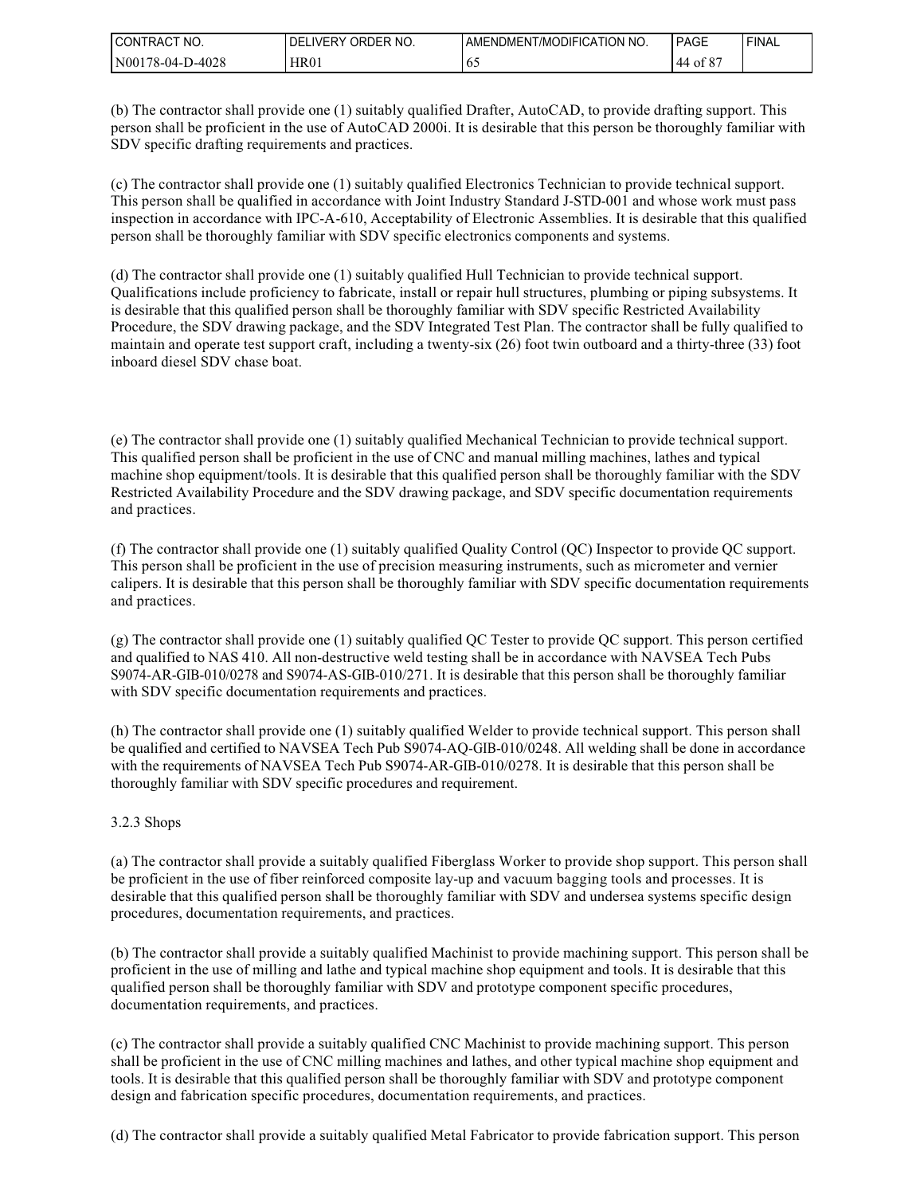(b) The contractor shall provide one (1) suitably qualified Drafter, AutoCAD, to provide drafting support. This person shall be proficient in the use of AutoCAD 2000i. It is desirable that this person be thoroughly familiar with SDV specific drafting requirements and practices.

(c) The contractor shall provide one (1) suitably qualified Electronics Technician to provide technical support. This person shall be qualified in accordance with Joint Industry Standard J-STD-001 and whose work must pass inspection in accordance with IPC-A-610, Acceptability of Electronic Assemblies. It is desirable that this qualified person shall be thoroughly familiar with SDV specific electronics components and systems.

(d) The contractor shall provide one (1) suitably qualified Hull Technician to provide technical support. Qualifications include proficiency to fabricate, install or repair hull structures, plumbing or piping subsystems. It is desirable that this qualified person shall be thoroughly familiar with SDV specific Restricted Availability Procedure, the SDV drawing package, and the SDV Integrated Test Plan. The contractor shall be fully qualified to maintain and operate test support craft, including a twenty-six (26) foot twin outboard and a thirty-three (33) foot inboard diesel SDV chase boat.

(e) The contractor shall provide one (1) suitably qualified Mechanical Technician to provide technical support. This qualified person shall be proficient in the use of CNC and manual milling machines, lathes and typical machine shop equipment/tools. It is desirable that this qualified person shall be thoroughly familiar with the SDV Restricted Availability Procedure and the SDV drawing package, and SDV specific documentation requirements and practices.

(f) The contractor shall provide one (1) suitably qualified Quality Control (QC) Inspector to provide QC support. This person shall be proficient in the use of precision measuring instruments, such as micrometer and vernier calipers. It is desirable that this person shall be thoroughly familiar with SDV specific documentation requirements and practices.

(g) The contractor shall provide one (1) suitably qualified QC Tester to provide QC support. This person certified and qualified to NAS 410. All non-destructive weld testing shall be in accordance with NAVSEA Tech Pubs S9074-AR-GIB-010/0278 and S9074-AS-GIB-010/271. It is desirable that this person shall be thoroughly familiar with SDV specific documentation requirements and practices.

(h) The contractor shall provide one (1) suitably qualified Welder to provide technical support. This person shall be qualified and certified to NAVSEA Tech Pub S9074-AQ-GIB-010/0248. All welding shall be done in accordance with the requirements of NAVSEA Tech Pub S9074-AR-GIB-010/0278. It is desirable that this person shall be thoroughly familiar with SDV specific procedures and requirement.

3.2.3 Shops

(a) The contractor shall provide a suitably qualified Fiberglass Worker to provide shop support. This person shall be proficient in the use of fiber reinforced composite lay-up and vacuum bagging tools and processes. It is desirable that this qualified person shall be thoroughly familiar with SDV and undersea systems specific design procedures, documentation requirements, and practices.

(b) The contractor shall provide a suitably qualified Machinist to provide machining support. This person shall be proficient in the use of milling and lathe and typical machine shop equipment and tools. It is desirable that this qualified person shall be thoroughly familiar with SDV and prototype component specific procedures, documentation requirements, and practices.

(c) The contractor shall provide a suitably qualified CNC Machinist to provide machining support. This person shall be proficient in the use of CNC milling machines and lathes, and other typical machine shop equipment and tools. It is desirable that this qualified person shall be thoroughly familiar with SDV and prototype component design and fabrication specific procedures, documentation requirements, and practices.

(d) The contractor shall provide a suitably qualified Metal Fabricator to provide fabrication support. This person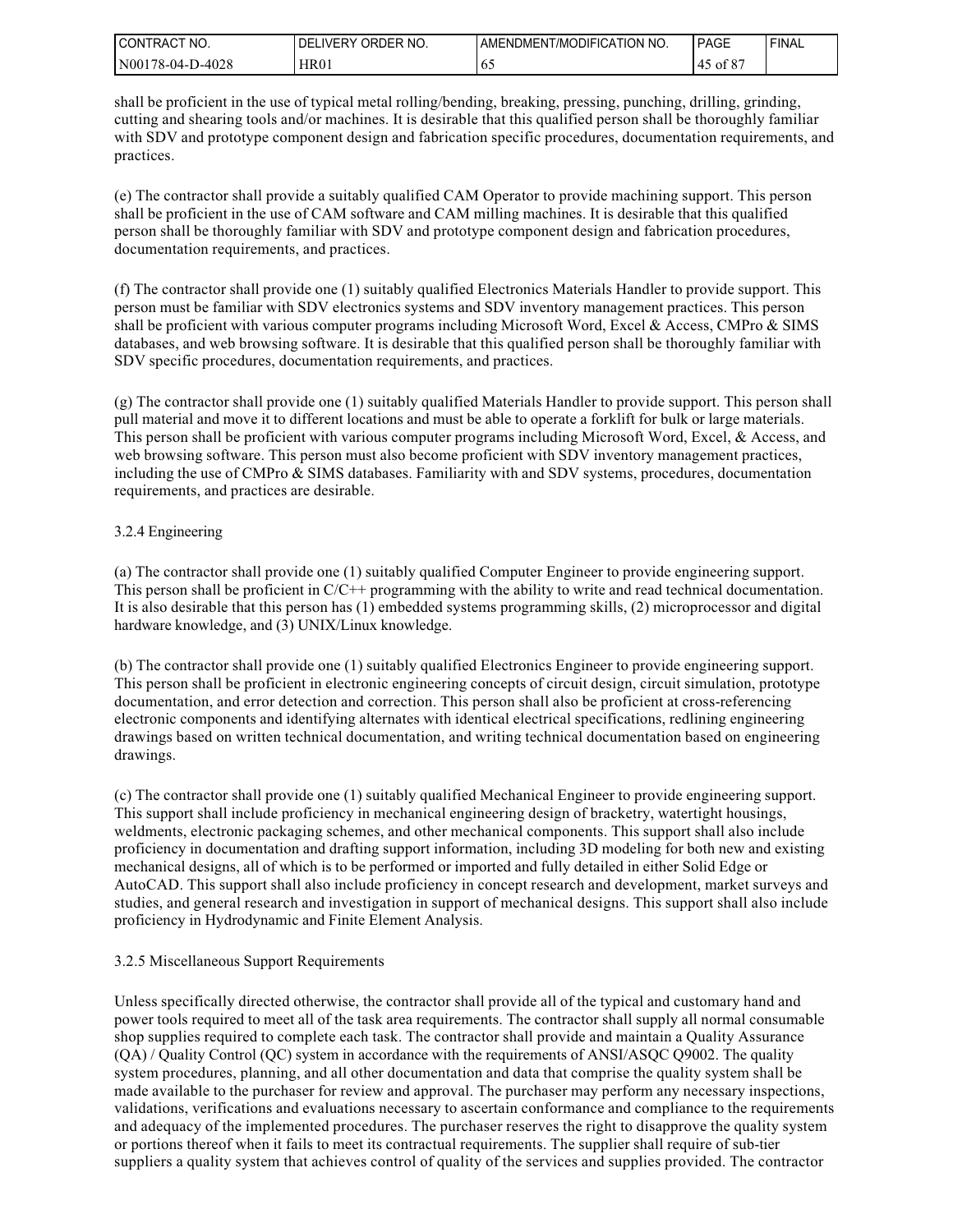shall be proficient in the use of typical metal rolling/bending, breaking, pressing, punching, drilling, grinding, cutting and shearing tools and/or machines. It is desirable that this qualified person shall be thoroughly familiar with SDV and prototype component design and fabrication specific procedures, documentation requirements, and practices.

(e) The contractor shall provide a suitably qualified CAM Operator to provide machining support. This person shall be proficient in the use of CAM software and CAM milling machines. It is desirable that this qualified person shall be thoroughly familiar with SDV and prototype component design and fabrication procedures, documentation requirements, and practices.

(f) The contractor shall provide one (1) suitably qualified Electronics Materials Handler to provide support. This person must be familiar with SDV electronics systems and SDV inventory management practices. This person shall be proficient with various computer programs including Microsoft Word, Excel & Access, CMPro & SIMS databases, and web browsing software. It is desirable that this qualified person shall be thoroughly familiar with SDV specific procedures, documentation requirements, and practices.

(g) The contractor shall provide one (1) suitably qualified Materials Handler to provide support. This person shall pull material and move it to different locations and must be able to operate a forklift for bulk or large materials. This person shall be proficient with various computer programs including Microsoft Word, Excel, & Access, and web browsing software. This person must also become proficient with SDV inventory management practices, including the use of CMPro & SIMS databases. Familiarity with and SDV systems, procedures, documentation requirements, and practices are desirable.

### 3.2.4 Engineering

(a) The contractor shall provide one (1) suitably qualified Computer Engineer to provide engineering support. This person shall be proficient in C/C++ programming with the ability to write and read technical documentation. It is also desirable that this person has (1) embedded systems programming skills, (2) microprocessor and digital hardware knowledge, and (3) UNIX/Linux knowledge.

(b) The contractor shall provide one (1) suitably qualified Electronics Engineer to provide engineering support. This person shall be proficient in electronic engineering concepts of circuit design, circuit simulation, prototype documentation, and error detection and correction. This person shall also be proficient at cross-referencing electronic components and identifying alternates with identical electrical specifications, redlining engineering drawings based on written technical documentation, and writing technical documentation based on engineering drawings.

(c) The contractor shall provide one (1) suitably qualified Mechanical Engineer to provide engineering support. This support shall include proficiency in mechanical engineering design of bracketry, watertight housings, weldments, electronic packaging schemes, and other mechanical components. This support shall also include proficiency in documentation and drafting support information, including 3D modeling for both new and existing mechanical designs, all of which is to be performed or imported and fully detailed in either Solid Edge or AutoCAD. This support shall also include proficiency in concept research and development, market surveys and studies, and general research and investigation in support of mechanical designs. This support shall also include proficiency in Hydrodynamic and Finite Element Analysis.

### 3.2.5 Miscellaneous Support Requirements

Unless specifically directed otherwise, the contractor shall provide all of the typical and customary hand and power tools required to meet all of the task area requirements. The contractor shall supply all normal consumable shop supplies required to complete each task. The contractor shall provide and maintain a Quality Assurance (QA) / Quality Control (QC) system in accordance with the requirements of ANSI/ASQC Q9002. The quality system procedures, planning, and all other documentation and data that comprise the quality system shall be made available to the purchaser for review and approval. The purchaser may perform any necessary inspections, validations, verifications and evaluations necessary to ascertain conformance and compliance to the requirements and adequacy of the implemented procedures. The purchaser reserves the right to disapprove the quality system or portions thereof when it fails to meet its contractual requirements. The supplier shall require of sub-tier suppliers a quality system that achieves control of quality of the services and supplies provided. The contractor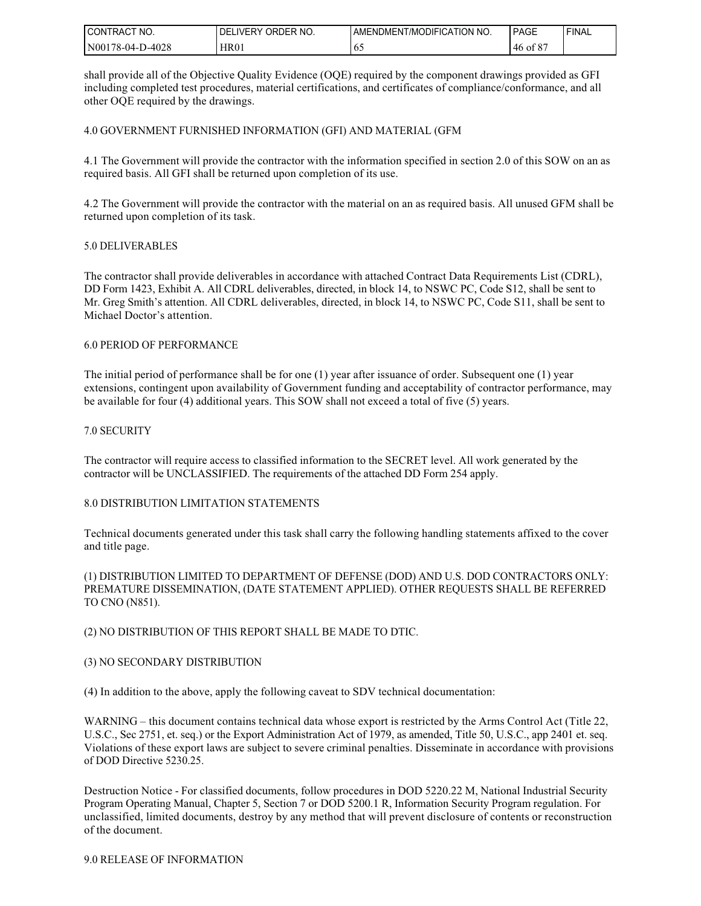shall provide all of the Objective Quality Evidence (OQE) required by the component drawings provided as GFI including completed test procedures, material certifications, and certificates of compliance/conformance, and all other OQE required by the drawings.

## 4.0 GOVERNMENT FURNISHED INFORMATION (GFI) AND MATERIAL (GFM

4.1 The Government will provide the contractor with the information specified in section 2.0 of this SOW on an as required basis. All GFI shall be returned upon completion of its use.

4.2 The Government will provide the contractor with the material on an as required basis. All unused GFM shall be returned upon completion of its task.

## 5.0 DELIVERABLES

The contractor shall provide deliverables in accordance with attached Contract Data Requirements List (CDRL), DD Form 1423, Exhibit A. All CDRL deliverables, directed, in block 14, to NSWC PC, Code S12, shall be sent to Mr. Greg Smith's attention. All CDRL deliverables, directed, in block 14, to NSWC PC, Code S11, shall be sent to Michael Doctor's attention.

## 6.0 PERIOD OF PERFORMANCE

The initial period of performance shall be for one (1) year after issuance of order. Subsequent one (1) year extensions, contingent upon availability of Government funding and acceptability of contractor performance, may be available for four (4) additional years. This SOW shall not exceed a total of five (5) years.

## 7.0 SECURITY

The contractor will require access to classified information to the SECRET level. All work generated by the contractor will be UNCLASSIFIED. The requirements of the attached DD Form 254 apply.

## 8.0 DISTRIBUTION LIMITATION STATEMENTS

Technical documents generated under this task shall carry the following handling statements affixed to the cover and title page.

(1) DISTRIBUTION LIMITED TO DEPARTMENT OF DEFENSE (DOD) AND U.S. DOD CONTRACTORS ONLY: PREMATURE DISSEMINATION, (DATE STATEMENT APPLIED). OTHER REQUESTS SHALL BE REFERRED TO CNO (N851).

(2) NO DISTRIBUTION OF THIS REPORT SHALL BE MADE TO DTIC.

(3) NO SECONDARY DISTRIBUTION

(4) In addition to the above, apply the following caveat to SDV technical documentation:

WARNING – this document contains technical data whose export is restricted by the Arms Control Act (Title 22, U.S.C., Sec 2751, et. seq.) or the Export Administration Act of 1979, as amended, Title 50, U.S.C., app 2401 et. seq. Violations of these export laws are subject to severe criminal penalties. Disseminate in accordance with provisions of DOD Directive 5230.25.

Destruction Notice - For classified documents, follow procedures in DOD 5220.22 M, National Industrial Security Program Operating Manual, Chapter 5, Section 7 or DOD 5200.1 R, Information Security Program regulation. For unclassified, limited documents, destroy by any method that will prevent disclosure of contents or reconstruction of the document.

## 9.0 RELEASE OF INFORMATION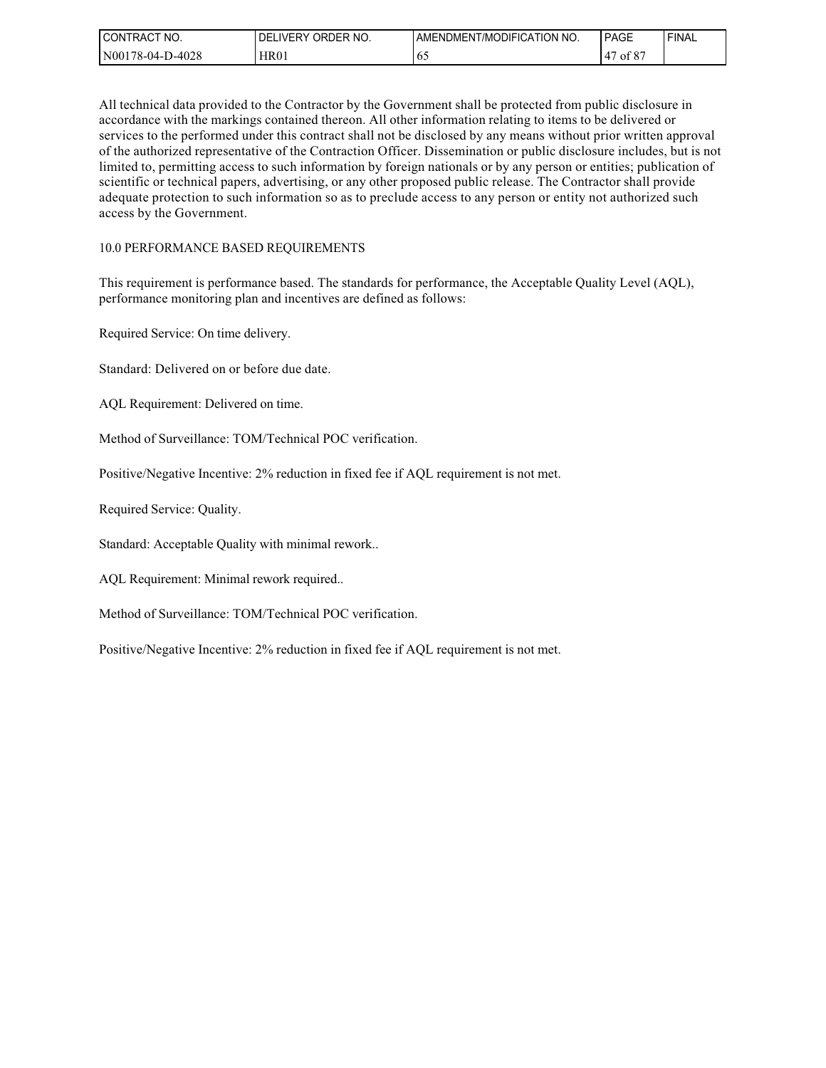All technical data provided to the Contractor by the Government shall be protected from public disclosure in accordance with the markings contained thereon. All other information relating to items to be delivered or services to the performed under this contract shall not be disclosed by any means without prior written approval of the authorized representative of the Contraction Officer. Dissemination or public disclosure includes, but is not limited to, permitting access to such information by foreign nationals or by any person or entities; publication of scientific or technical papers, advertising, or any other proposed public release. The Contractor shall provide adequate protection to such information so as to preclude access to any person or entity not authorized such access by the Government.

## 10.0 PERFORMANCE BASED REQUIREMENTS

This requirement is performance based. The standards for performance, the Acceptable Quality Level (AQL), performance monitoring plan and incentives are defined as follows:

Required Service: On time delivery.

Standard: Delivered on or before due date.

AQL Requirement: Delivered on time.

Method of Surveillance: TOM/Technical POC verification.

Positive/Negative Incentive: 2% reduction in fixed fee if AQL requirement is not met.

Required Service: Quality.

Standard: Acceptable Quality with minimal rework..

AQL Requirement: Minimal rework required..

Method of Surveillance: TOM/Technical POC verification.

Positive/Negative Incentive: 2% reduction in fixed fee if AQL requirement is not met.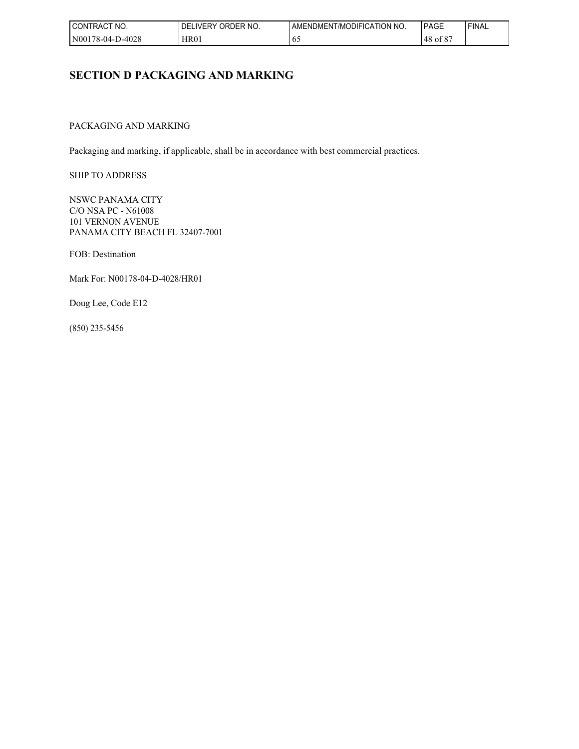## SECTION D PACKAGING AND MARKING

PACKAGING AND MARKING

Packaging and marking, if applicable, shall be in accordance with best commercial practices.

SHIP TO ADDRESS

NSWC PANAMA CITY
C/O NSA PC - N61008
101 VERNON AVENUE
PANAMA CITY BEACH FL 32407-7001

FOB: Destination

Mark For: N00178-04-D-4028/HR01

Doug Lee, Code E12

(850) 235-5456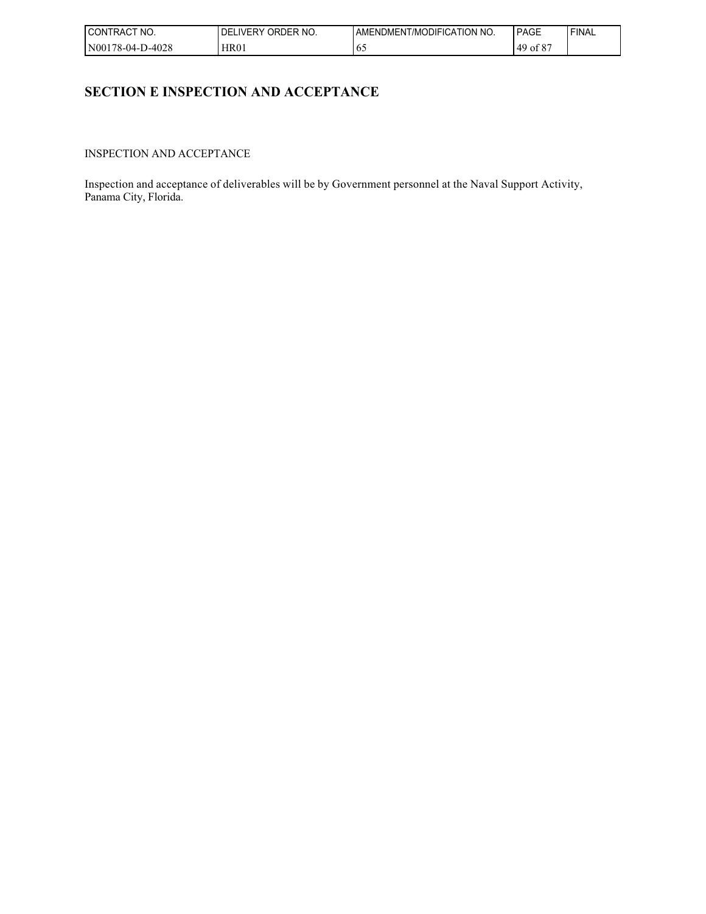## SECTION E INSPECTION AND ACCEPTANCE

INSPECTION AND ACCEPTANCE

Inspection and acceptance of deliverables will be by Government personnel at the Naval Support Activity, Panama City, Florida.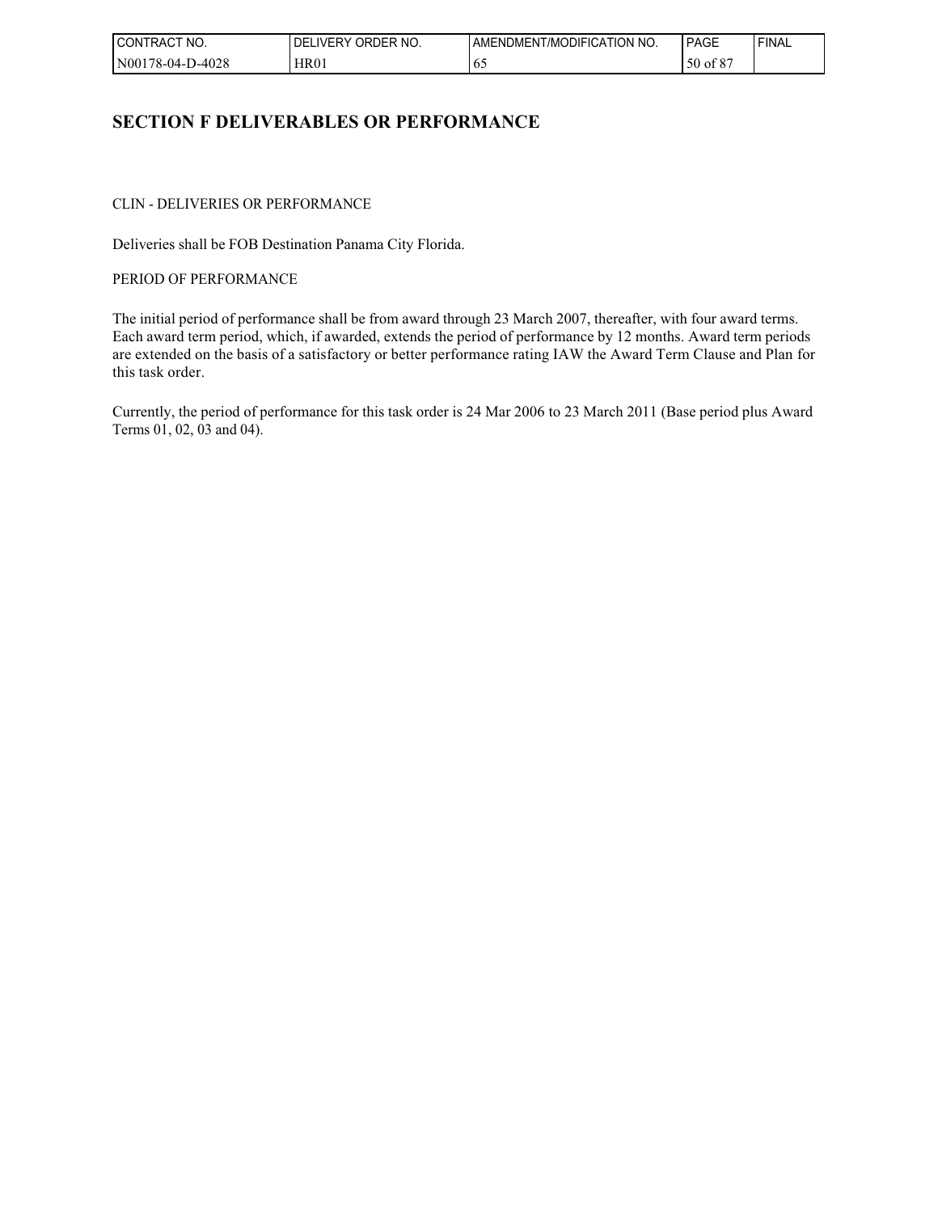# SECTION F DELIVERABLES OR PERFORMANCE

CLIN - DELIVERIES OR PERFORMANCE

Deliveries shall be FOB Destination Panama City Florida.

PERIOD OF PERFORMANCE

The initial period of performance shall be from award through 23 March 2007, thereafter, with four award terms. Each award term period, which, if awarded, extends the period of performance by 12 months. Award term periods are extended on the basis of a satisfactory or better performance rating IAW the Award Term Clause and Plan for this task order.

Currently, the period of performance for this task order is 24 Mar 2006 to 23 March 2011 (Base period plus Award Terms 01, 02, 03 and 04).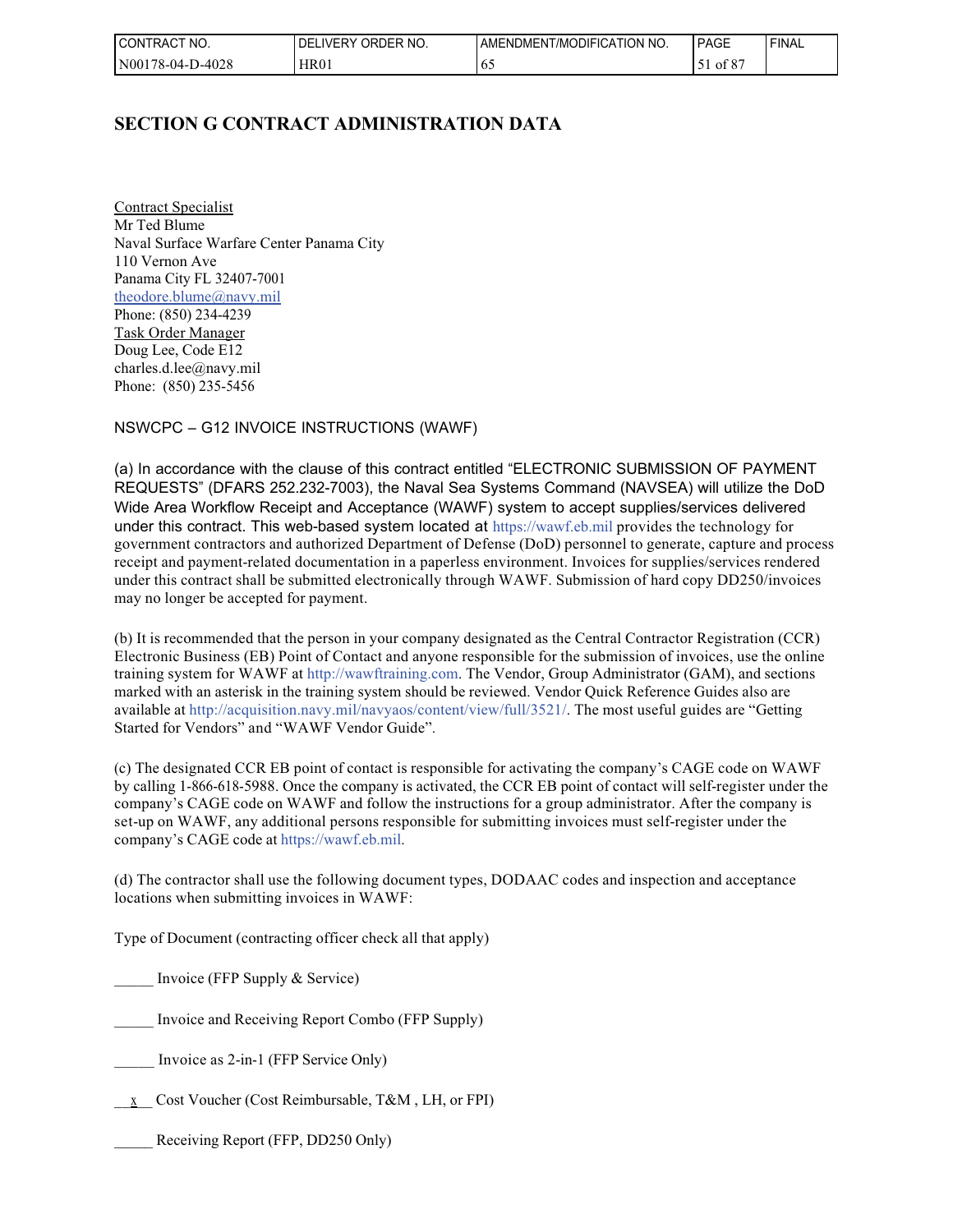## SECTION G CONTRACT ADMINISTRATION DATA

Contract Specialist
Mr Ted Blume
Naval Surface Warfare Center Panama City
110 Vernon Ave
Panama City FL 32407-7001
theodore.blume@navy.mil
Phone: (850) 234-4239
Task Order Manager
Doug Lee, Code E12
charles.d.lee@navy.mil
Phone: (850) 235-5456

NSWCPC – G12 INVOICE INSTRUCTIONS (WAWF)

(a) In accordance with the clause of this contract entitled “ELECTRONIC SUBMISSION OF PAYMENT REQUESTS” (DFARS 252.232-7003), the Naval Sea Systems Command (NAVSEA) will utilize the DoD Wide Area Workflow Receipt and Acceptance (WAWF) system to accept supplies/services delivered under this contract. This web-based system located at https://wawf.eb.mil provides the technology for government contractors and authorized Department of Defense (DoD) personnel to generate, capture and process receipt and payment-related documentation in a paperless environment. Invoices for supplies/services rendered under this contract shall be submitted electronically through WAWF. Submission of hard copy DD250/invoices may no longer be accepted for payment.

(b) It is recommended that the person in your company designated as the Central Contractor Registration (CCR) Electronic Business (EB) Point of Contact and anyone responsible for the submission of invoices, use the online training system for WAWF at http://wawftraining.com. The Vendor, Group Administrator (GAM), and sections marked with an asterisk in the training system should be reviewed. Vendor Quick Reference Guides also are available at http://acquisition.navy.mil/navyaos/content/view/full/3521/. The most useful guides are “Getting Started for Vendors” and “WAWF Vendor Guide”.

(c) The designated CCR EB point of contact is responsible for activating the company’s CAGE code on WAWF by calling 1-866-618-5988. Once the company is activated, the CCR EB point of contact will self-register under the company’s CAGE code on WAWF and follow the instructions for a group administrator. After the company is set-up on WAWF, any additional persons responsible for submitting invoices must self-register under the company’s CAGE code at https://wawf.eb.mil.

(d) The contractor shall use the following document types, DODAAC codes and inspection and acceptance locations when submitting invoices in WAWF:

Type of Document (contracting officer check all that apply)

_____ Invoice (FFP Supply & Service)

_____ Invoice and Receiving Report Combo (FFP Supply)

_____ Invoice as 2-in-1 (FFP Service Only)

\_\_x\_\_ Cost Voucher (Cost Reimbursable, T&M , LH, or FPI)

_____ Receiving Report (FFP, DD250 Only)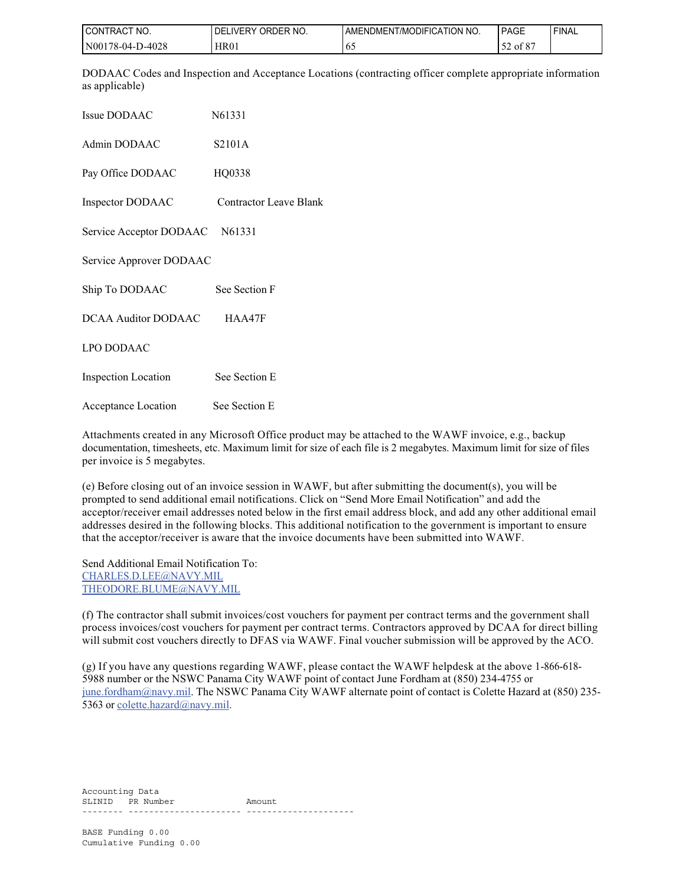DODAAC Codes and Inspection and Acceptance Locations (contracting officer complete appropriate information as applicable)

| | |
|---|---|
| Issue DODAAC | N61331 |
| Admin DODAAC | S2101A |
| Pay Office DODAAC | HQ0338 |
| Inspector DODAAC | Contractor Leave Blank |
| Service Acceptor DODAAC | N61331 |
| Service Approver DODAAC | |
| Ship To DODAAC | See Section F |
| DCAA Auditor DODAAC | HAA47F |
| LPO DODAAC | |
| Inspection Location | See Section E |
| Acceptance Location | See Section E |

Attachments created in any Microsoft Office product may be attached to the WAWF invoice, e.g., backup documentation, timesheets, etc. Maximum limit for size of each file is 2 megabytes. Maximum limit for size of files per invoice is 5 megabytes.

(e) Before closing out of an invoice session in WAWF, but after submitting the document(s), you will be prompted to send additional email notifications. Click on "Send More Email Notification" and add the acceptor/receiver email addresses noted below in the first email address block, and add any other additional email addresses desired in the following blocks. This additional notification to the government is important to ensure that the acceptor/receiver is aware that the invoice documents have been submitted into WAWF.

Send Additional Email Notification To:
CHARLES.D.LEE@NAVY.MIL
THEODORE.BLUME@NAVY.MIL

(f) The contractor shall submit invoices/cost vouchers for payment per contract terms and the government shall process invoices/cost vouchers for payment per contract terms. Contractors approved by DCAA for direct billing will submit cost vouchers directly to DFAS via WAWF. Final voucher submission will be approved by the ACO.

(g) If you have any questions regarding WAWF, please contact the WAWF helpdesk at the above 1-866-618-5988 number or the NSWC Panama City WAWF point of contact June Fordham at (850) 234-4755 or june.fordham@navy.mil. The NSWC Panama City WAWF alternate point of contact is Colette Hazard at (850) 235-5363 or colette.hazard@navy.mil.

```
Accounting Data
SLINID   PR Number              Amount
-------- ---------------------- ---------------------

BASE Funding 0.00
Cumulative Funding 0.00
```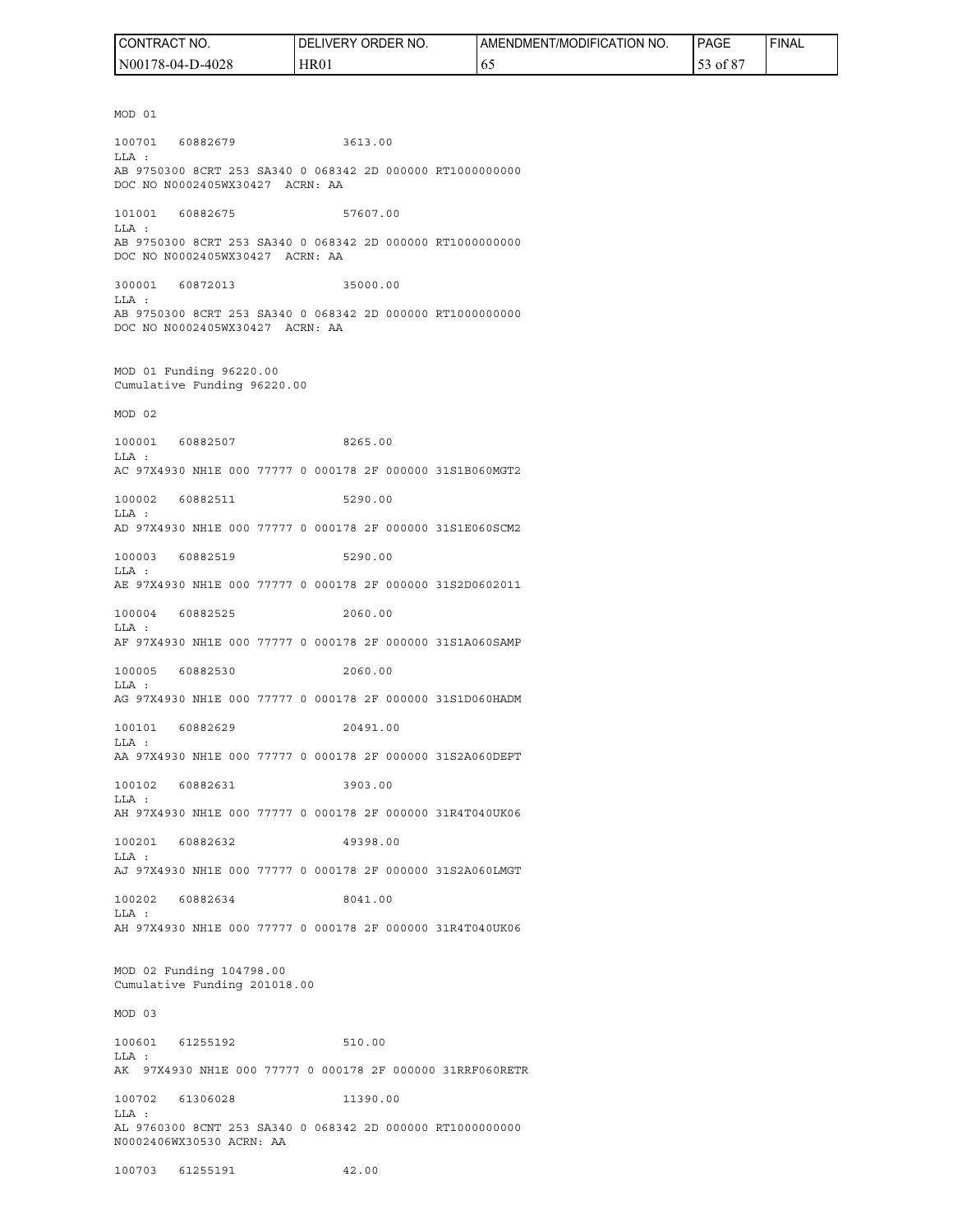MOD 01

100701 60882679 3613.00
LLA :
AB 9750300 8CRT 253 SA340 0 068342 2D 000000 RT1000000000
DOC NO N0002405WX30427 ACRN: AA

101001 60882675 57607.00
LLA :
AB 9750300 8CRT 253 SA340 0 068342 2D 000000 RT1000000000
DOC NO N0002405WX30427 ACRN: AA

300001 60872013 35000.00
LLA :
AB 9750300 8CRT 253 SA340 0 068342 2D 000000 RT1000000000
DOC NO N0002405WX30427 ACRN: AA

MOD 01 Funding 96220.00
Cumulative Funding 96220.00

MOD 02

100001 60882507 8265.00
LLA :
AC 97X4930 NH1E 000 77777 0 000178 2F 000000 31S1B060MGT2

100002 60882511 5290.00
LLA :
AD 97X4930 NH1E 000 77777 0 000178 2F 000000 31S1E060SCM2

100003 60882519 5290.00
LLA :
AE 97X4930 NH1E 000 77777 0 000178 2F 000000 31S2D0602011

100004 60882525 2060.00
LLA :
AF 97X4930 NH1E 000 77777 0 000178 2F 000000 31S1A060SAMP

100005 60882530 2060.00
LLA :
AG 97X4930 NH1E 000 77777 0 000178 2F 000000 31S1D060HADM

100101 60882629 20491.00
LLA :
AA 97X4930 NH1E 000 77777 0 000178 2F 000000 31S2A060DEPT

100102 60882631 3903.00
LLA :
AH 97X4930 NH1E 000 77777 0 000178 2F 000000 31R4T040UK06

100201 60882632 49398.00
LLA :
AJ 97X4930 NH1E 000 77777 0 000178 2F 000000 31S2A060LMGT

100202 60882634 8041.00
LLA :
AH 97X4930 NH1E 000 77777 0 000178 2F 000000 31R4T040UK06

MOD 02 Funding 104798.00
Cumulative Funding 201018.00

MOD 03

100601 61255192 510.00
LLA :
AK 97X4930 NH1E 000 77777 0 000178 2F 000000 31RRF060RETR

100702 61306028 11390.00
LLA :
AL 9760300 8CNT 253 SA340 0 068342 2D 000000 RT1000000000
N0002406WX30530 ACRN: AA

100703 61255191 42.00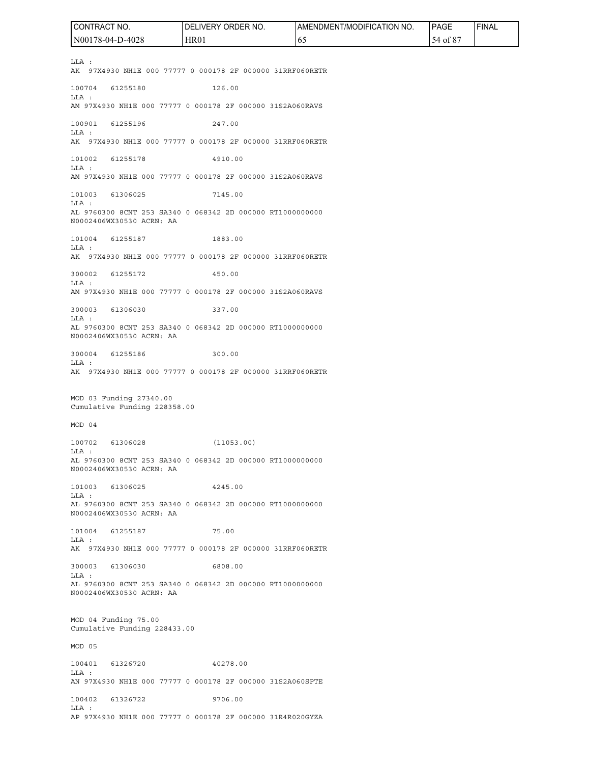LLA :
AK 97X4930 NH1E 000 77777 0 000178 2F 000000 31RRF060RETR

100704 61255180 126.00
LLA :
AM 97X4930 NH1E 000 77777 0 000178 2F 000000 31S2A060RAVS

100901 61255196 247.00
LLA :
AK 97X4930 NH1E 000 77777 0 000178 2F 000000 31RRF060RETR

101002 61255178 4910.00
LLA :
AM 97X4930 NH1E 000 77777 0 000178 2F 000000 31S2A060RAVS

101003 61306025 7145.00
LLA :
AL 9760300 8CNT 253 SA340 0 068342 2D 000000 RT1000000000
N0002406WX30530 ACRN: AA

101004 61255187 1883.00
LLA :
AK 97X4930 NH1E 000 77777 0 000178 2F 000000 31RRF060RETR

300002 61255172 450.00
LLA :
AM 97X4930 NH1E 000 77777 0 000178 2F 000000 31S2A060RAVS

300003 61306030 337.00
LLA :
AL 9760300 8CNT 253 SA340 0 068342 2D 000000 RT1000000000
N0002406WX30530 ACRN: AA

300004 61255186 300.00
LLA :
AK 97X4930 NH1E 000 77777 0 000178 2F 000000 31RRF060RETR

MOD 03 Funding 27340.00
Cumulative Funding 228358.00

MOD 04

100702 61306028 (11053.00)
LLA :
AL 9760300 8CNT 253 SA340 0 068342 2D 000000 RT1000000000
N0002406WX30530 ACRN: AA

101003 61306025 4245.00
LLA :
AL 9760300 8CNT 253 SA340 0 068342 2D 000000 RT1000000000
N0002406WX30530 ACRN: AA

101004 61255187 75.00
LLA :
AK 97X4930 NH1E 000 77777 0 000178 2F 000000 31RRF060RETR

300003 61306030 6808.00
LLA :
AL 9760300 8CNT 253 SA340 0 068342 2D 000000 RT1000000000
N0002406WX30530 ACRN: AA

MOD 04 Funding 75.00
Cumulative Funding 228433.00

MOD 05

100401 61326720 40278.00
LLA :
AN 97X4930 NH1E 000 77777 0 000178 2F 000000 31S2A060SPTE

100402 61326722 9706.00
LLA :
AP 97X4930 NH1E 000 77777 0 000178 2F 000000 31R4R020GYZA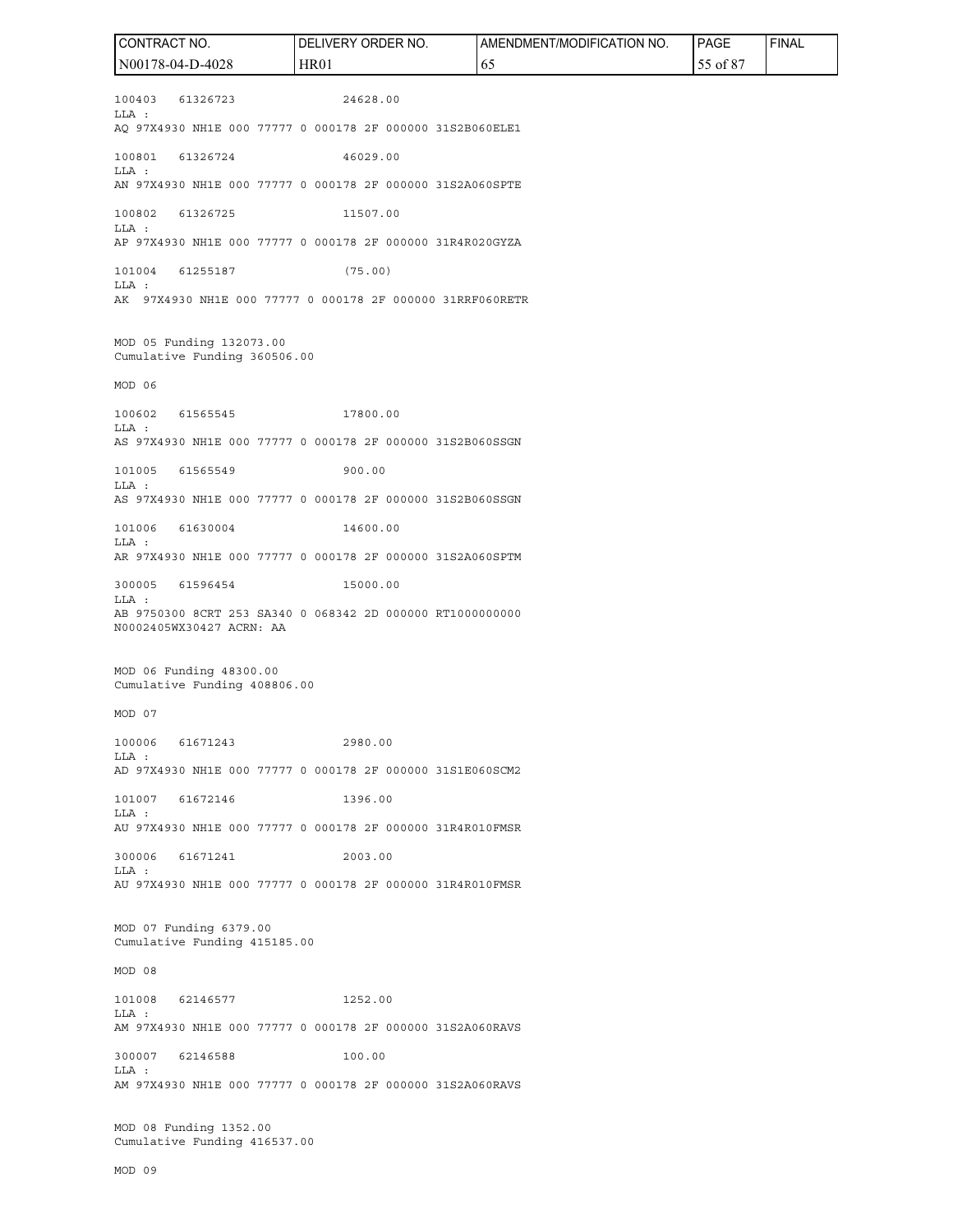100403 61326723 24628.00
LLA :
AQ 97X4930 NH1E 000 77777 0 000178 2F 000000 31S2B060ELE1

100801 61326724 46029.00
LLA :
AN 97X4930 NH1E 000 77777 0 000178 2F 000000 31S2A060SPTE

100802 61326725 11507.00
LLA :
AP 97X4930 NH1E 000 77777 0 000178 2F 000000 31R4R020GYZA

101004 61255187 (75.00)
LLA :
AK 97X4930 NH1E 000 77777 0 000178 2F 000000 31RRF060RETR

MOD 05 Funding 132073.00
Cumulative Funding 360506.00

MOD 06

100602 61565545 17800.00
LLA :
AS 97X4930 NH1E 000 77777 0 000178 2F 000000 31S2B060SSGN

101005 61565549 900.00
LLA :
AS 97X4930 NH1E 000 77777 0 000178 2F 000000 31S2B060SSGN

101006 61630004 14600.00
LLA :
AR 97X4930 NH1E 000 77777 0 000178 2F 000000 31S2A060SPTM

300005 61596454 15000.00
LLA :
AB 9750300 8CRT 253 SA340 0 068342 2D 000000 RT1000000000
N0002405WX30427 ACRN: AA

MOD 06 Funding 48300.00
Cumulative Funding 408806.00

MOD 07

100006 61671243 2980.00
LLA :
AD 97X4930 NH1E 000 77777 0 000178 2F 000000 31S1E060SCM2

101007 61672146 1396.00
LLA :
AU 97X4930 NH1E 000 77777 0 000178 2F 000000 31R4R010FMSR

300006 61671241 2003.00
LLA :
AU 97X4930 NH1E 000 77777 0 000178 2F 000000 31R4R010FMSR

MOD 07 Funding 6379.00
Cumulative Funding 415185.00

MOD 08

101008 62146577 1252.00
LLA :
AM 97X4930 NH1E 000 77777 0 000178 2F 000000 31S2A060RAVS

300007 62146588 100.00
LLA :
AM 97X4930 NH1E 000 77777 0 000178 2F 000000 31S2A060RAVS

MOD 08 Funding 1352.00
Cumulative Funding 416537.00

MOD 09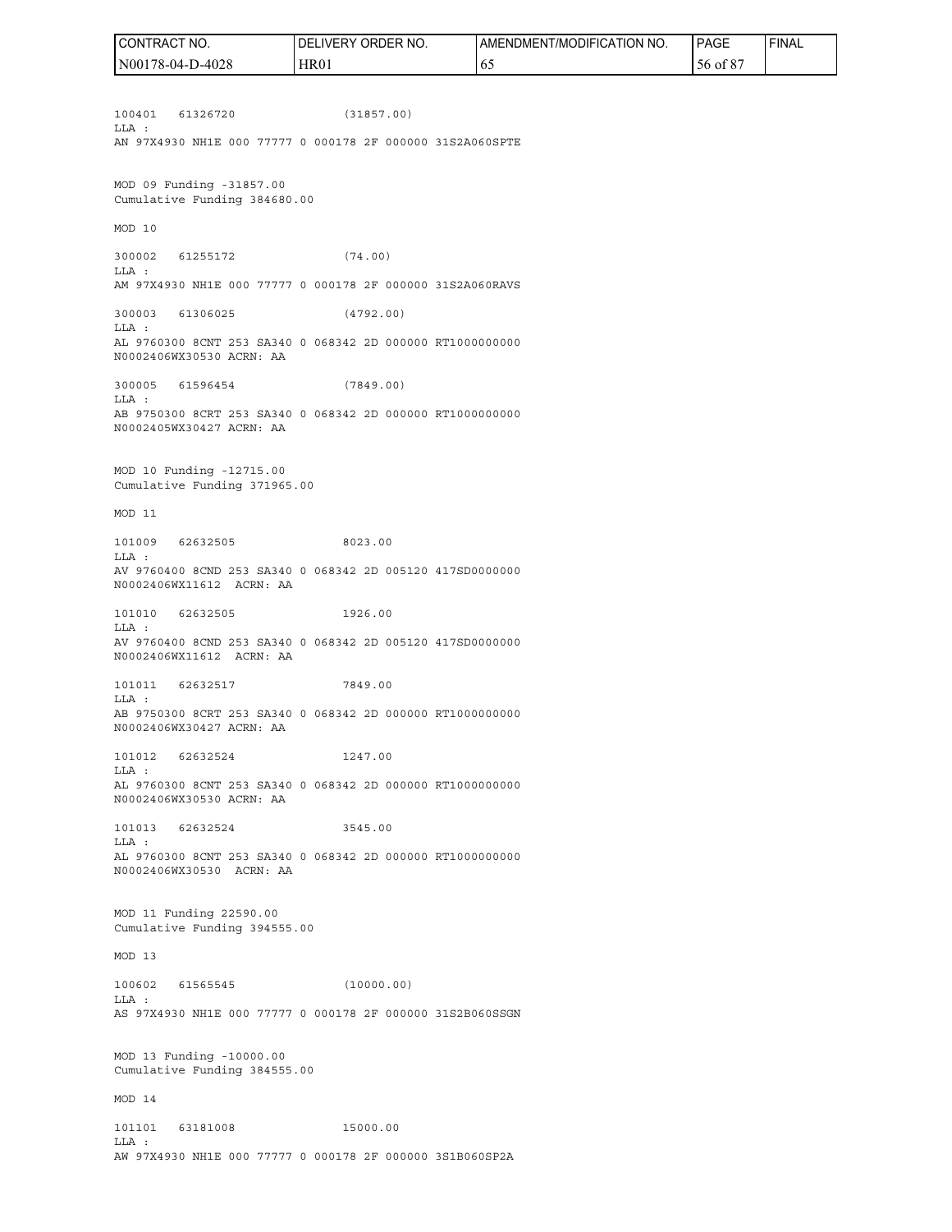100401 61326720 (31857.00)
LLA :
AN 97X4930 NH1E 000 77777 0 000178 2F 000000 31S2A060SPTE

MOD 09 Funding -31857.00
Cumulative Funding 384680.00

MOD 10

300002 61255172 (74.00)
LLA :
AM 97X4930 NH1E 000 77777 0 000178 2F 000000 31S2A060RAVS

300003 61306025 (4792.00)
LLA :
AL 9760300 8CNT 253 SA340 0 068342 2D 000000 RT1000000000
N0002406WX30530 ACRN: AA

300005 61596454 (7849.00)
LLA :
AB 9750300 8CRT 253 SA340 0 068342 2D 000000 RT1000000000
N0002405WX30427 ACRN: AA

MOD 10 Funding -12715.00
Cumulative Funding 371965.00

MOD 11

101009 62632505 8023.00
LLA :
AV 9760400 8CND 253 SA340 0 068342 2D 005120 417SD0000000
N0002406WX11612 ACRN: AA

101010 62632505 1926.00
LLA :
AV 9760400 8CND 253 SA340 0 068342 2D 005120 417SD0000000
N0002406WX11612 ACRN: AA

101011 62632517 7849.00
LLA :
AB 9750300 8CRT 253 SA340 0 068342 2D 000000 RT1000000000
N0002406WX30427 ACRN: AA

101012 62632524 1247.00
LLA :
AL 9760300 8CNT 253 SA340 0 068342 2D 000000 RT1000000000
N0002406WX30530 ACRN: AA

101013 62632524 3545.00
LLA :
AL 9760300 8CNT 253 SA340 0 068342 2D 000000 RT1000000000
N0002406WX30530 ACRN: AA

MOD 11 Funding 22590.00
Cumulative Funding 394555.00

MOD 13

100602 61565545 (10000.00)
LLA :
AS 97X4930 NH1E 000 77777 0 000178 2F 000000 31S2B060SSGN

MOD 13 Funding -10000.00
Cumulative Funding 384555.00

MOD 14

101101 63181008 15000.00
LLA :
AW 97X4930 NH1E 000 77777 0 000178 2F 000000 3S1B060SP2A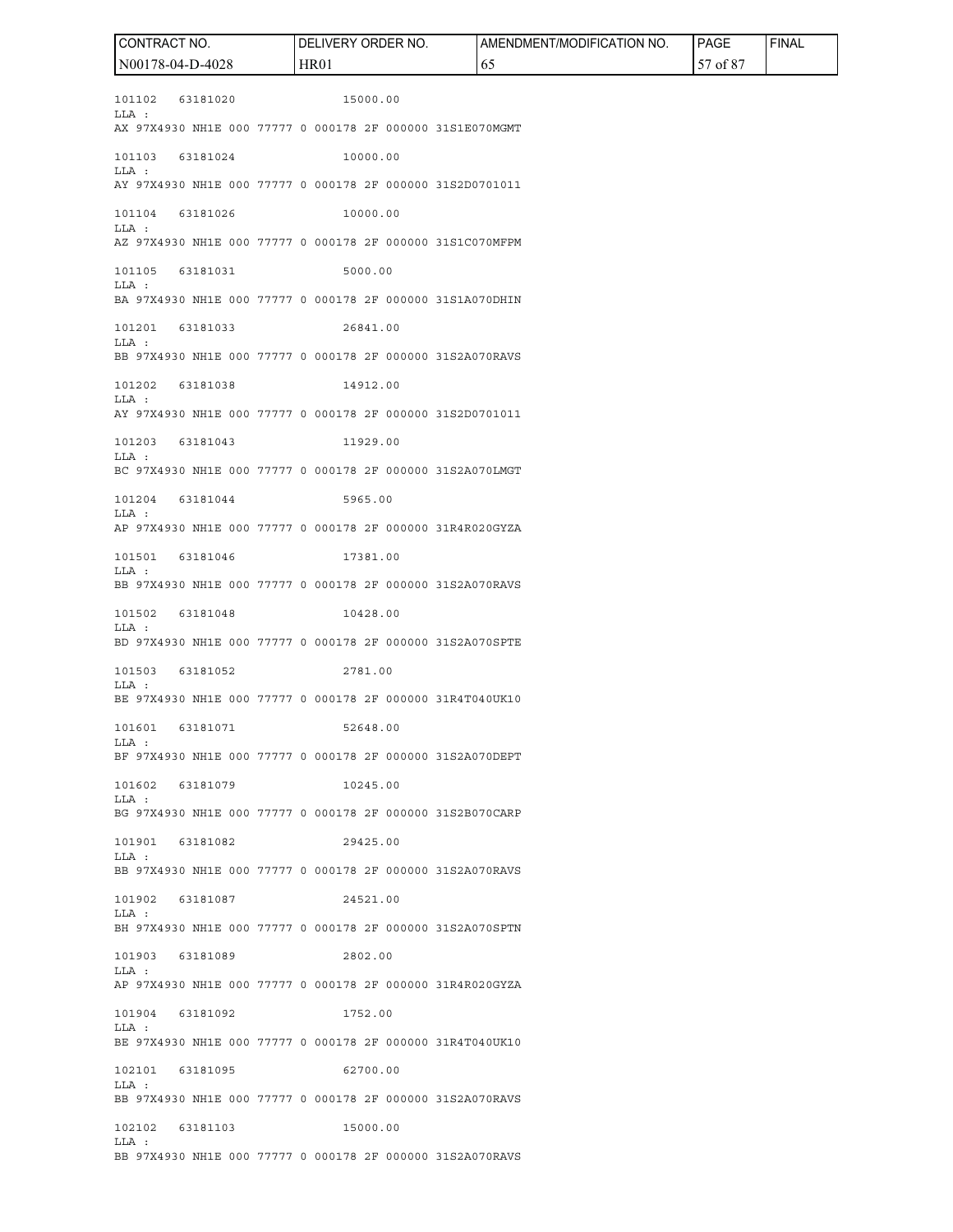| CONTRACT NO. | DELIVERY ORDER NO. | AMENDMENT/MODIFICATION NO. | PAGE | FINAL |
|---|---|---|---|---|
| N00178-04-D-4028 | HR01 | 65 | 57 of 87 | |

```
101102   63181020              15000.00
LLA :
AX 97X4930 NH1E 000 77777 0 000178 2F 000000 31S1E070MGMT

101103   63181024              10000.00
LLA :
AY 97X4930 NH1E 000 77777 0 000178 2F 000000 31S2D0701011

101104   63181026              10000.00
LLA :
AZ 97X4930 NH1E 000 77777 0 000178 2F 000000 31S1C070MFPM

101105   63181031              5000.00
LLA :
BA 97X4930 NH1E 000 77777 0 000178 2F 000000 31S1A070DHIN

101201   63181033              26841.00
LLA :
BB 97X4930 NH1E 000 77777 0 000178 2F 000000 31S2A070RAVS

101202   63181038              14912.00
LLA :
AY 97X4930 NH1E 000 77777 0 000178 2F 000000 31S2D0701011

101203   63181043              11929.00
LLA :
BC 97X4930 NH1E 000 77777 0 000178 2F 000000 31S2A070LMGT

101204   63181044              5965.00
LLA :
AP 97X4930 NH1E 000 77777 0 000178 2F 000000 31R4R020GYZA

101501   63181046              17381.00
LLA :
BB 97X4930 NH1E 000 77777 0 000178 2F 000000 31S2A070RAVS

101502   63181048              10428.00
LLA :
BD 97X4930 NH1E 000 77777 0 000178 2F 000000 31S2A070SPTE

101503   63181052              2781.00
LLA :
BE 97X4930 NH1E 000 77777 0 000178 2F 000000 31R4T040UK10

101601   63181071              52648.00
LLA :
BF 97X4930 NH1E 000 77777 0 000178 2F 000000 31S2A070DEPT

101602   63181079              10245.00
LLA :
BG 97X4930 NH1E 000 77777 0 000178 2F 000000 31S2B070CARP

101901   63181082              29425.00
LLA :
BB 97X4930 NH1E 000 77777 0 000178 2F 000000 31S2A070RAVS

101902   63181087              24521.00
LLA :
BH 97X4930 NH1E 000 77777 0 000178 2F 000000 31S2A070SPTN

101903   63181089              2802.00
LLA :
AP 97X4930 NH1E 000 77777 0 000178 2F 000000 31R4R020GYZA

101904   63181092              1752.00
LLA :
BE 97X4930 NH1E 000 77777 0 000178 2F 000000 31R4T040UK10

102101   63181095              62700.00
LLA :
BB 97X4930 NH1E 000 77777 0 000178 2F 000000 31S2A070RAVS

102102   63181103              15000.00
LLA :
BB 97X4930 NH1E 000 77777 0 000178 2F 000000 31S2A070RAVS
```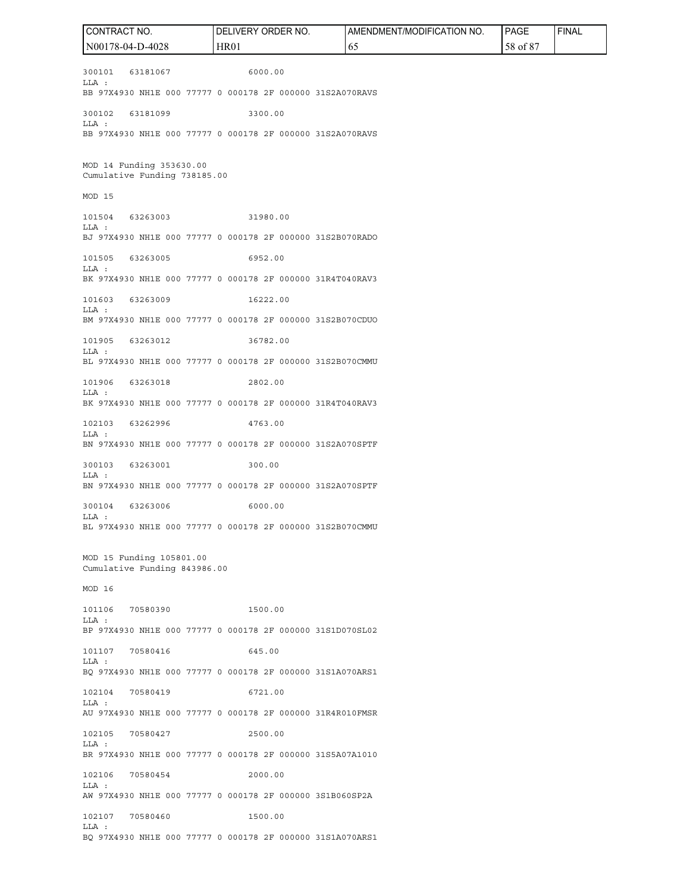```
300101   63181067                6000.00
LLA :
BB 97X4930 NH1E 000 77777 0 000178 2F 000000 31S2A070RAVS

300102   63181099                3300.00
LLA :
BB 97X4930 NH1E 000 77777 0 000178 2F 000000 31S2A070RAVS


MOD 14 Funding 353630.00
Cumulative Funding 738185.00

MOD 15

101504   63263003                31980.00
LLA :
BJ 97X4930 NH1E 000 77777 0 000178 2F 000000 31S2B070RADO

101505   63263005                6952.00
LLA :
BK 97X4930 NH1E 000 77777 0 000178 2F 000000 31R4T040RAV3

101603   63263009                16222.00
LLA :
BM 97X4930 NH1E 000 77777 0 000178 2F 000000 31S2B070CDUO

101905   63263012                36782.00
LLA :
BL 97X4930 NH1E 000 77777 0 000178 2F 000000 31S2B070CMMU

101906   63263018                2802.00
LLA :
BK 97X4930 NH1E 000 77777 0 000178 2F 000000 31R4T040RAV3

102103   63262996                4763.00
LLA :
BN 97X4930 NH1E 000 77777 0 000178 2F 000000 31S2A070SPTF

300103   63263001                300.00
LLA :
BN 97X4930 NH1E 000 77777 0 000178 2F 000000 31S2A070SPTF

300104   63263006                6000.00
LLA :
BL 97X4930 NH1E 000 77777 0 000178 2F 000000 31S2B070CMMU


MOD 15 Funding 105801.00
Cumulative Funding 843986.00

MOD 16

101106   70580390                1500.00
LLA :
BP 97X4930 NH1E 000 77777 0 000178 2F 000000 31S1D070SL02

101107   70580416                645.00
LLA :
BQ 97X4930 NH1E 000 77777 0 000178 2F 000000 31S1A070ARS1

102104   70580419                6721.00
LLA :
AU 97X4930 NH1E 000 77777 0 000178 2F 000000 31R4R010FMSR

102105   70580427                2500.00
LLA :
BR 97X4930 NH1E 000 77777 0 000178 2F 000000 31S5A07A1010

102106   70580454                2000.00
LLA :
AW 97X4930 NH1E 000 77777 0 000178 2F 000000 3S1B060SP2A

102107   70580460                1500.00
LLA :
BQ 97X4930 NH1E 000 77777 0 000178 2F 000000 31S1A070ARS1
```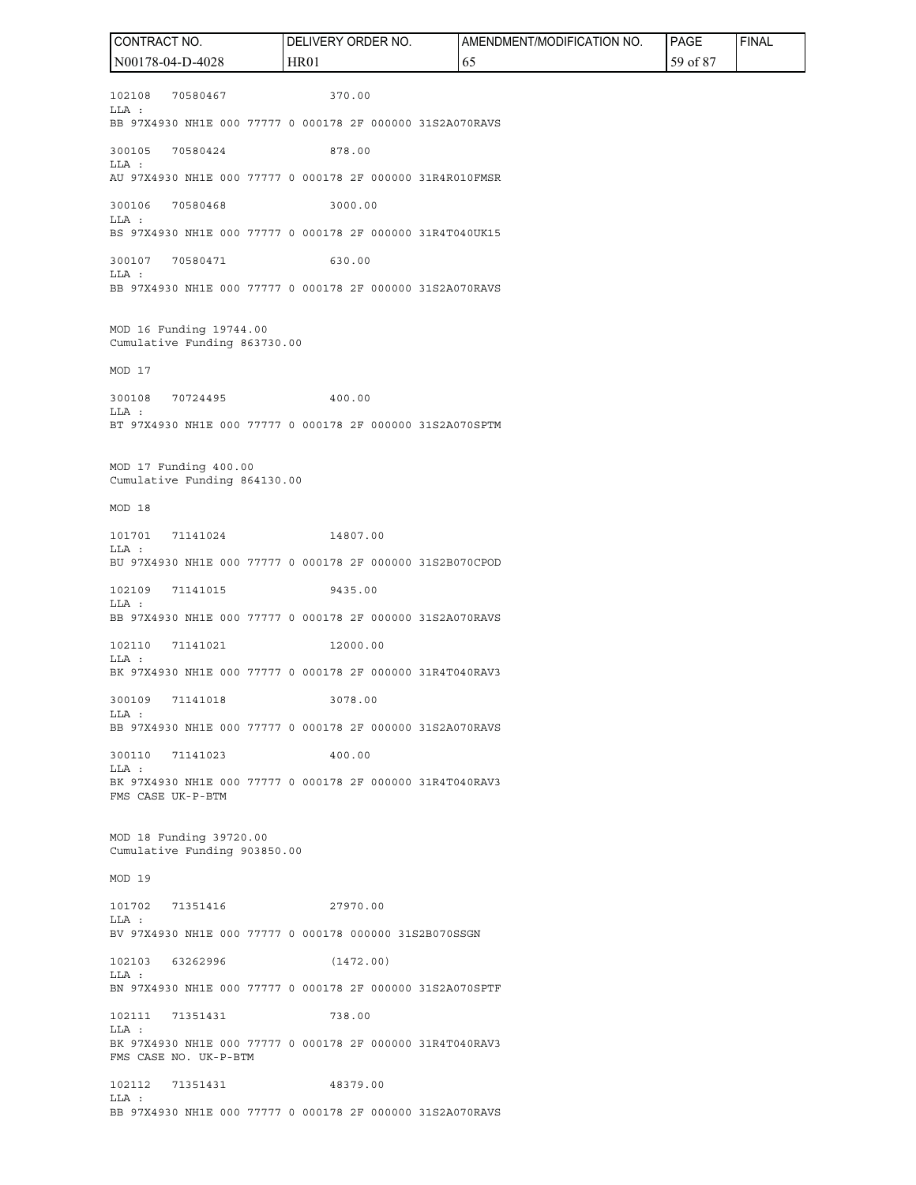102108 70580467 370.00
LLA :
BB 97X4930 NH1E 000 77777 0 000178 2F 000000 31S2A070RAVS

300105 70580424 878.00
LLA :
AU 97X4930 NH1E 000 77777 0 000178 2F 000000 31R4R010FMSR

300106 70580468 3000.00
LLA :
BS 97X4930 NH1E 000 77777 0 000178 2F 000000 31R4T040UK15

300107 70580471 630.00
LLA :
BB 97X4930 NH1E 000 77777 0 000178 2F 000000 31S2A070RAVS

MOD 16 Funding 19744.00
Cumulative Funding 863730.00

MOD 17

300108 70724495 400.00
LLA :
BT 97X4930 NH1E 000 77777 0 000178 2F 000000 31S2A070SPTM

MOD 17 Funding 400.00
Cumulative Funding 864130.00

MOD 18

101701 71141024 14807.00
LLA :
BU 97X4930 NH1E 000 77777 0 000178 2F 000000 31S2B070CPOD

102109 71141015 9435.00
LLA :
BB 97X4930 NH1E 000 77777 0 000178 2F 000000 31S2A070RAVS

102110 71141021 12000.00
LLA :
BK 97X4930 NH1E 000 77777 0 000178 2F 000000 31R4T040RAV3

300109 71141018 3078.00
LLA :
BB 97X4930 NH1E 000 77777 0 000178 2F 000000 31S2A070RAVS

300110 71141023 400.00
LLA :
BK 97X4930 NH1E 000 77777 0 000178 2F 000000 31R4T040RAV3
FMS CASE UK-P-BTM

MOD 18 Funding 39720.00
Cumulative Funding 903850.00

MOD 19

101702 71351416 27970.00
LLA :
BV 97X4930 NH1E 000 77777 0 000178 000000 31S2B070SSGN

102103 63262996 (1472.00)
LLA :
BN 97X4930 NH1E 000 77777 0 000178 2F 000000 31S2A070SPTF

102111 71351431 738.00
LLA :
BK 97X4930 NH1E 000 77777 0 000178 2F 000000 31R4T040RAV3
FMS CASE NO. UK-P-BTM

102112 71351431 48379.00
LLA :
BB 97X4930 NH1E 000 77777 0 000178 2F 000000 31S2A070RAVS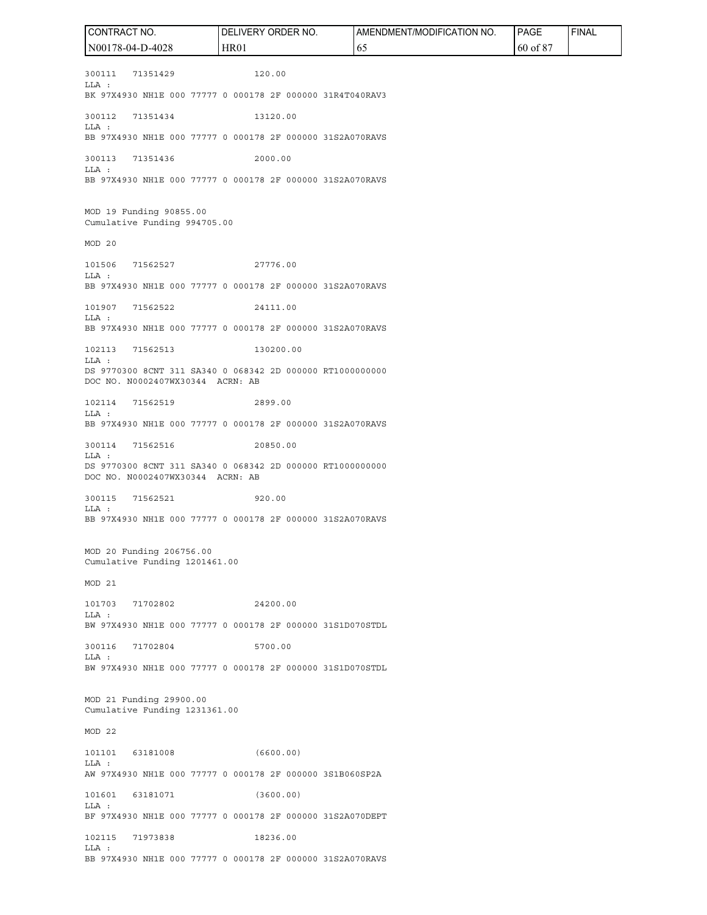300111 71351429 120.00
LLA :
BK 97X4930 NH1E 000 77777 0 000178 2F 000000 31R4T040RAV3

300112 71351434 13120.00
LLA :
BB 97X4930 NH1E 000 77777 0 000178 2F 000000 31S2A070RAVS

300113 71351436 2000.00
LLA :
BB 97X4930 NH1E 000 77777 0 000178 2F 000000 31S2A070RAVS

MOD 19 Funding 90855.00
Cumulative Funding 994705.00

MOD 20

101506 71562527 27776.00
LLA :
BB 97X4930 NH1E 000 77777 0 000178 2F 000000 31S2A070RAVS

101907 71562522 24111.00
LLA :
BB 97X4930 NH1E 000 77777 0 000178 2F 000000 31S2A070RAVS

102113 71562513 130200.00
LLA :
DS 9770300 8CNT 311 SA340 0 068342 2D 000000 RT1000000000
DOC NO. N0002407WX30344 ACRN: AB

102114 71562519 2899.00
LLA :
BB 97X4930 NH1E 000 77777 0 000178 2F 000000 31S2A070RAVS

300114 71562516 20850.00
LLA :
DS 9770300 8CNT 311 SA340 0 068342 2D 000000 RT1000000000
DOC NO. N0002407WX30344 ACRN: AB

300115 71562521 920.00
LLA :
BB 97X4930 NH1E 000 77777 0 000178 2F 000000 31S2A070RAVS

MOD 20 Funding 206756.00
Cumulative Funding 1201461.00

MOD 21

101703 71702802 24200.00
LLA :
BW 97X4930 NH1E 000 77777 0 000178 2F 000000 31S1D070STDL

300116 71702804 5700.00
LLA :
BW 97X4930 NH1E 000 77777 0 000178 2F 000000 31S1D070STDL

MOD 21 Funding 29900.00
Cumulative Funding 1231361.00

MOD 22

101101 63181008 (6600.00)
LLA :
AW 97X4930 NH1E 000 77777 0 000178 2F 000000 3S1B060SP2A

101601 63181071 (3600.00)
LLA :
BF 97X4930 NH1E 000 77777 0 000178 2F 000000 31S2A070DEPT

102115 71973838 18236.00
LLA :
BB 97X4930 NH1E 000 77777 0 000178 2F 000000 31S2A070RAVS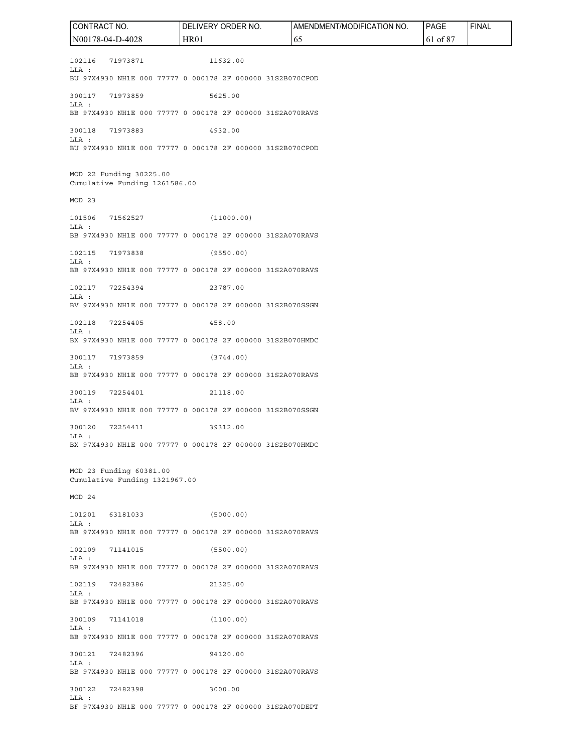102116 71973871 11632.00
LLA :
BU 97X4930 NH1E 000 77777 0 000178 2F 000000 31S2B070CPOD

300117 71973859 5625.00
LLA :
BB 97X4930 NH1E 000 77777 0 000178 2F 000000 31S2A070RAVS

300118 71973883 4932.00
LLA :
BU 97X4930 NH1E 000 77777 0 000178 2F 000000 31S2B070CPOD

MOD 22 Funding 30225.00
Cumulative Funding 1261586.00

MOD 23

101506 71562527 (11000.00)
LLA :
BB 97X4930 NH1E 000 77777 0 000178 2F 000000 31S2A070RAVS

102115 71973838 (9550.00)
LLA :
BB 97X4930 NH1E 000 77777 0 000178 2F 000000 31S2A070RAVS

102117 72254394 23787.00
LLA :
BV 97X4930 NH1E 000 77777 0 000178 2F 000000 31S2B070SSGN

102118 72254405 458.00
LLA :
BX 97X4930 NH1E 000 77777 0 000178 2F 000000 31S2B070HMDC

300117 71973859 (3744.00)
LLA :
BB 97X4930 NH1E 000 77777 0 000178 2F 000000 31S2A070RAVS

300119 72254401 21118.00
LLA :
BV 97X4930 NH1E 000 77777 0 000178 2F 000000 31S2B070SSGN

300120 72254411 39312.00
LLA :
BX 97X4930 NH1E 000 77777 0 000178 2F 000000 31S2B070HMDC

MOD 23 Funding 60381.00
Cumulative Funding 1321967.00

MOD 24

101201 63181033 (5000.00)
LLA :
BB 97X4930 NH1E 000 77777 0 000178 2F 000000 31S2A070RAVS

102109 71141015 (5500.00)
LLA :
BB 97X4930 NH1E 000 77777 0 000178 2F 000000 31S2A070RAVS

102119 72482386 21325.00
LLA :
BB 97X4930 NH1E 000 77777 0 000178 2F 000000 31S2A070RAVS

300109 71141018 (1100.00)
LLA :
BB 97X4930 NH1E 000 77777 0 000178 2F 000000 31S2A070RAVS

300121 72482396 94120.00
LLA :
BB 97X4930 NH1E 000 77777 0 000178 2F 000000 31S2A070RAVS

300122 72482398 3000.00
LLA :
BF 97X4930 NH1E 000 77777 0 000178 2F 000000 31S2A070DEPT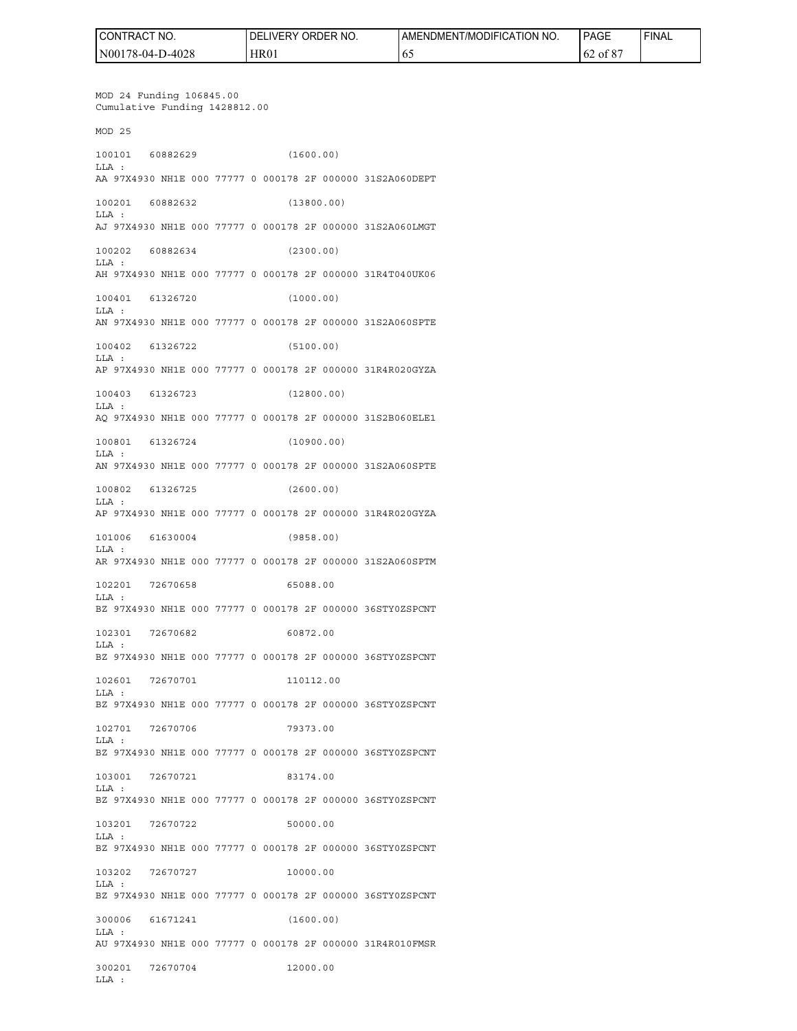MOD 24 Funding 106845.00
Cumulative Funding 1428812.00

MOD 25

100101 60882629 (1600.00)
LLA :
AA 97X4930 NH1E 000 77777 0 000178 2F 000000 31S2A060DEPT

100201 60882632 (13800.00)
LLA :
AJ 97X4930 NH1E 000 77777 0 000178 2F 000000 31S2A060LMGT

100202 60882634 (2300.00)
LLA :
AH 97X4930 NH1E 000 77777 0 000178 2F 000000 31R4T040UK06

100401 61326720 (1000.00)
LLA :
AN 97X4930 NH1E 000 77777 0 000178 2F 000000 31S2A060SPTE

100402 61326722 (5100.00)
LLA :
AP 97X4930 NH1E 000 77777 0 000178 2F 000000 31R4R020GYZA

100403 61326723 (12800.00)
LLA :
AQ 97X4930 NH1E 000 77777 0 000178 2F 000000 31S2B060ELE1

100801 61326724 (10900.00)
LLA :
AN 97X4930 NH1E 000 77777 0 000178 2F 000000 31S2A060SPTE

100802 61326725 (2600.00)
LLA :
AP 97X4930 NH1E 000 77777 0 000178 2F 000000 31R4R020GYZA

101006 61630004 (9858.00)
LLA :
AR 97X4930 NH1E 000 77777 0 000178 2F 000000 31S2A060SPTM

102201 72670658 65088.00
LLA :
BZ 97X4930 NH1E 000 77777 0 000178 2F 000000 36STY0ZSPCNT

102301 72670682 60872.00
LLA :
BZ 97X4930 NH1E 000 77777 0 000178 2F 000000 36STY0ZSPCNT

102601 72670701 110112.00
LLA :
BZ 97X4930 NH1E 000 77777 0 000178 2F 000000 36STY0ZSPCNT

102701 72670706 79373.00
LLA :
BZ 97X4930 NH1E 000 77777 0 000178 2F 000000 36STY0ZSPCNT

103001 72670721 83174.00
LLA :
BZ 97X4930 NH1E 000 77777 0 000178 2F 000000 36STY0ZSPCNT

103201 72670722 50000.00
LLA :
BZ 97X4930 NH1E 000 77777 0 000178 2F 000000 36STY0ZSPCNT

103202 72670727 10000.00
LLA :
BZ 97X4930 NH1E 000 77777 0 000178 2F 000000 36STY0ZSPCNT

300006 61671241 (1600.00)
LLA :
AU 97X4930 NH1E 000 77777 0 000178 2F 000000 31R4R010FMSR

300201 72670704 12000.00
LLA :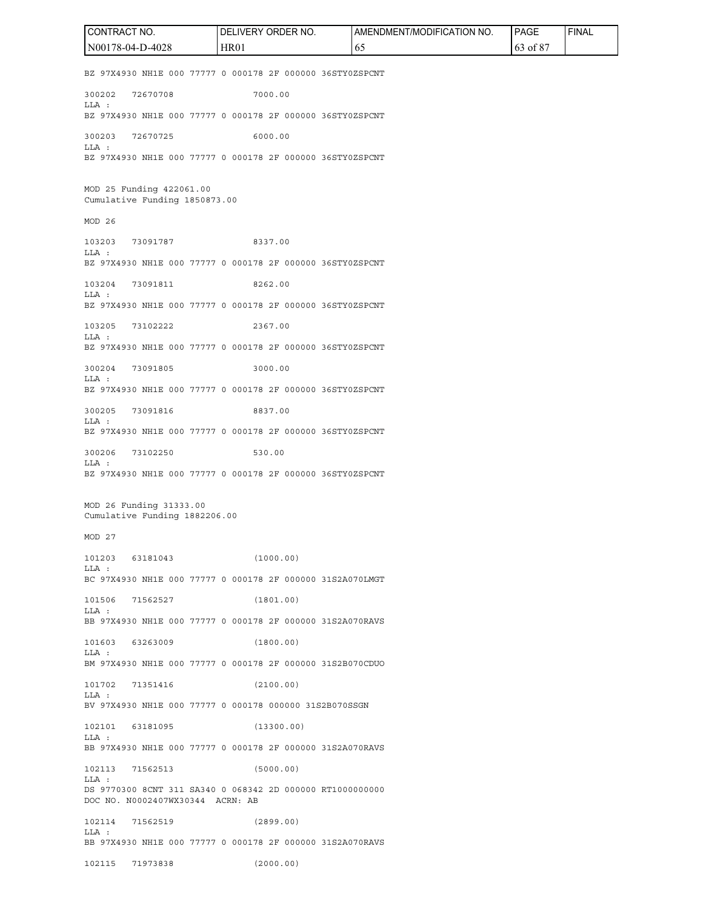BZ 97X4930 NH1E 000 77777 0 000178 2F 000000 36STY0ZSPCNT

300202 72670708 7000.00
LLA :
BZ 97X4930 NH1E 000 77777 0 000178 2F 000000 36STY0ZSPCNT

300203 72670725 6000.00
LLA :
BZ 97X4930 NH1E 000 77777 0 000178 2F 000000 36STY0ZSPCNT

MOD 25 Funding 422061.00
Cumulative Funding 1850873.00

MOD 26

103203 73091787 8337.00
LLA :
BZ 97X4930 NH1E 000 77777 0 000178 2F 000000 36STY0ZSPCNT

103204 73091811 8262.00
LLA :
BZ 97X4930 NH1E 000 77777 0 000178 2F 000000 36STY0ZSPCNT

103205 73102222 2367.00
LLA :
BZ 97X4930 NH1E 000 77777 0 000178 2F 000000 36STY0ZSPCNT

300204 73091805 3000.00
LLA :
BZ 97X4930 NH1E 000 77777 0 000178 2F 000000 36STY0ZSPCNT

300205 73091816 8837.00
LLA :
BZ 97X4930 NH1E 000 77777 0 000178 2F 000000 36STY0ZSPCNT

300206 73102250 530.00
LLA :
BZ 97X4930 NH1E 000 77777 0 000178 2F 000000 36STY0ZSPCNT

MOD 26 Funding 31333.00
Cumulative Funding 1882206.00

MOD 27

101203 63181043 (1000.00)
LLA :
BC 97X4930 NH1E 000 77777 0 000178 2F 000000 31S2A070LMGT

101506 71562527 (1801.00)
LLA :
BB 97X4930 NH1E 000 77777 0 000178 2F 000000 31S2A070RAVS

101603 63263009 (1800.00)
LLA :
BM 97X4930 NH1E 000 77777 0 000178 2F 000000 31S2B070CDUO

101702 71351416 (2100.00)
LLA :
BV 97X4930 NH1E 000 77777 0 000178 000000 31S2B070SSGN

102101 63181095 (13300.00)
LLA :
BB 97X4930 NH1E 000 77777 0 000178 2F 000000 31S2A070RAVS

102113 71562513 (5000.00)
LLA :
DS 9770300 8CNT 311 SA340 0 068342 2D 000000 RT1000000000
DOC NO. N0002407WX30344 ACRN: AB

102114 71562519 (2899.00)
LLA :
BB 97X4930 NH1E 000 77777 0 000178 2F 000000 31S2A070RAVS

102115 71973838 (2000.00)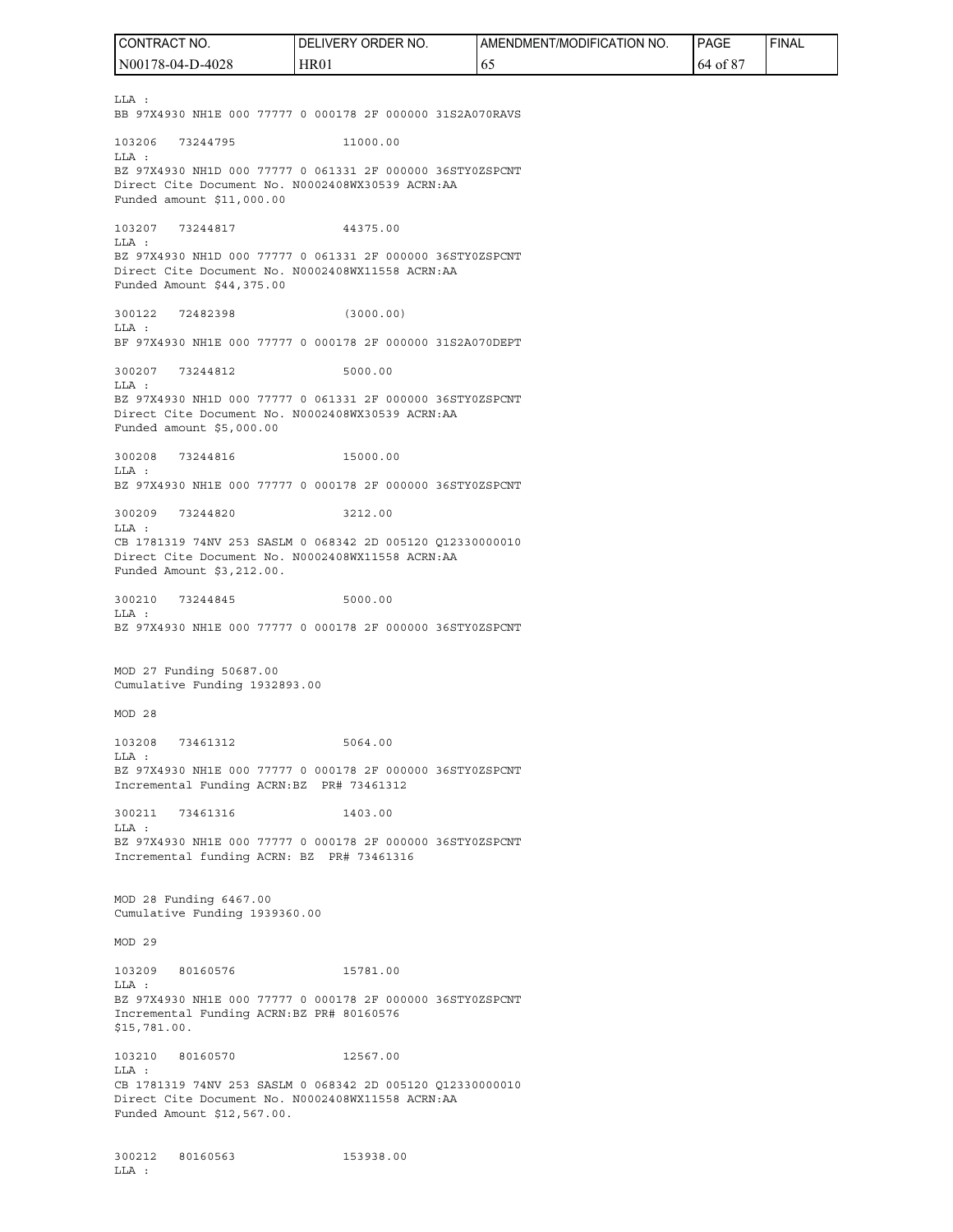LLA :
BB 97X4930 NH1E 000 77777 0 000178 2F 000000 31S2A070RAVS

103206 73244795 11000.00
LLA :
BZ 97X4930 NH1D 000 77777 0 061331 2F 000000 36STY0ZSPCNT
Direct Cite Document No. N0002408WX30539 ACRN:AA
Funded amount $11,000.00

103207 73244817 44375.00
LLA :
BZ 97X4930 NH1D 000 77777 0 061331 2F 000000 36STY0ZSPCNT
Direct Cite Document No. N0002408WX11558 ACRN:AA
Funded Amount $44,375.00

300122 72482398 (3000.00)
LLA :
BF 97X4930 NH1E 000 77777 0 000178 2F 000000 31S2A070DEPT

300207 73244812 5000.00
LLA :
BZ 97X4930 NH1D 000 77777 0 061331 2F 000000 36STY0ZSPCNT
Direct Cite Document No. N0002408WX30539 ACRN:AA
Funded amount $5,000.00

300208 73244816 15000.00
LLA :
BZ 97X4930 NH1E 000 77777 0 000178 2F 000000 36STY0ZSPCNT

300209 73244820 3212.00
LLA :
CB 1781319 74NV 253 SASLM 0 068342 2D 005120 Q12330000010
Direct Cite Document No. N0002408WX11558 ACRN:AA
Funded Amount $3,212.00.

300210 73244845 5000.00
LLA :
BZ 97X4930 NH1E 000 77777 0 000178 2F 000000 36STY0ZSPCNT

MOD 27 Funding 50687.00
Cumulative Funding 1932893.00

MOD 28

103208 73461312 5064.00
LLA :
BZ 97X4930 NH1E 000 77777 0 000178 2F 000000 36STY0ZSPCNT
Incremental Funding ACRN:BZ PR# 73461312

300211 73461316 1403.00
LLA :
BZ 97X4930 NH1E 000 77777 0 000178 2F 000000 36STY0ZSPCNT
Incremental funding ACRN: BZ PR# 73461316

MOD 28 Funding 6467.00
Cumulative Funding 1939360.00

MOD 29

103209 80160576 15781.00
LLA :
BZ 97X4930 NH1E 000 77777 0 000178 2F 000000 36STY0ZSPCNT
Incremental Funding ACRN:BZ PR# 80160576
$15,781.00.

103210 80160570 12567.00
LLA :
CB 1781319 74NV 253 SASLM 0 068342 2D 005120 Q12330000010
Direct Cite Document No. N0002408WX11558 ACRN:AA
Funded Amount $12,567.00.

300212 80160563 153938.00
LLA :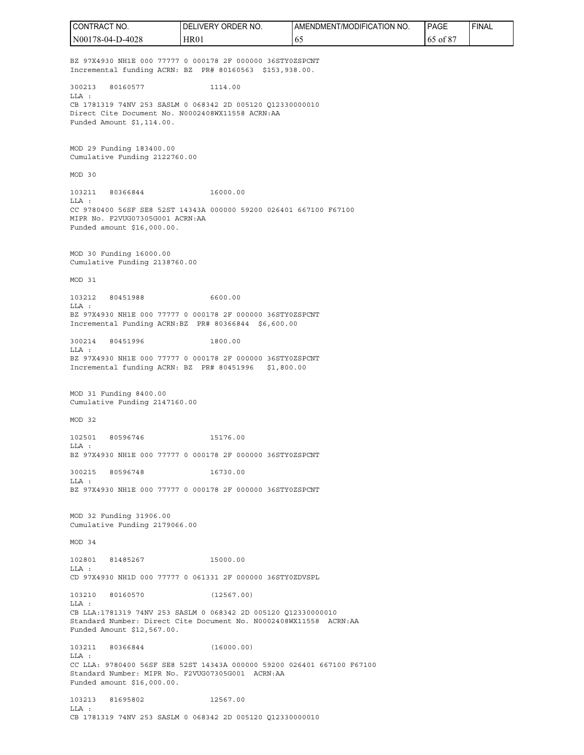BZ 97X4930 NH1E 000 77777 0 000178 2F 000000 36STY0ZSPCNT
Incremental funding ACRN: BZ PR# 80160563 $153,938.00.

300213 80160577 1114.00
LLA :
CB 1781319 74NV 253 SASLM 0 068342 2D 005120 Q12330000010
Direct Cite Document No. N0002408WX11558 ACRN:AA
Funded Amount $1,114.00.

MOD 29 Funding 183400.00
Cumulative Funding 2122760.00

MOD 30

103211 80366844 16000.00
LLA :
CC 9780400 56SF SE8 52ST 14343A 000000 59200 026401 667100 F67100
MIPR No. F2VUG07305G001 ACRN:AA
Funded amount $16,000.00.

MOD 30 Funding 16000.00
Cumulative Funding 2138760.00

MOD 31

103212 80451988 6600.00
LLA :
BZ 97X4930 NH1E 000 77777 0 000178 2F 000000 36STY0ZSPCNT
Incremental Funding ACRN:BZ PR# 80366844 $6,600.00

300214 80451996 1800.00
LLA :
BZ 97X4930 NH1E 000 77777 0 000178 2F 000000 36STY0ZSPCNT
Incremental funding ACRN: BZ PR# 80451996 $1,800.00

MOD 31 Funding 8400.00
Cumulative Funding 2147160.00

MOD 32

102501 80596746 15176.00
LLA :
BZ 97X4930 NH1E 000 77777 0 000178 2F 000000 36STY0ZSPCNT

300215 80596748 16730.00
LLA :
BZ 97X4930 NH1E 000 77777 0 000178 2F 000000 36STY0ZSPCNT

MOD 32 Funding 31906.00
Cumulative Funding 2179066.00

MOD 34

102801 81485267 15000.00
LLA :
CD 97X4930 NH1D 000 77777 0 061331 2F 000000 36STY0ZDVSPL

103210 80160570 (12567.00)
LLA :
CB LLA:1781319 74NV 253 SASLM 0 068342 2D 005120 Q12330000010
Standard Number: Direct Cite Document No. N0002408WX11558 ACRN:AA
Funded Amount $12,567.00.

103211 80366844 (16000.00)
LLA :
CC LLA: 9780400 56SF SE8 52ST 14343A 000000 59200 026401 667100 F67100
Standard Number: MIPR No. F2VUG07305G001 ACRN:AA
Funded amount $16,000.00.

103213 81695802 12567.00
LLA :
CB 1781319 74NV 253 SASLM 0 068342 2D 005120 Q12330000010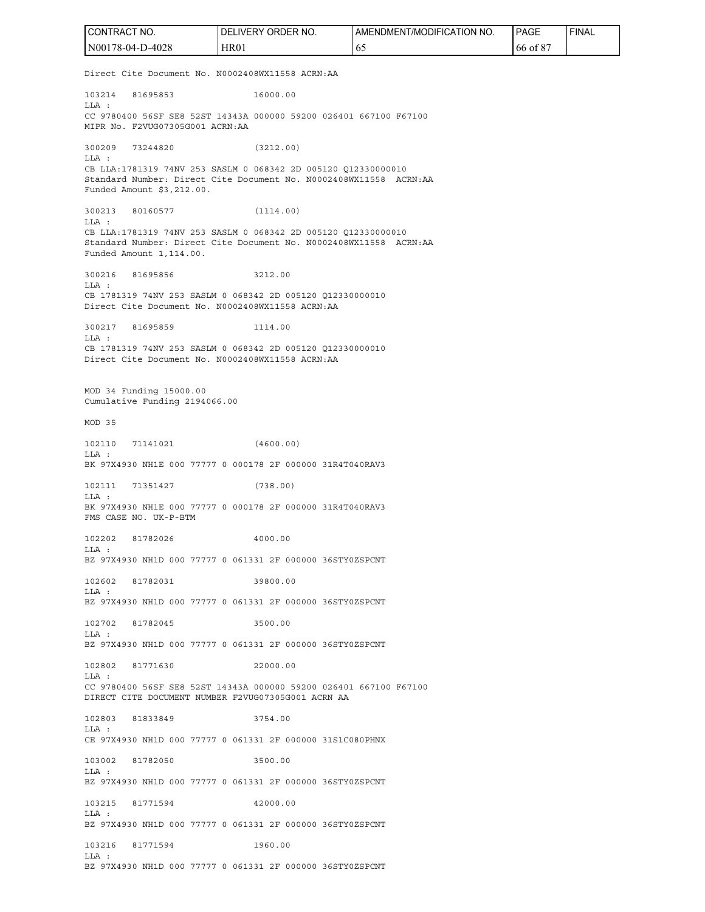Direct Cite Document No. N0002408WX11558 ACRN:AA

103214 81695853 16000.00
LLA :
CC 9780400 56SF SE8 52ST 14343A 000000 59200 026401 667100 F67100
MIPR No. F2VUG07305G001 ACRN:AA

300209 73244820 (3212.00)
LLA :
CB LLA:1781319 74NV 253 SASLM 0 068342 2D 005120 Q12330000010
Standard Number: Direct Cite Document No. N0002408WX11558 ACRN:AA
Funded Amount $3,212.00.

300213 80160577 (1114.00)
LLA :
CB LLA:1781319 74NV 253 SASLM 0 068342 2D 005120 Q12330000010
Standard Number: Direct Cite Document No. N0002408WX11558 ACRN:AA
Funded Amount 1,114.00.

300216 81695856 3212.00
LLA :
CB 1781319 74NV 253 SASLM 0 068342 2D 005120 Q12330000010
Direct Cite Document No. N0002408WX11558 ACRN:AA

300217 81695859 1114.00
LLA :
CB 1781319 74NV 253 SASLM 0 068342 2D 005120 Q12330000010
Direct Cite Document No. N0002408WX11558 ACRN:AA

MOD 34 Funding 15000.00
Cumulative Funding 2194066.00

MOD 35

102110 71141021 (4600.00)
LLA :
BK 97X4930 NH1E 000 77777 0 000178 2F 000000 31R4T040RAV3

102111 71351427 (738.00)
LLA :
BK 97X4930 NH1E 000 77777 0 000178 2F 000000 31R4T040RAV3
FMS CASE NO. UK-P-BTM

102202 81782026 4000.00
LLA :
BZ 97X4930 NH1D 000 77777 0 061331 2F 000000 36STY0ZSPCNT

102602 81782031 39800.00
LLA :
BZ 97X4930 NH1D 000 77777 0 061331 2F 000000 36STY0ZSPCNT

102702 81782045 3500.00
LLA :
BZ 97X4930 NH1D 000 77777 0 061331 2F 000000 36STY0ZSPCNT

102802 81771630 22000.00
LLA :
CC 9780400 56SF SE8 52ST 14343A 000000 59200 026401 667100 F67100
DIRECT CITE DOCUMENT NUMBER F2VUG07305G001 ACRN AA

102803 81833849 3754.00
LLA :
CE 97X4930 NH1D 000 77777 0 061331 2F 000000 31S1C080PHNX

103002 81782050 3500.00
LLA :
BZ 97X4930 NH1D 000 77777 0 061331 2F 000000 36STY0ZSPCNT

103215 81771594 42000.00
LLA :
BZ 97X4930 NH1D 000 77777 0 061331 2F 000000 36STY0ZSPCNT

103216 81771594 1960.00
LLA :
BZ 97X4930 NH1D 000 77777 0 061331 2F 000000 36STY0ZSPCNT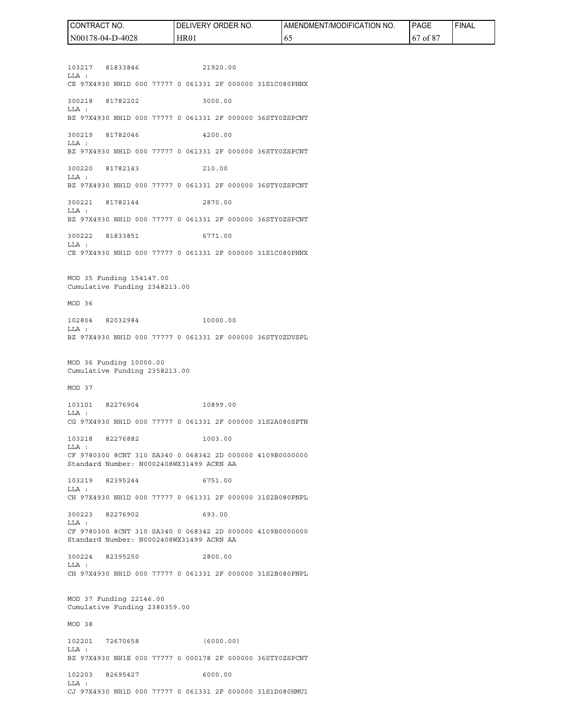103217 81833846 21920.00
LLA :
CE 97X4930 NH1D 000 77777 0 061331 2F 000000 31S1C080PHNX

300218 81782202 3000.00
LLA :
BZ 97X4930 NH1D 000 77777 0 061331 2F 000000 36STY0ZSPCNT

300219 81782046 4200.00
LLA :
BZ 97X4930 NH1D 000 77777 0 061331 2F 000000 36STY0ZSPCNT

300220 81782143 210.00
LLA :
BZ 97X4930 NH1D 000 77777 0 061331 2F 000000 36STY0ZSPCNT

300221 81782144 2870.00
LLA :
BZ 97X4930 NH1D 000 77777 0 061331 2F 000000 36STY0ZSPCNT

300222 81833851 6771.00
LLA :
CE 97X4930 NH1D 000 77777 0 061331 2F 000000 31S1C080PHNX

MOD 35 Funding 154147.00
Cumulative Funding 2348213.00

MOD 36

102804 82032984 10000.00
LLA :
BZ 97X4930 NH1D 000 77777 0 061331 2F 000000 36STY0ZDVSPL

MOD 36 Funding 10000.00
Cumulative Funding 2358213.00

MOD 37

103101 82276904 10899.00
LLA :
CG 97X4930 NH1D 000 77777 0 061331 2F 000000 31S2A080SPTN

103218 82276882 1003.00
LLA :
CF 9780300 8CNT 310 SA340 0 068342 2D 000000 4109B0000000
Standard Number: N0002408WX31499 ACRN AA

103219 82395244 6751.00
LLA :
CH 97X4930 NH1D 000 77777 0 061331 2F 000000 31S2B080PNPL

300223 82276902 693.00
LLA :
CF 9780300 8CNT 310 SA340 0 068342 2D 000000 4109B0000000
Standard Number: N0002408WX31499 ACRN AA

300224 82395250 2800.00
LLA :
CH 97X4930 NH1D 000 77777 0 061331 2F 000000 31S2B080PNPL

MOD 37 Funding 22146.00
Cumulative Funding 2380359.00

MOD 38

102201 72670658 (6000.00)
LLA :
BZ 97X4930 NH1E 000 77777 0 000178 2F 000000 36STY0ZSPCNT

102203 82695427 6000.00
LLA :
CJ 97X4930 NH1D 000 77777 0 061331 2F 000000 31S1D080HMU1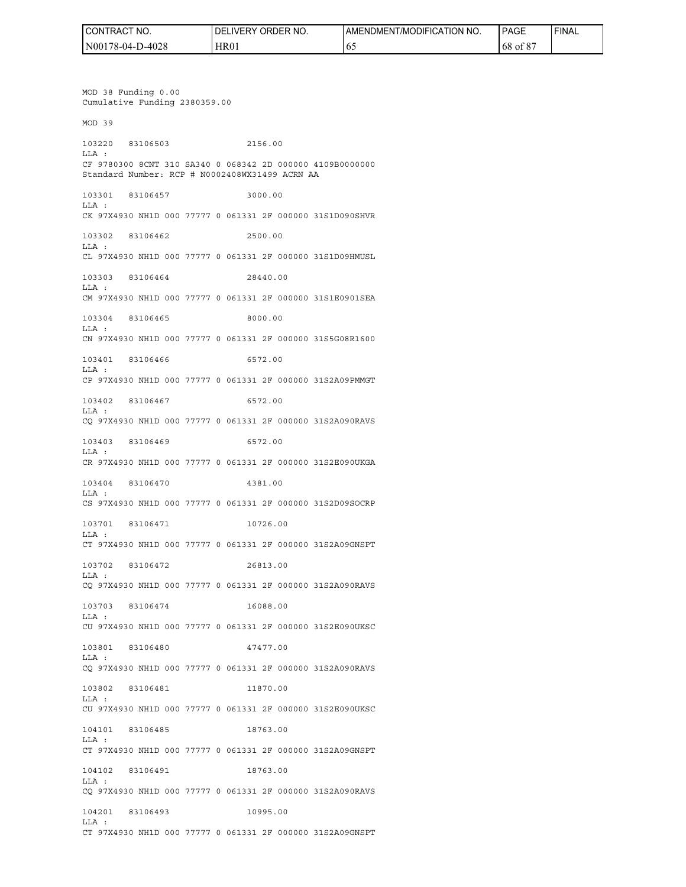MOD 38 Funding 0.00
Cumulative Funding 2380359.00

MOD 39

103220 83106503 2156.00
LLA :
CF 9780300 8CNT 310 SA340 0 068342 2D 000000 4109B0000000
Standard Number: RCP # N0002408WX31499 ACRN AA

103301 83106457 3000.00
LLA :
CK 97X4930 NH1D 000 77777 0 061331 2F 000000 31S1D090SHVR

103302 83106462 2500.00
LLA :
CL 97X4930 NH1D 000 77777 0 061331 2F 000000 31S1D09HMUSL

103303 83106464 28440.00
LLA :
CM 97X4930 NH1D 000 77777 0 061331 2F 000000 31S1E0901SEA

103304 83106465 8000.00
LLA :
CN 97X4930 NH1D 000 77777 0 061331 2F 000000 31S5G08R1600

103401 83106466 6572.00
LLA :
CP 97X4930 NH1D 000 77777 0 061331 2F 000000 31S2A09PMMGT

103402 83106467 6572.00
LLA :
CQ 97X4930 NH1D 000 77777 0 061331 2F 000000 31S2A090RAVS

103403 83106469 6572.00
LLA :
CR 97X4930 NH1D 000 77777 0 061331 2F 000000 31S2E090UKGA

103404 83106470 4381.00
LLA :
CS 97X4930 NH1D 000 77777 0 061331 2F 000000 31S2D09SOCRP

103701 83106471 10726.00
LLA :
CT 97X4930 NH1D 000 77777 0 061331 2F 000000 31S2A09GNSPT

103702 83106472 26813.00
LLA :
CQ 97X4930 NH1D 000 77777 0 061331 2F 000000 31S2A090RAVS

103703 83106474 16088.00
LLA :
CU 97X4930 NH1D 000 77777 0 061331 2F 000000 31S2E090UKSC

103801 83106480 47477.00
LLA :
CQ 97X4930 NH1D 000 77777 0 061331 2F 000000 31S2A090RAVS

103802 83106481 11870.00
LLA :
CU 97X4930 NH1D 000 77777 0 061331 2F 000000 31S2E090UKSC

104101 83106485 18763.00
LLA :
CT 97X4930 NH1D 000 77777 0 061331 2F 000000 31S2A09GNSPT

104102 83106491 18763.00
LLA :
CQ 97X4930 NH1D 000 77777 0 061331 2F 000000 31S2A090RAVS

104201 83106493 10995.00
LLA :
CT 97X4930 NH1D 000 77777 0 061331 2F 000000 31S2A09GNSPT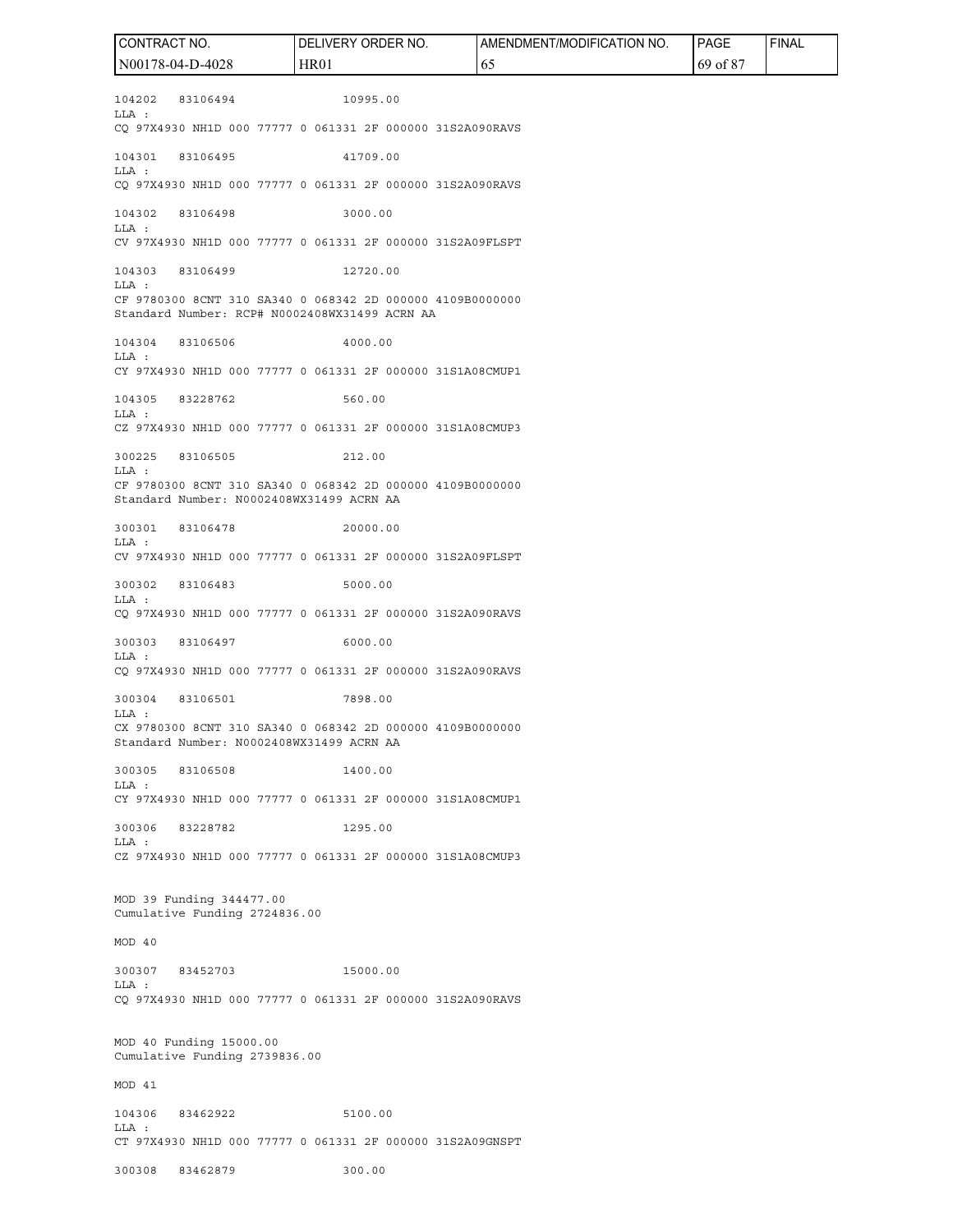```
104202   83106494             10995.00
LLA :
CQ 97X4930 NH1D 000 77777 0 061331 2F 000000 31S2A090RAVS

104301   83106495             41709.00
LLA :
CQ 97X4930 NH1D 000 77777 0 061331 2F 000000 31S2A090RAVS

104302   83106498             3000.00
LLA :
CV 97X4930 NH1D 000 77777 0 061331 2F 000000 31S2A09FLSPT

104303   83106499             12720.00
LLA :
CF 9780300 8CNT 310 SA340 0 068342 2D 000000 4109B0000000
Standard Number: RCP# N0002408WX31499 ACRN AA

104304   83106506             4000.00
LLA :
CY 97X4930 NH1D 000 77777 0 061331 2F 000000 31S1A08CMUP1

104305   83228762             560.00
LLA :
CZ 97X4930 NH1D 000 77777 0 061331 2F 000000 31S1A08CMUP3

300225   83106505             212.00
LLA :
CF 9780300 8CNT 310 SA340 0 068342 2D 000000 4109B0000000
Standard Number: N0002408WX31499 ACRN AA

300301   83106478             20000.00
LLA :
CV 97X4930 NH1D 000 77777 0 061331 2F 000000 31S2A09FLSPT

300302   83106483             5000.00
LLA :
CQ 97X4930 NH1D 000 77777 0 061331 2F 000000 31S2A090RAVS

300303   83106497             6000.00
LLA :
CQ 97X4930 NH1D 000 77777 0 061331 2F 000000 31S2A090RAVS

300304   83106501             7898.00
LLA :
CX 9780300 8CNT 310 SA340 0 068342 2D 000000 4109B0000000
Standard Number: N0002408WX31499 ACRN AA

300305   83106508             1400.00
LLA :
CY 97X4930 NH1D 000 77777 0 061331 2F 000000 31S1A08CMUP1

300306   83228782             1295.00
LLA :
CZ 97X4930 NH1D 000 77777 0 061331 2F 000000 31S1A08CMUP3


MOD 39 Funding 344477.00
Cumulative Funding 2724836.00

MOD 40

300307   83452703             15000.00
LLA :
CQ 97X4930 NH1D 000 77777 0 061331 2F 000000 31S2A090RAVS


MOD 40 Funding 15000.00
Cumulative Funding 2739836.00

MOD 41

104306   83462922             5100.00
LLA :
CT 97X4930 NH1D 000 77777 0 061331 2F 000000 31S2A09GNSPT

300308   83462879             300.00
```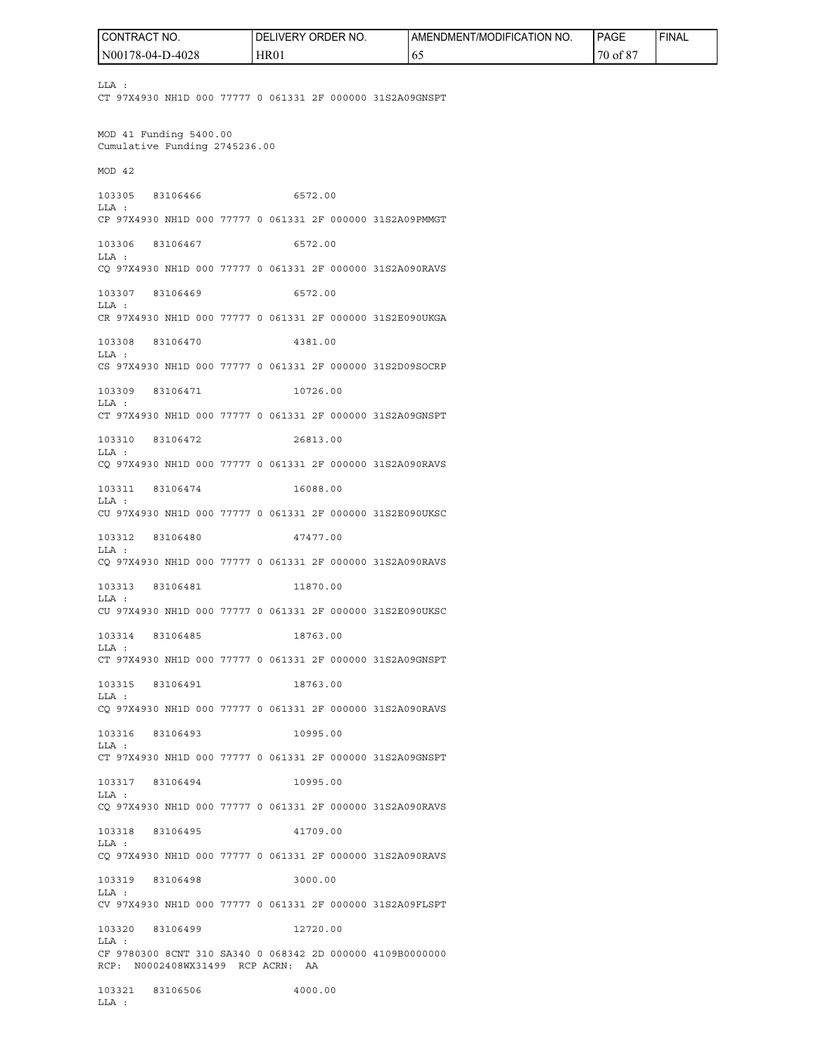LLA :
CT 97X4930 NH1D 000 77777 0 061331 2F 000000 31S2A09GNSPT

MOD 41 Funding 5400.00
Cumulative Funding 2745236.00

MOD 42

103305 83106466 6572.00
LLA :
CP 97X4930 NH1D 000 77777 0 061331 2F 000000 31S2A09PMMGT

103306 83106467 6572.00
LLA :
CQ 97X4930 NH1D 000 77777 0 061331 2F 000000 31S2A090RAVS

103307 83106469 6572.00
LLA :
CR 97X4930 NH1D 000 77777 0 061331 2F 000000 31S2E090UKGA

103308 83106470 4381.00
LLA :
CS 97X4930 NH1D 000 77777 0 061331 2F 000000 31S2D09SOCRP

103309 83106471 10726.00
LLA :
CT 97X4930 NH1D 000 77777 0 061331 2F 000000 31S2A09GNSPT

103310 83106472 26813.00
LLA :
CQ 97X4930 NH1D 000 77777 0 061331 2F 000000 31S2A090RAVS

103311 83106474 16088.00
LLA :
CU 97X4930 NH1D 000 77777 0 061331 2F 000000 31S2E090UKSC

103312 83106480 47477.00
LLA :
CQ 97X4930 NH1D 000 77777 0 061331 2F 000000 31S2A090RAVS

103313 83106481 11870.00
LLA :
CU 97X4930 NH1D 000 77777 0 061331 2F 000000 31S2E090UKSC

103314 83106485 18763.00
LLA :
CT 97X4930 NH1D 000 77777 0 061331 2F 000000 31S2A09GNSPT

103315 83106491 18763.00
LLA :
CQ 97X4930 NH1D 000 77777 0 061331 2F 000000 31S2A090RAVS

103316 83106493 10995.00
LLA :
CT 97X4930 NH1D 000 77777 0 061331 2F 000000 31S2A09GNSPT

103317 83106494 10995.00
LLA :
CQ 97X4930 NH1D 000 77777 0 061331 2F 000000 31S2A090RAVS

103318 83106495 41709.00
LLA :
CQ 97X4930 NH1D 000 77777 0 061331 2F 000000 31S2A090RAVS

103319 83106498 3000.00
LLA :
CV 97X4930 NH1D 000 77777 0 061331 2F 000000 31S2A09FLSPT

103320 83106499 12720.00
LLA :
CF 9780300 8CNT 310 SA340 0 068342 2D 000000 4109B0000000
RCP: N0002408WX31499 RCP ACRN: AA

103321 83106506 4000.00
LLA :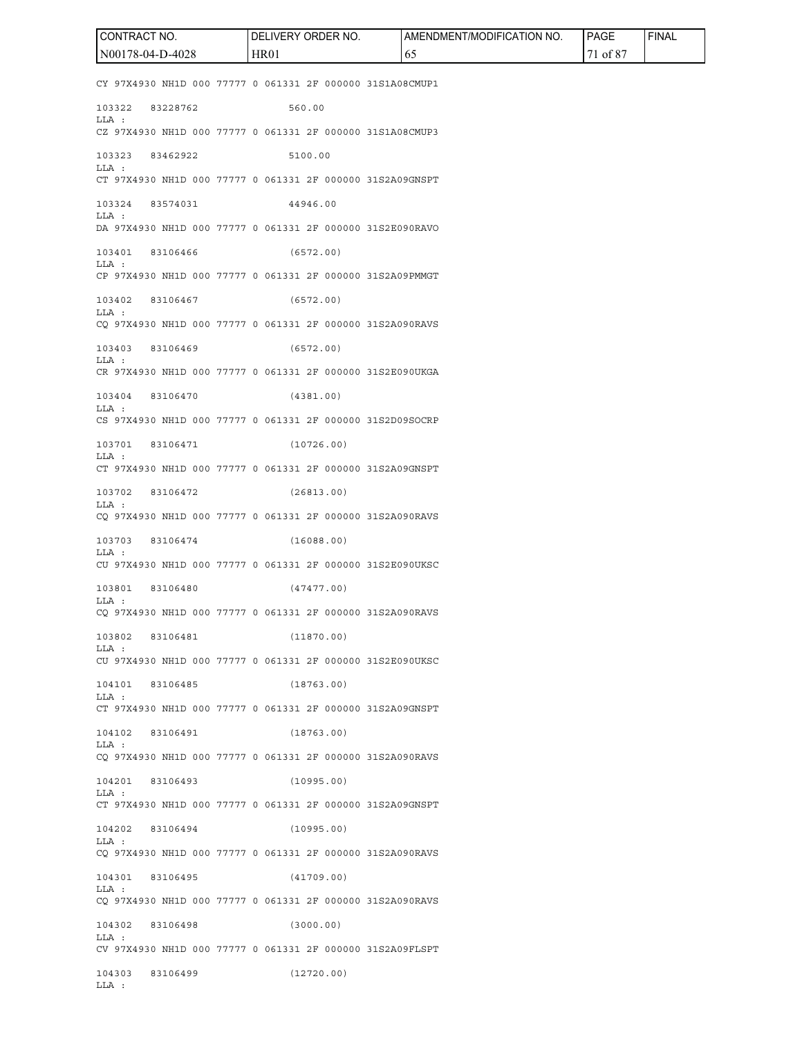```
CY 97X4930 NH1D 000 77777 0 061331 2F 000000 31S1A08CMUP1

103322   83228762              560.00
LLA :
CZ 97X4930 NH1D 000 77777 0 061331 2F 000000 31S1A08CMUP3

103323   83462922              5100.00
LLA :
CT 97X4930 NH1D 000 77777 0 061331 2F 000000 31S2A09GNSPT

103324   83574031              44946.00
LLA :
DA 97X4930 NH1D 000 77777 0 061331 2F 000000 31S2E090RAVO

103401   83106466              (6572.00)
LLA :
CP 97X4930 NH1D 000 77777 0 061331 2F 000000 31S2A09PMMGT

103402   83106467              (6572.00)
LLA :
CQ 97X4930 NH1D 000 77777 0 061331 2F 000000 31S2A090RAVS

103403   83106469              (6572.00)
LLA :
CR 97X4930 NH1D 000 77777 0 061331 2F 000000 31S2E090UKGA

103404   83106470              (4381.00)
LLA :
CS 97X4930 NH1D 000 77777 0 061331 2F 000000 31S2D09SOCRP

103701   83106471              (10726.00)
LLA :
CT 97X4930 NH1D 000 77777 0 061331 2F 000000 31S2A09GNSPT

103702   83106472              (26813.00)
LLA :
CQ 97X4930 NH1D 000 77777 0 061331 2F 000000 31S2A090RAVS

103703   83106474              (16088.00)
LLA :
CU 97X4930 NH1D 000 77777 0 061331 2F 000000 31S2E090UKSC

103801   83106480              (47477.00)
LLA :
CQ 97X4930 NH1D 000 77777 0 061331 2F 000000 31S2A090RAVS

103802   83106481              (11870.00)
LLA :
CU 97X4930 NH1D 000 77777 0 061331 2F 000000 31S2E090UKSC

104101   83106485              (18763.00)
LLA :
CT 97X4930 NH1D 000 77777 0 061331 2F 000000 31S2A09GNSPT

104102   83106491              (18763.00)
LLA :
CQ 97X4930 NH1D 000 77777 0 061331 2F 000000 31S2A090RAVS

104201   83106493              (10995.00)
LLA :
CT 97X4930 NH1D 000 77777 0 061331 2F 000000 31S2A09GNSPT

104202   83106494              (10995.00)
LLA :
CQ 97X4930 NH1D 000 77777 0 061331 2F 000000 31S2A090RAVS

104301   83106495              (41709.00)
LLA :
CQ 97X4930 NH1D 000 77777 0 061331 2F 000000 31S2A090RAVS

104302   83106498              (3000.00)
LLA :
CV 97X4930 NH1D 000 77777 0 061331 2F 000000 31S2A09FLSPT

104303   83106499              (12720.00)
LLA :
```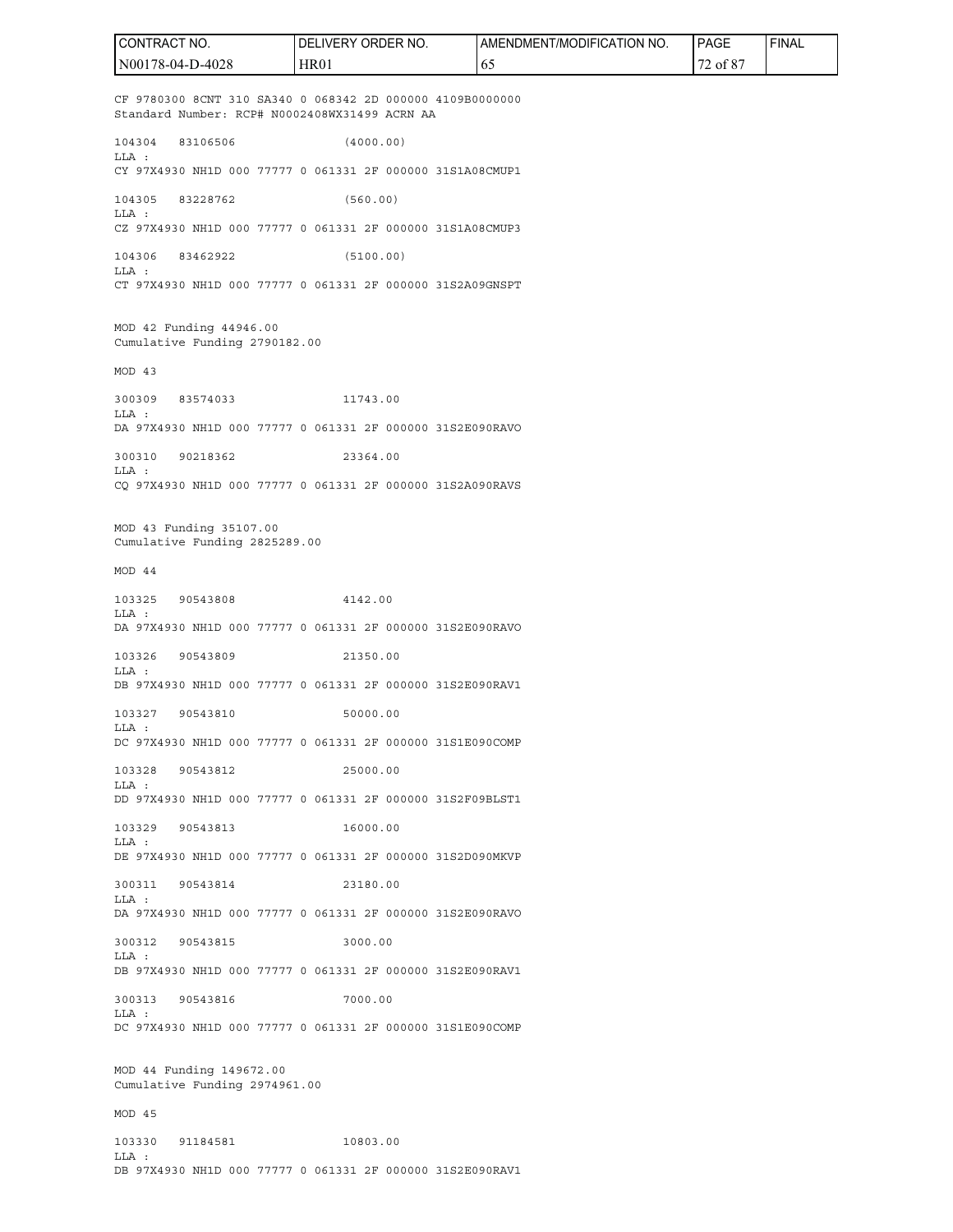CF 9780300 8CNT 310 SA340 0 068342 2D 000000 4109B0000000
Standard Number: RCP# N0002408WX31499 ACRN AA

104304 83106506 (4000.00)
LLA :
CY 97X4930 NH1D 000 77777 0 061331 2F 000000 31S1A08CMUP1

104305 83228762 (560.00)
LLA :
CZ 97X4930 NH1D 000 77777 0 061331 2F 000000 31S1A08CMUP3

104306 83462922 (5100.00)
LLA :
CT 97X4930 NH1D 000 77777 0 061331 2F 000000 31S2A09GNSPT

MOD 42 Funding 44946.00
Cumulative Funding 2790182.00

MOD 43

300309 83574033 11743.00
LLA :
DA 97X4930 NH1D 000 77777 0 061331 2F 000000 31S2E090RAVO

300310 90218362 23364.00
LLA :
CQ 97X4930 NH1D 000 77777 0 061331 2F 000000 31S2A090RAVS

MOD 43 Funding 35107.00
Cumulative Funding 2825289.00

MOD 44

103325 90543808 4142.00
LLA :
DA 97X4930 NH1D 000 77777 0 061331 2F 000000 31S2E090RAVO

103326 90543809 21350.00
LLA :
DB 97X4930 NH1D 000 77777 0 061331 2F 000000 31S2E090RAV1

103327 90543810 50000.00
LLA :
DC 97X4930 NH1D 000 77777 0 061331 2F 000000 31S1E090COMP

103328 90543812 25000.00
LLA :
DD 97X4930 NH1D 000 77777 0 061331 2F 000000 31S2F09BLST1

103329 90543813 16000.00
LLA :
DE 97X4930 NH1D 000 77777 0 061331 2F 000000 31S2D090MKVP

300311 90543814 23180.00
LLA :
DA 97X4930 NH1D 000 77777 0 061331 2F 000000 31S2E090RAVO

300312 90543815 3000.00
LLA :
DB 97X4930 NH1D 000 77777 0 061331 2F 000000 31S2E090RAV1

300313 90543816 7000.00
LLA :
DC 97X4930 NH1D 000 77777 0 061331 2F 000000 31S1E090COMP

MOD 44 Funding 149672.00
Cumulative Funding 2974961.00

MOD 45

103330 91184581 10803.00
LLA :
DB 97X4930 NH1D 000 77777 0 061331 2F 000000 31S2E090RAV1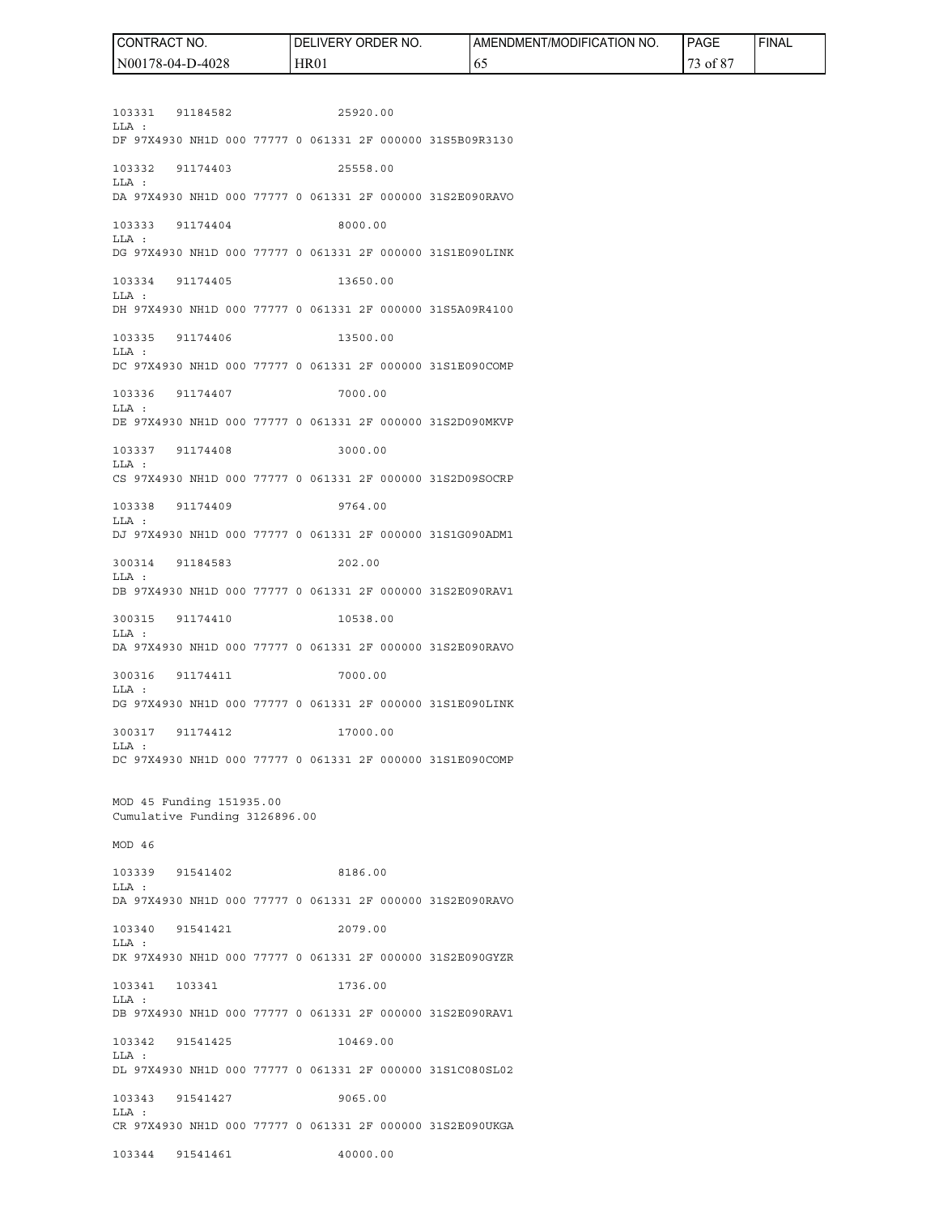103331 91184582 25920.00
LLA :
DF 97X4930 NH1D 000 77777 0 061331 2F 000000 31S5B09R3130

103332 91174403 25558.00
LLA :
DA 97X4930 NH1D 000 77777 0 061331 2F 000000 31S2E090RAVO

103333 91174404 8000.00
LLA :
DG 97X4930 NH1D 000 77777 0 061331 2F 000000 31S1E090LINK

103334 91174405 13650.00
LLA :
DH 97X4930 NH1D 000 77777 0 061331 2F 000000 31S5A09R4100

103335 91174406 13500.00
LLA :
DC 97X4930 NH1D 000 77777 0 061331 2F 000000 31S1E090COMP

103336 91174407 7000.00
LLA :
DE 97X4930 NH1D 000 77777 0 061331 2F 000000 31S2D090MKVP

103337 91174408 3000.00
LLA :
CS 97X4930 NH1D 000 77777 0 061331 2F 000000 31S2D09SOCRP

103338 91174409 9764.00
LLA :
DJ 97X4930 NH1D 000 77777 0 061331 2F 000000 31S1G090ADM1

300314 91184583 202.00
LLA :
DB 97X4930 NH1D 000 77777 0 061331 2F 000000 31S2E090RAV1

300315 91174410 10538.00
LLA :
DA 97X4930 NH1D 000 77777 0 061331 2F 000000 31S2E090RAVO

300316 91174411 7000.00
LLA :
DG 97X4930 NH1D 000 77777 0 061331 2F 000000 31S1E090LINK

300317 91174412 17000.00
LLA :
DC 97X4930 NH1D 000 77777 0 061331 2F 000000 31S1E090COMP

MOD 45 Funding 151935.00
Cumulative Funding 3126896.00

MOD 46

103339 91541402 8186.00
LLA :
DA 97X4930 NH1D 000 77777 0 061331 2F 000000 31S2E090RAVO

103340 91541421 2079.00
LLA :
DK 97X4930 NH1D 000 77777 0 061331 2F 000000 31S2E090GYZR

103341 103341 1736.00
LLA :
DB 97X4930 NH1D 000 77777 0 061331 2F 000000 31S2E090RAV1

103342 91541425 10469.00
LLA :
DL 97X4930 NH1D 000 77777 0 061331 2F 000000 31S1C080SL02

103343 91541427 9065.00
LLA :
CR 97X4930 NH1D 000 77777 0 061331 2F 000000 31S2E090UKGA

103344 91541461 40000.00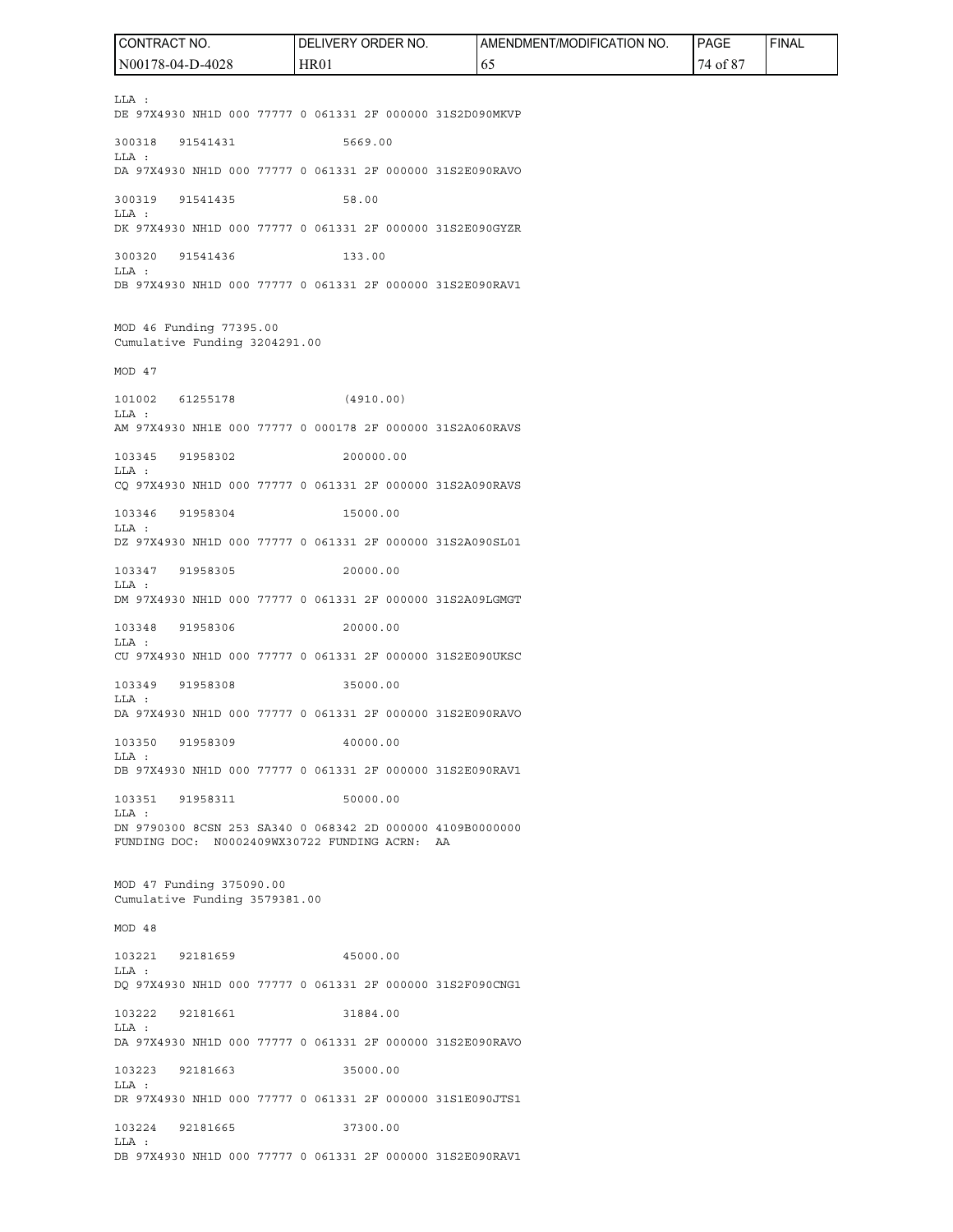LLA :
DE 97X4930 NH1D 000 77777 0 061331 2F 000000 31S2D090MKVP

300318 91541431 5669.00
LLA :
DA 97X4930 NH1D 000 77777 0 061331 2F 000000 31S2E090RAVO

300319 91541435 58.00
LLA :
DK 97X4930 NH1D 000 77777 0 061331 2F 000000 31S2E090GYZR

300320 91541436 133.00
LLA :
DB 97X4930 NH1D 000 77777 0 061331 2F 000000 31S2E090RAV1

MOD 46 Funding 77395.00
Cumulative Funding 3204291.00

MOD 47

101002 61255178 (4910.00)
LLA :
AM 97X4930 NH1E 000 77777 0 000178 2F 000000 31S2A060RAVS

103345 91958302 200000.00
LLA :
CQ 97X4930 NH1D 000 77777 0 061331 2F 000000 31S2A090RAVS

103346 91958304 15000.00
LLA :
DZ 97X4930 NH1D 000 77777 0 061331 2F 000000 31S2A090SL01

103347 91958305 20000.00
LLA :
DM 97X4930 NH1D 000 77777 0 061331 2F 000000 31S2A09LGMGT

103348 91958306 20000.00
LLA :
CU 97X4930 NH1D 000 77777 0 061331 2F 000000 31S2E090UKSC

103349 91958308 35000.00
LLA :
DA 97X4930 NH1D 000 77777 0 061331 2F 000000 31S2E090RAVO

103350 91958309 40000.00
LLA :
DB 97X4930 NH1D 000 77777 0 061331 2F 000000 31S2E090RAV1

103351 91958311 50000.00
LLA :
DN 9790300 8CSN 253 SA340 0 068342 2D 000000 4109B0000000
FUNDING DOC: N0002409WX30722 FUNDING ACRN: AA

MOD 47 Funding 375090.00
Cumulative Funding 3579381.00

MOD 48

103221 92181659 45000.00
LLA :
DQ 97X4930 NH1D 000 77777 0 061331 2F 000000 31S2F090CNG1

103222 92181661 31884.00
LLA :
DA 97X4930 NH1D 000 77777 0 061331 2F 000000 31S2E090RAVO

103223 92181663 35000.00
LLA :
DR 97X4930 NH1D 000 77777 0 061331 2F 000000 31S1E090JTS1

103224 92181665 37300.00
LLA :
DB 97X4930 NH1D 000 77777 0 061331 2F 000000 31S2E090RAV1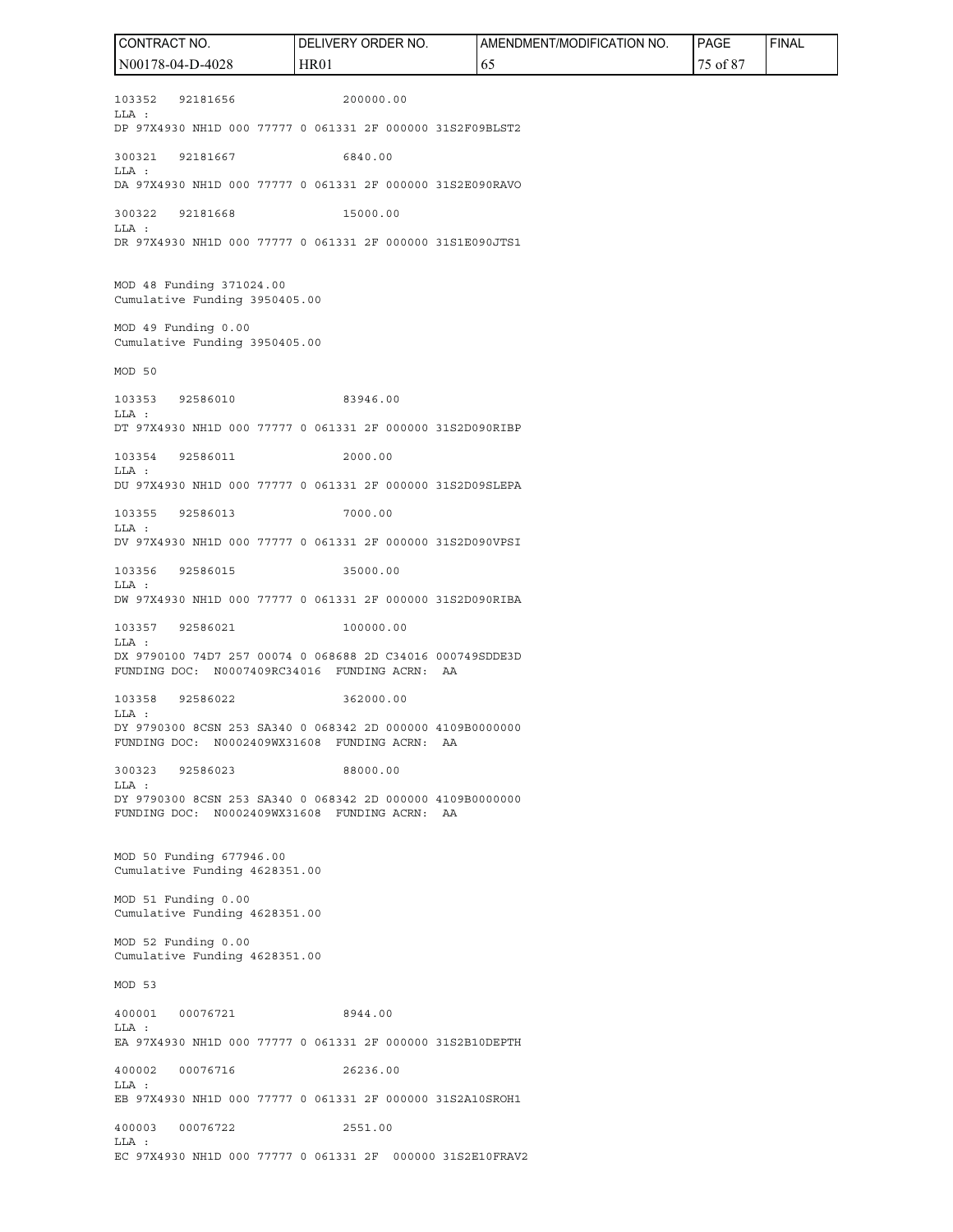103352 92181656 200000.00
LLA :
DP 97X4930 NH1D 000 77777 0 061331 2F 000000 31S2F09BLST2

300321 92181667 6840.00
LLA :
DA 97X4930 NH1D 000 77777 0 061331 2F 000000 31S2E090RAVO

300322 92181668 15000.00
LLA :
DR 97X4930 NH1D 000 77777 0 061331 2F 000000 31S1E090JTS1

MOD 48 Funding 371024.00
Cumulative Funding 3950405.00

MOD 49 Funding 0.00
Cumulative Funding 3950405.00

MOD 50

103353 92586010 83946.00
LLA :
DT 97X4930 NH1D 000 77777 0 061331 2F 000000 31S2D090RIBP

103354 92586011 2000.00
LLA :
DU 97X4930 NH1D 000 77777 0 061331 2F 000000 31S2D09SLEPA

103355 92586013 7000.00
LLA :
DV 97X4930 NH1D 000 77777 0 061331 2F 000000 31S2D090VPSI

103356 92586015 35000.00
LLA :
DW 97X4930 NH1D 000 77777 0 061331 2F 000000 31S2D090RIBA

103357 92586021 100000.00
LLA :
DX 9790100 74D7 257 00074 0 068688 2D C34016 000749SDDE3D
FUNDING DOC: N0007409RC34016 FUNDING ACRN: AA

103358 92586022 362000.00
LLA :
DY 9790300 8CSN 253 SA340 0 068342 2D 000000 4109B0000000
FUNDING DOC: N0002409WX31608 FUNDING ACRN: AA

300323 92586023 88000.00
LLA :
DY 9790300 8CSN 253 SA340 0 068342 2D 000000 4109B0000000
FUNDING DOC: N0002409WX31608 FUNDING ACRN: AA

MOD 50 Funding 677946.00
Cumulative Funding 4628351.00

MOD 51 Funding 0.00
Cumulative Funding 4628351.00

MOD 52 Funding 0.00
Cumulative Funding 4628351.00

MOD 53

400001 00076721 8944.00
LLA :
EA 97X4930 NH1D 000 77777 0 061331 2F 000000 31S2B10DEPTH

400002 00076716 26236.00
LLA :
EB 97X4930 NH1D 000 77777 0 061331 2F 000000 31S2A10SROH1

400003 00076722 2551.00
LLA :
EC 97X4930 NH1D 000 77777 0 061331 2F 000000 31S2E10FRAV2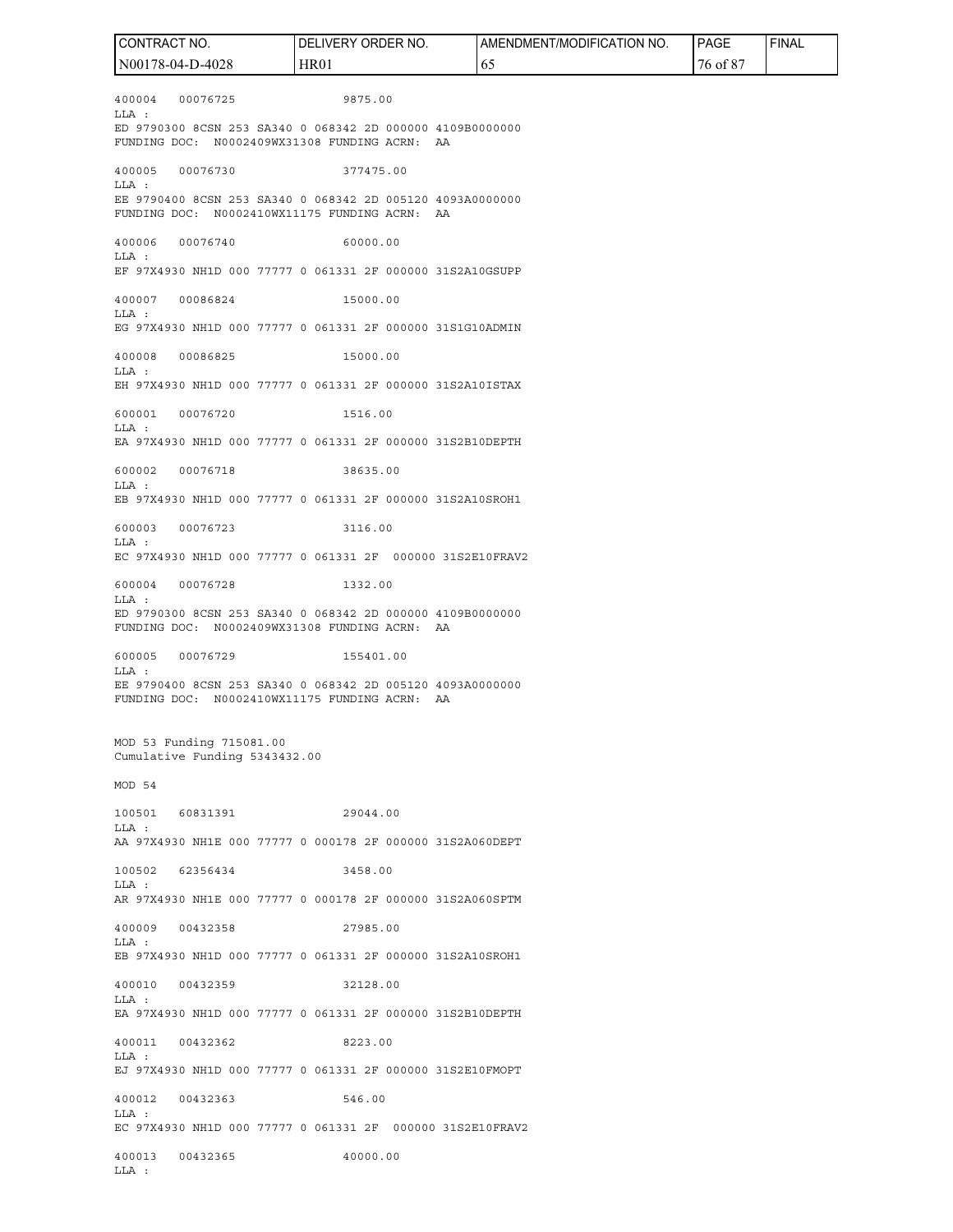400004 00076725 9875.00
LLA :
ED 9790300 8CSN 253 SA340 0 068342 2D 000000 4109B0000000
FUNDING DOC: N0002409WX31308 FUNDING ACRN: AA

400005 00076730 377475.00
LLA :
EE 9790400 8CSN 253 SA340 0 068342 2D 005120 4093A0000000
FUNDING DOC: N0002410WX11175 FUNDING ACRN: AA

400006 00076740 60000.00
LLA :
EF 97X4930 NH1D 000 77777 0 061331 2F 000000 31S2A10GSUPP

400007 00086824 15000.00
LLA :
EG 97X4930 NH1D 000 77777 0 061331 2F 000000 31S1G10ADMIN

400008 00086825 15000.00
LLA :
EH 97X4930 NH1D 000 77777 0 061331 2F 000000 31S2A10ISTAX

600001 00076720 1516.00
LLA :
EA 97X4930 NH1D 000 77777 0 061331 2F 000000 31S2B10DEPTH

600002 00076718 38635.00
LLA :
EB 97X4930 NH1D 000 77777 0 061331 2F 000000 31S2A10SROH1

600003 00076723 3116.00
LLA :
EC 97X4930 NH1D 000 77777 0 061331 2F 000000 31S2E10FRAV2

600004 00076728 1332.00
LLA :
ED 9790300 8CSN 253 SA340 0 068342 2D 000000 4109B0000000
FUNDING DOC: N0002409WX31308 FUNDING ACRN: AA

600005 00076729 155401.00
LLA :
EE 9790400 8CSN 253 SA340 0 068342 2D 005120 4093A0000000
FUNDING DOC: N0002410WX11175 FUNDING ACRN: AA

MOD 53 Funding 715081.00
Cumulative Funding 5343432.00

MOD 54

100501 60831391 29044.00
LLA :
AA 97X4930 NH1E 000 77777 0 000178 2F 000000 31S2A060DEPT

100502 62356434 3458.00
LLA :
AR 97X4930 NH1E 000 77777 0 000178 2F 000000 31S2A060SPTM

400009 00432358 27985.00
LLA :
EB 97X4930 NH1D 000 77777 0 061331 2F 000000 31S2A10SROH1

400010 00432359 32128.00
LLA :
EA 97X4930 NH1D 000 77777 0 061331 2F 000000 31S2B10DEPTH

400011 00432362 8223.00
LLA :
EJ 97X4930 NH1D 000 77777 0 061331 2F 000000 31S2E10FMOPT

400012 00432363 546.00
LLA :
EC 97X4930 NH1D 000 77777 0 061331 2F 000000 31S2E10FRAV2

400013 00432365 40000.00
LLA :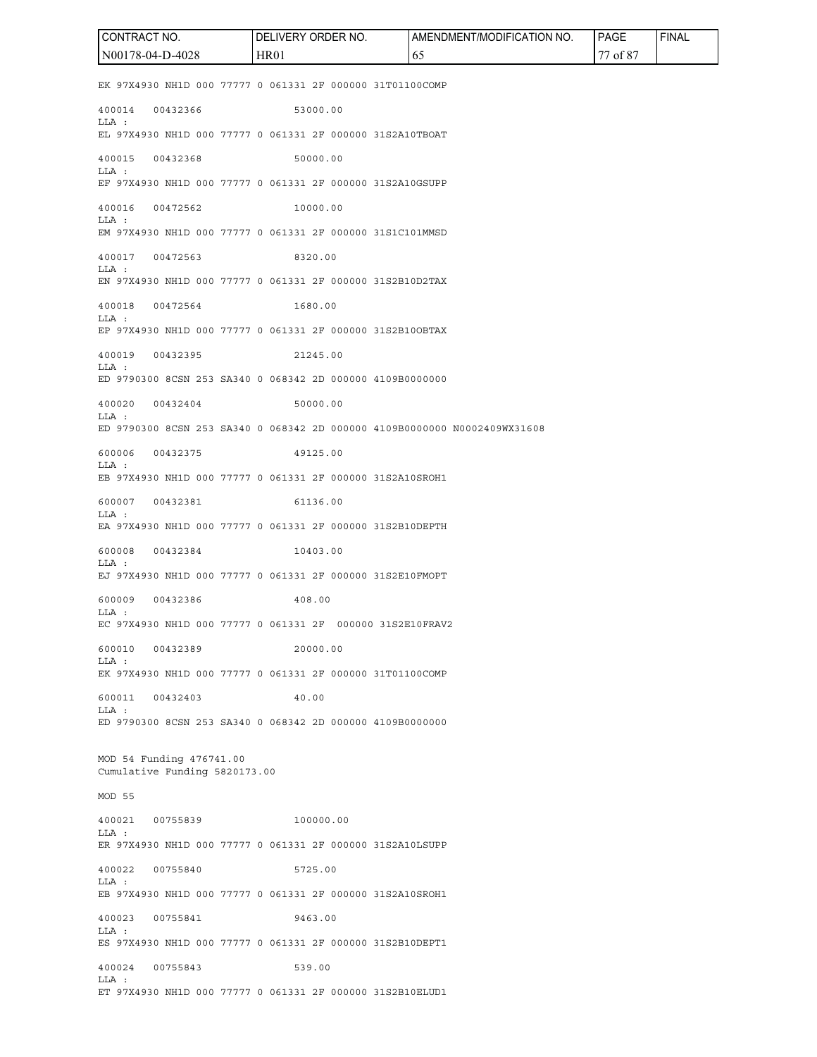EK 97X4930 NH1D 000 77777 0 061331 2F 000000 31T01100COMP

400014 00432366 53000.00
LLA :
EL 97X4930 NH1D 000 77777 0 061331 2F 000000 31S2A10TBOAT

400015 00432368 50000.00
LLA :
EF 97X4930 NH1D 000 77777 0 061331 2F 000000 31S2A10GSUPP

400016 00472562 10000.00
LLA :
EM 97X4930 NH1D 000 77777 0 061331 2F 000000 31S1C101MMSD

400017 00472563 8320.00
LLA :
EN 97X4930 NH1D 000 77777 0 061331 2F 000000 31S2B10D2TAX

400018 00472564 1680.00
LLA :
EP 97X4930 NH1D 000 77777 0 061331 2F 000000 31S2B10OBTAX

400019 00432395 21245.00
LLA :
ED 9790300 8CSN 253 SA340 0 068342 2D 000000 4109B0000000

400020 00432404 50000.00
LLA :
ED 9790300 8CSN 253 SA340 0 068342 2D 000000 4109B0000000 N0002409WX31608

600006 00432375 49125.00
LLA :
EB 97X4930 NH1D 000 77777 0 061331 2F 000000 31S2A10SROH1

600007 00432381 61136.00
LLA :
EA 97X4930 NH1D 000 77777 0 061331 2F 000000 31S2B10DEPTH

600008 00432384 10403.00
LLA :
EJ 97X4930 NH1D 000 77777 0 061331 2F 000000 31S2E10FMOPT

600009 00432386 408.00
LLA :
EC 97X4930 NH1D 000 77777 0 061331 2F 000000 31S2E10FRAV2

600010 00432389 20000.00
LLA :
EK 97X4930 NH1D 000 77777 0 061331 2F 000000 31T01100COMP

600011 00432403 40.00
LLA :
ED 9790300 8CSN 253 SA340 0 068342 2D 000000 4109B0000000

MOD 54 Funding 476741.00
Cumulative Funding 5820173.00

MOD 55

400021 00755839 100000.00
LLA :
ER 97X4930 NH1D 000 77777 0 061331 2F 000000 31S2A10LSUPP

400022 00755840 5725.00
LLA :
EB 97X4930 NH1D 000 77777 0 061331 2F 000000 31S2A10SROH1

400023 00755841 9463.00
LLA :
ES 97X4930 NH1D 000 77777 0 061331 2F 000000 31S2B10DEPT1

400024 00755843 539.00
LLA :
ET 97X4930 NH1D 000 77777 0 061331 2F 000000 31S2B10ELUD1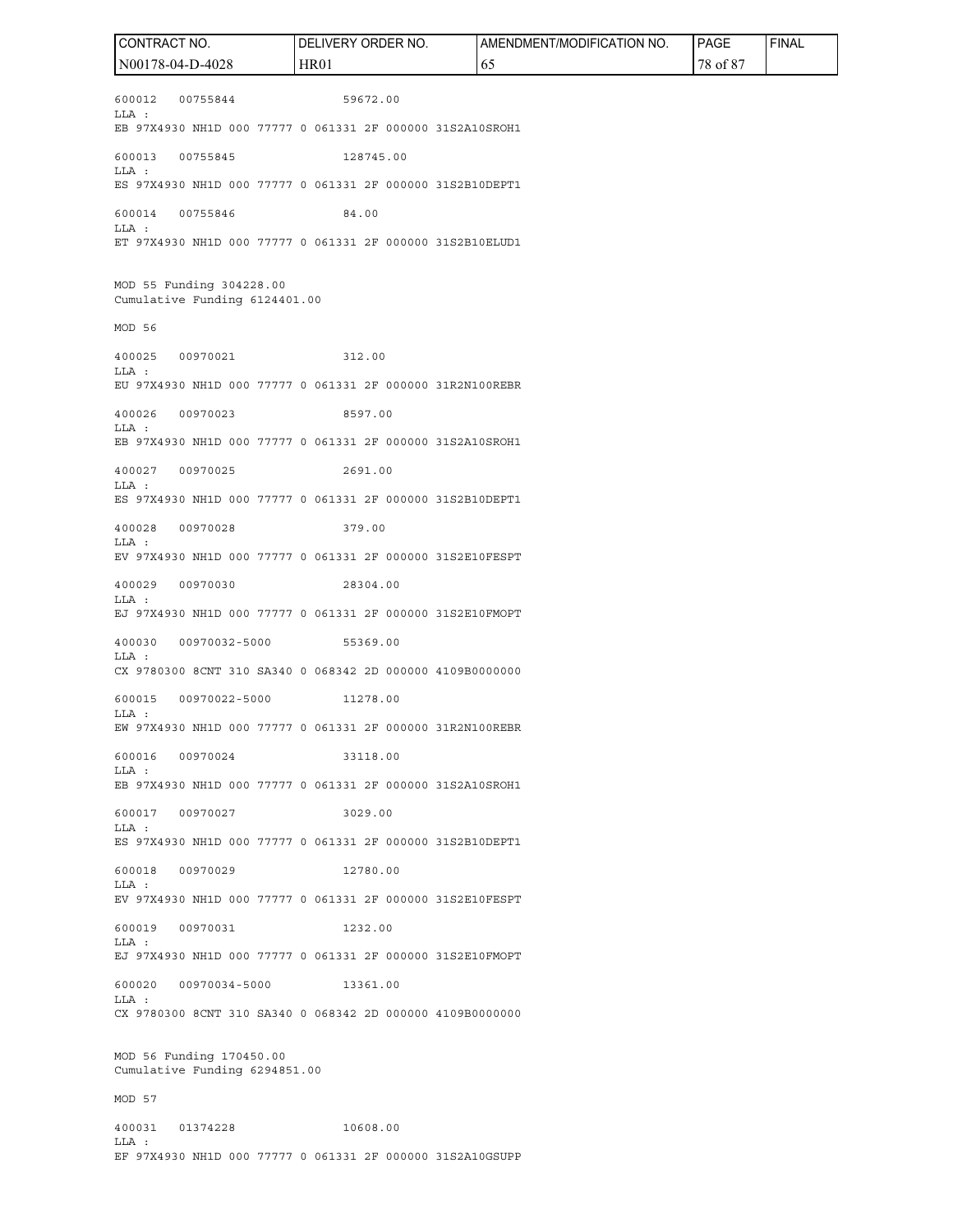600012    00755844              59672.00
LLA :
EB 97X4930 NH1D 000 77777 0 061331 2F 000000 31S2A10SROH1

600013    00755845              128745.00
LLA :
ES 97X4930 NH1D 000 77777 0 061331 2F 000000 31S2B10DEPT1

600014    00755846              84.00
LLA :
ET 97X4930 NH1D 000 77777 0 061331 2F 000000 31S2B10ELUD1

MOD 55 Funding 304228.00
Cumulative Funding 6124401.00

MOD 56

400025    00970021              312.00
LLA :
EU 97X4930 NH1D 000 77777 0 061331 2F 000000 31R2N100REBR

400026    00970023              8597.00
LLA :
EB 97X4930 NH1D 000 77777 0 061331 2F 000000 31S2A10SROH1

400027    00970025              2691.00
LLA :
ES 97X4930 NH1D 000 77777 0 061331 2F 000000 31S2B10DEPT1

400028    00970028              379.00
LLA :
EV 97X4930 NH1D 000 77777 0 061331 2F 000000 31S2E10FESPT

400029    00970030              28304.00
LLA :
EJ 97X4930 NH1D 000 77777 0 061331 2F 000000 31S2E10FMOPT

400030    00970032-5000         55369.00
LLA :
CX 9780300 8CNT 310 SA340 0 068342 2D 000000 4109B0000000

600015    00970022-5000         11278.00
LLA :
EW 97X4930 NH1D 000 77777 0 061331 2F 000000 31R2N100REBR

600016    00970024              33118.00
LLA :
EB 97X4930 NH1D 000 77777 0 061331 2F 000000 31S2A10SROH1

600017    00970027              3029.00
LLA :
ES 97X4930 NH1D 000 77777 0 061331 2F 000000 31S2B10DEPT1

600018    00970029              12780.00
LLA :
EV 97X4930 NH1D 000 77777 0 061331 2F 000000 31S2E10FESPT

600019    00970031              1232.00
LLA :
EJ 97X4930 NH1D 000 77777 0 061331 2F 000000 31S2E10FMOPT

600020    00970034-5000         13361.00
LLA :
CX 9780300 8CNT 310 SA340 0 068342 2D 000000 4109B0000000

MOD 56 Funding 170450.00
Cumulative Funding 6294851.00

MOD 57

400031    01374228              10608.00
LLA :
EF 97X4930 NH1D 000 77777 0 061331 2F 000000 31S2A10GSUPP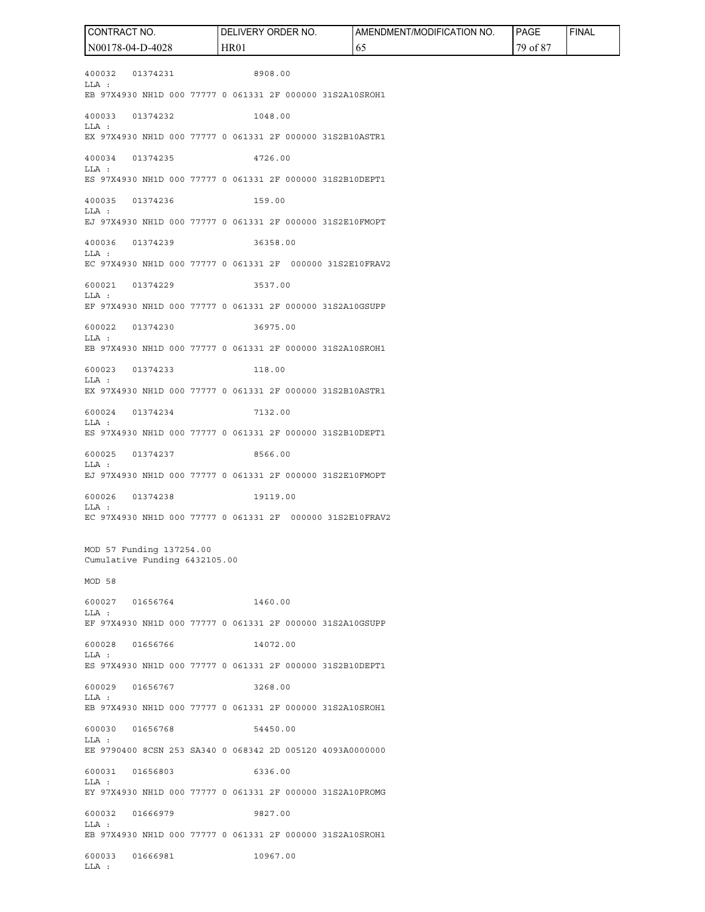400032 01374231 8908.00
LLA :
EB 97X4930 NH1D 000 77777 0 061331 2F 000000 31S2A10SROH1

400033 01374232 1048.00
LLA :
EX 97X4930 NH1D 000 77777 0 061331 2F 000000 31S2B10ASTR1

400034 01374235 4726.00
LLA :
ES 97X4930 NH1D 000 77777 0 061331 2F 000000 31S2B10DEPT1

400035 01374236 159.00
LLA :
EJ 97X4930 NH1D 000 77777 0 061331 2F 000000 31S2E10FMOPT

400036 01374239 36358.00
LLA :
EC 97X4930 NH1D 000 77777 0 061331 2F 000000 31S2E10FRAV2

600021 01374229 3537.00
LLA :
EF 97X4930 NH1D 000 77777 0 061331 2F 000000 31S2A10GSUPP

600022 01374230 36975.00
LLA :
EB 97X4930 NH1D 000 77777 0 061331 2F 000000 31S2A10SROH1

600023 01374233 118.00
LLA :
EX 97X4930 NH1D 000 77777 0 061331 2F 000000 31S2B10ASTR1

600024 01374234 7132.00
LLA :
ES 97X4930 NH1D 000 77777 0 061331 2F 000000 31S2B10DEPT1

600025 01374237 8566.00
LLA :
EJ 97X4930 NH1D 000 77777 0 061331 2F 000000 31S2E10FMOPT

600026 01374238 19119.00
LLA :
EC 97X4930 NH1D 000 77777 0 061331 2F 000000 31S2E10FRAV2

MOD 57 Funding 137254.00
Cumulative Funding 6432105.00

MOD 58

600027 01656764 1460.00
LLA :
EF 97X4930 NH1D 000 77777 0 061331 2F 000000 31S2A10GSUPP

600028 01656766 14072.00
LLA :
ES 97X4930 NH1D 000 77777 0 061331 2F 000000 31S2B10DEPT1

600029 01656767 3268.00
LLA :
EB 97X4930 NH1D 000 77777 0 061331 2F 000000 31S2A10SROH1

600030 01656768 54450.00
LLA :
EE 9790400 8CSN 253 SA340 0 068342 2D 005120 4093A0000000

600031 01656803 6336.00
LLA :
EY 97X4930 NH1D 000 77777 0 061331 2F 000000 31S2A10PROMG

600032 01666979 9827.00
LLA :
EB 97X4930 NH1D 000 77777 0 061331 2F 000000 31S2A10SROH1

600033 01666981 10967.00
LLA :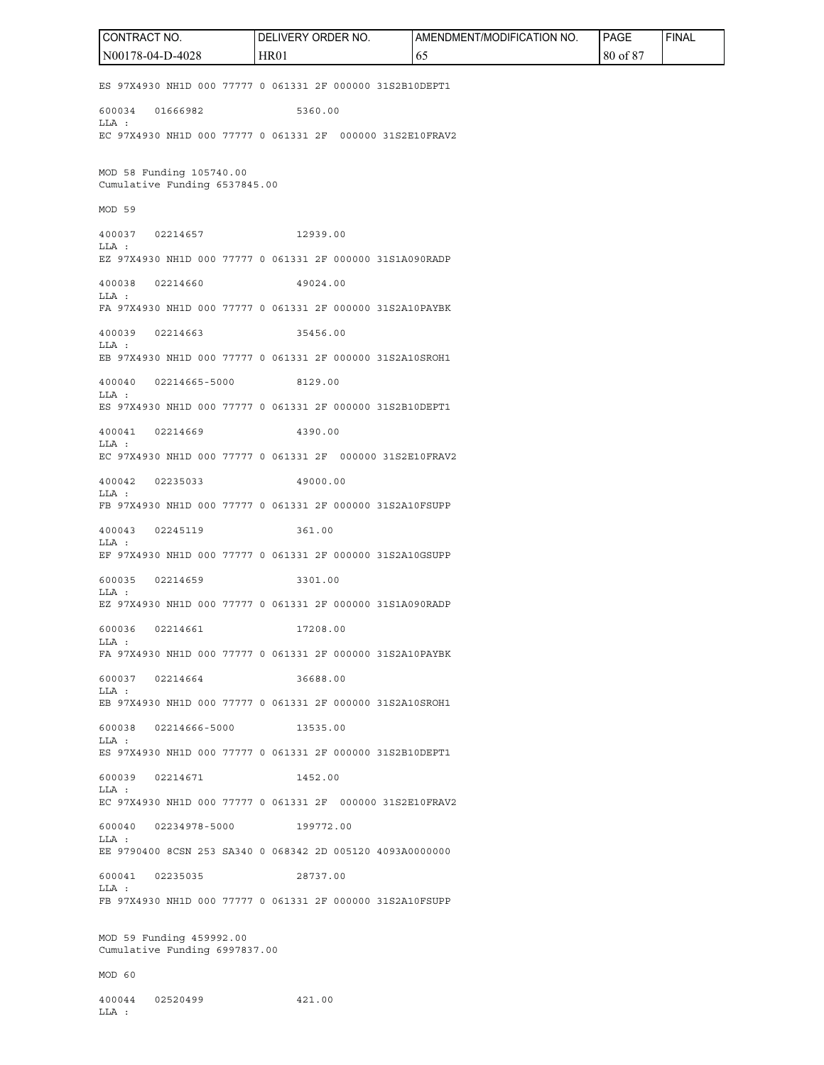ES 97X4930 NH1D 000 77777 0 061331 2F 000000 31S2B10DEPT1

600034 01666982 5360.00
LLA :
EC 97X4930 NH1D 000 77777 0 061331 2F 000000 31S2E10FRAV2

MOD 58 Funding 105740.00
Cumulative Funding 6537845.00

MOD 59

400037 02214657 12939.00
LLA :
EZ 97X4930 NH1D 000 77777 0 061331 2F 000000 31S1A090RADP

400038 02214660 49024.00
LLA :
FA 97X4930 NH1D 000 77777 0 061331 2F 000000 31S2A10PAYBK

400039 02214663 35456.00
LLA :
EB 97X4930 NH1D 000 77777 0 061331 2F 000000 31S2A10SROH1

400040 02214665-5000 8129.00
LLA :
ES 97X4930 NH1D 000 77777 0 061331 2F 000000 31S2B10DEPT1

400041 02214669 4390.00
LLA :
EC 97X4930 NH1D 000 77777 0 061331 2F 000000 31S2E10FRAV2

400042 02235033 49000.00
LLA :
FB 97X4930 NH1D 000 77777 0 061331 2F 000000 31S2A10FSUPP

400043 02245119 361.00
LLA :
EF 97X4930 NH1D 000 77777 0 061331 2F 000000 31S2A10GSUPP

600035 02214659 3301.00
LLA :
EZ 97X4930 NH1D 000 77777 0 061331 2F 000000 31S1A090RADP

600036 02214661 17208.00
LLA :
FA 97X4930 NH1D 000 77777 0 061331 2F 000000 31S2A10PAYBK

600037 02214664 36688.00
LLA :
EB 97X4930 NH1D 000 77777 0 061331 2F 000000 31S2A10SROH1

600038 02214666-5000 13535.00
LLA :
ES 97X4930 NH1D 000 77777 0 061331 2F 000000 31S2B10DEPT1

600039 02214671 1452.00
LLA :
EC 97X4930 NH1D 000 77777 0 061331 2F 000000 31S2E10FRAV2

600040 02234978-5000 199772.00
LLA :
EE 9790400 8CSN 253 SA340 0 068342 2D 005120 4093A0000000

600041 02235035 28737.00
LLA :
FB 97X4930 NH1D 000 77777 0 061331 2F 000000 31S2A10FSUPP

MOD 59 Funding 459992.00
Cumulative Funding 6997837.00

MOD 60

400044 02520499 421.00
LLA :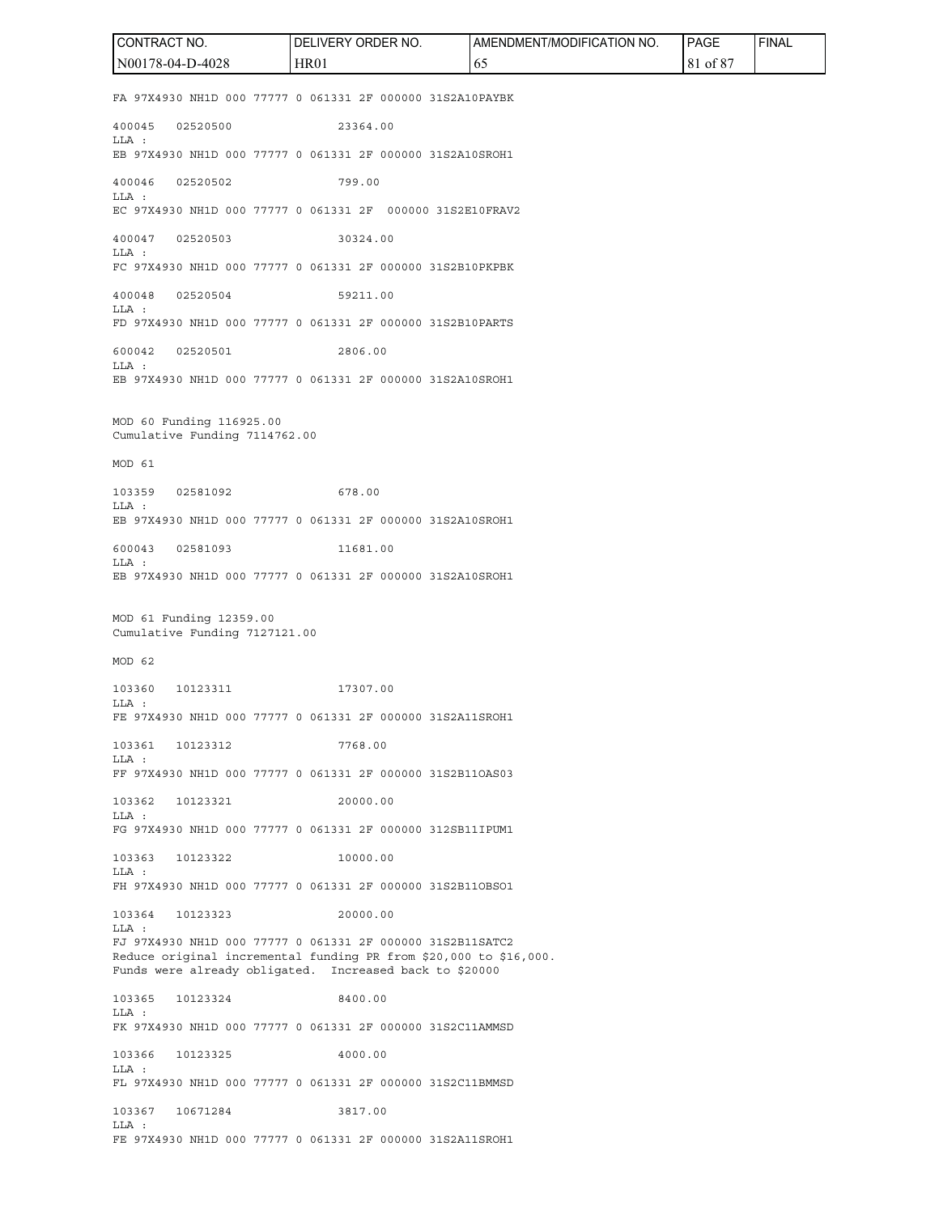FA 97X4930 NH1D 000 77777 0 061331 2F 000000 31S2A10PAYBK

400045   02520500   23364.00
LLA :
EB 97X4930 NH1D 000 77777 0 061331 2F 000000 31S2A10SROH1

400046   02520502   799.00
LLA :
EC 97X4930 NH1D 000 77777 0 061331 2F  000000 31S2E10FRAV2

400047   02520503   30324.00
LLA :
FC 97X4930 NH1D 000 77777 0 061331 2F 000000 31S2B10PKPBK

400048   02520504   59211.00
LLA :
FD 97X4930 NH1D 000 77777 0 061331 2F 000000 31S2B10PARTS

600042   02520501   2806.00
LLA :
EB 97X4930 NH1D 000 77777 0 061331 2F 000000 31S2A10SROH1

MOD 60 Funding 116925.00
Cumulative Funding 7114762.00

MOD 61

103359   02581092   678.00
LLA :
EB 97X4930 NH1D 000 77777 0 061331 2F 000000 31S2A10SROH1

600043   02581093   11681.00
LLA :
EB 97X4930 NH1D 000 77777 0 061331 2F 000000 31S2A10SROH1

MOD 61 Funding 12359.00
Cumulative Funding 7127121.00

MOD 62

103360   10123311   17307.00
LLA :
FE 97X4930 NH1D 000 77777 0 061331 2F 000000 31S2A11SROH1

103361   10123312   7768.00
LLA :
FF 97X4930 NH1D 000 77777 0 061331 2F 000000 31S2B11OAS03

103362   10123321   20000.00
LLA :
FG 97X4930 NH1D 000 77777 0 061331 2F 000000 312SB11IPUM1

103363   10123322   10000.00
LLA :
FH 97X4930 NH1D 000 77777 0 061331 2F 000000 31S2B11OBSO1

103364   10123323   20000.00
LLA :
FJ 97X4930 NH1D 000 77777 0 061331 2F 000000 31S2B11SATC2
Reduce original incremental funding PR from $20,000 to $16,000.
Funds were already obligated.  Increased back to $20000

103365   10123324   8400.00
LLA :
FK 97X4930 NH1D 000 77777 0 061331 2F 000000 31S2C11AMMSD

103366   10123325   4000.00
LLA :
FL 97X4930 NH1D 000 77777 0 061331 2F 000000 31S2C11BMMSD

103367   10671284   3817.00
LLA :
FE 97X4930 NH1D 000 77777 0 061331 2F 000000 31S2A11SROH1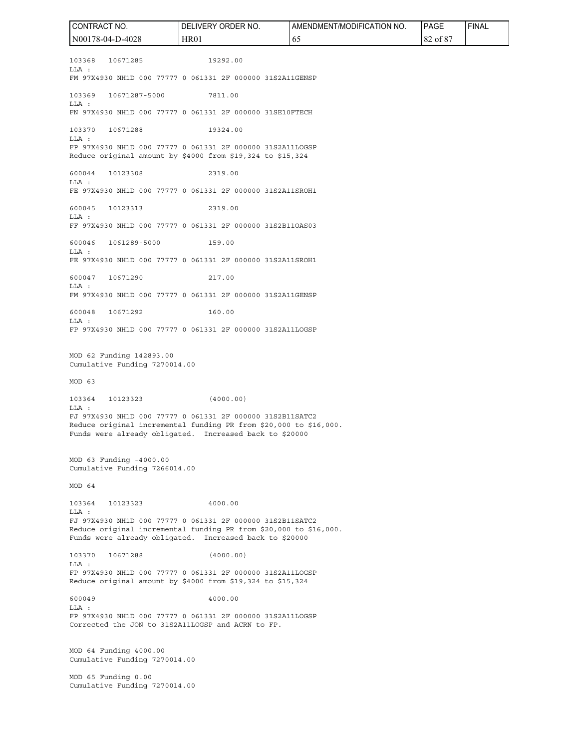103368 10671285 19292.00
LLA :
FM 97X4930 NH1D 000 77777 0 061331 2F 000000 31S2A11GENSP

103369 10671287-5000 7811.00
LLA :
FN 97X4930 NH1D 000 77777 0 061331 2F 000000 31SE10FTECH

103370 10671288 19324.00
LLA :
FP 97X4930 NH1D 000 77777 0 061331 2F 000000 31S2A11LOGSP
Reduce original amount by $4000 from $19,324 to $15,324

600044 10123308 2319.00
LLA :
FE 97X4930 NH1D 000 77777 0 061331 2F 000000 31S2A11SROH1

600045 10123313 2319.00
LLA :
FF 97X4930 NH1D 000 77777 0 061331 2F 000000 31S2B11OAS03

600046 1061289-5000 159.00
LLA :
FE 97X4930 NH1D 000 77777 0 061331 2F 000000 31S2A11SROH1

600047 10671290 217.00
LLA :
FM 97X4930 NH1D 000 77777 0 061331 2F 000000 31S2A11GENSP

600048 10671292 160.00
LLA :
FP 97X4930 NH1D 000 77777 0 061331 2F 000000 31S2A11LOGSP

MOD 62 Funding 142893.00
Cumulative Funding 7270014.00

MOD 63

103364 10123323 (4000.00)
LLA :
FJ 97X4930 NH1D 000 77777 0 061331 2F 000000 31S2B11SATC2
Reduce original incremental funding PR from $20,000 to $16,000.
Funds were already obligated. Increased back to $20000

MOD 63 Funding -4000.00
Cumulative Funding 7266014.00

MOD 64

103364 10123323 4000.00
LLA :
FJ 97X4930 NH1D 000 77777 0 061331 2F 000000 31S2B11SATC2
Reduce original incremental funding PR from $20,000 to $16,000.
Funds were already obligated. Increased back to $20000

103370 10671288 (4000.00)
LLA :
FP 97X4930 NH1D 000 77777 0 061331 2F 000000 31S2A11LOGSP
Reduce original amount by $4000 from $19,324 to $15,324

600049 4000.00
LLA :
FP 97X4930 NH1D 000 77777 0 061331 2F 000000 31S2A11LOGSP
Corrected the JON to 31S2A11LOGSP and ACRN to FP.

MOD 64 Funding 4000.00
Cumulative Funding 7270014.00

MOD 65 Funding 0.00
Cumulative Funding 7270014.00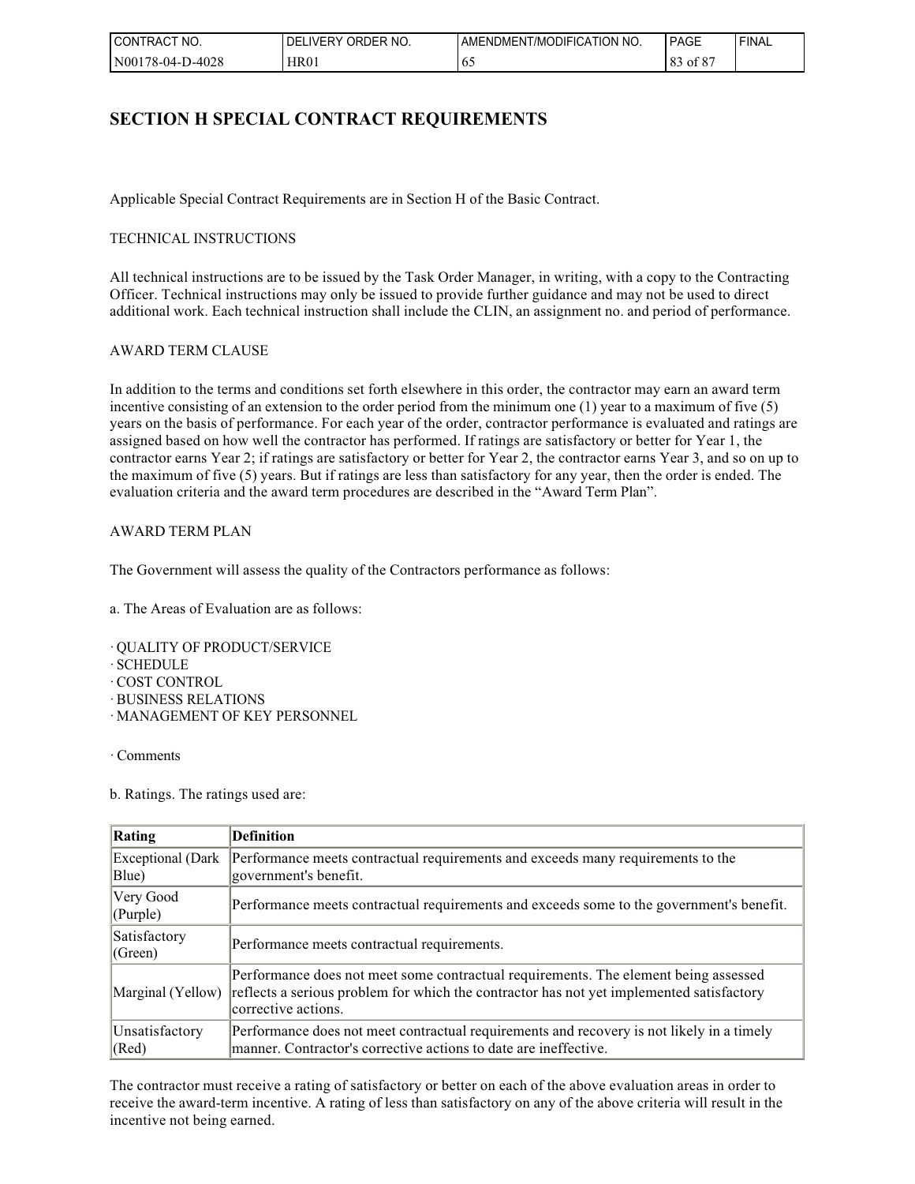# SECTION H SPECIAL CONTRACT REQUIREMENTS

Applicable Special Contract Requirements are in Section H of the Basic Contract.

TECHNICAL INSTRUCTIONS

All technical instructions are to be issued by the Task Order Manager, in writing, with a copy to the Contracting Officer. Technical instructions may only be issued to provide further guidance and may not be used to direct additional work. Each technical instruction shall include the CLIN, an assignment no. and period of performance.

AWARD TERM CLAUSE

In addition to the terms and conditions set forth elsewhere in this order, the contractor may earn an award term incentive consisting of an extension to the order period from the minimum one (1) year to a maximum of five (5) years on the basis of performance. For each year of the order, contractor performance is evaluated and ratings are assigned based on how well the contractor has performed. If ratings are satisfactory or better for Year 1, the contractor earns Year 2; if ratings are satisfactory or better for Year 2, the contractor earns Year 3, and so on up to the maximum of five (5) years. But if ratings are less than satisfactory for any year, then the order is ended. The evaluation criteria and the award term procedures are described in the "Award Term Plan".

AWARD TERM PLAN

The Government will assess the quality of the Contractors performance as follows:

a. The Areas of Evaluation are as follows:

· QUALITY OF PRODUCT/SERVICE
· SCHEDULE
· COST CONTROL
· BUSINESS RELATIONS
· MANAGEMENT OF KEY PERSONNEL

· Comments

b. Ratings. The ratings used are:

| Rating | Definition |
|---|---|
| Exceptional (Dark Blue) | Performance meets contractual requirements and exceeds many requirements to the government's benefit. |
| Very Good (Purple) | Performance meets contractual requirements and exceeds some to the government's benefit. |
| Satisfactory (Green) | Performance meets contractual requirements. |
| Marginal (Yellow) | Performance does not meet some contractual requirements. The element being assessed reflects a serious problem for which the contractor has not yet implemented satisfactory corrective actions. |
| Unsatisfactory (Red) | Performance does not meet contractual requirements and recovery is not likely in a timely manner. Contractor's corrective actions to date are ineffective. |

The contractor must receive a rating of satisfactory or better on each of the above evaluation areas in order to receive the award-term incentive. A rating of less than satisfactory on any of the above criteria will result in the incentive not being earned.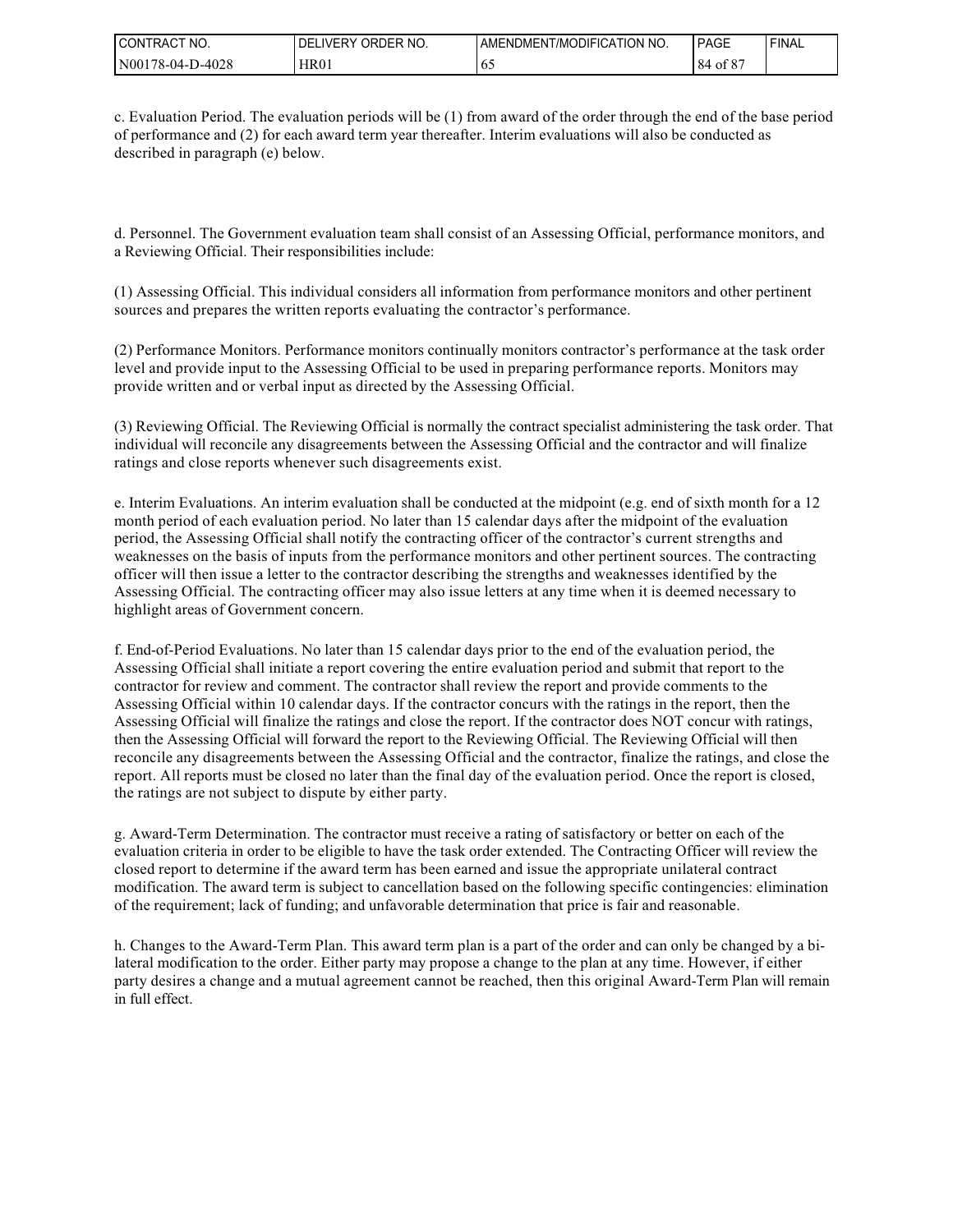c. Evaluation Period. The evaluation periods will be (1) from award of the order through the end of the base period of performance and (2) for each award term year thereafter. Interim evaluations will also be conducted as described in paragraph (e) below.

d. Personnel. The Government evaluation team shall consist of an Assessing Official, performance monitors, and a Reviewing Official. Their responsibilities include:

(1) Assessing Official. This individual considers all information from performance monitors and other pertinent sources and prepares the written reports evaluating the contractor's performance.

(2) Performance Monitors. Performance monitors continually monitors contractor's performance at the task order level and provide input to the Assessing Official to be used in preparing performance reports. Monitors may provide written and or verbal input as directed by the Assessing Official.

(3) Reviewing Official. The Reviewing Official is normally the contract specialist administering the task order. That individual will reconcile any disagreements between the Assessing Official and the contractor and will finalize ratings and close reports whenever such disagreements exist.

e. Interim Evaluations. An interim evaluation shall be conducted at the midpoint (e.g. end of sixth month for a 12 month period of each evaluation period. No later than 15 calendar days after the midpoint of the evaluation period, the Assessing Official shall notify the contracting officer of the contractor's current strengths and weaknesses on the basis of inputs from the performance monitors and other pertinent sources. The contracting officer will then issue a letter to the contractor describing the strengths and weaknesses identified by the Assessing Official. The contracting officer may also issue letters at any time when it is deemed necessary to highlight areas of Government concern.

f. End-of-Period Evaluations. No later than 15 calendar days prior to the end of the evaluation period, the Assessing Official shall initiate a report covering the entire evaluation period and submit that report to the contractor for review and comment. The contractor shall review the report and provide comments to the Assessing Official within 10 calendar days. If the contractor concurs with the ratings in the report, then the Assessing Official will finalize the ratings and close the report. If the contractor does NOT concur with ratings, then the Assessing Official will forward the report to the Reviewing Official. The Reviewing Official will then reconcile any disagreements between the Assessing Official and the contractor, finalize the ratings, and close the report. All reports must be closed no later than the final day of the evaluation period. Once the report is closed, the ratings are not subject to dispute by either party.

g. Award-Term Determination. The contractor must receive a rating of satisfactory or better on each of the evaluation criteria in order to be eligible to have the task order extended. The Contracting Officer will review the closed report to determine if the award term has been earned and issue the appropriate unilateral contract modification. The award term is subject to cancellation based on the following specific contingencies: elimination of the requirement; lack of funding; and unfavorable determination that price is fair and reasonable.

h. Changes to the Award-Term Plan. This award term plan is a part of the order and can only be changed by a bi-lateral modification to the order. Either party may propose a change to the plan at any time. However, if either party desires a change and a mutual agreement cannot be reached, then this original Award-Term Plan will remain in full effect.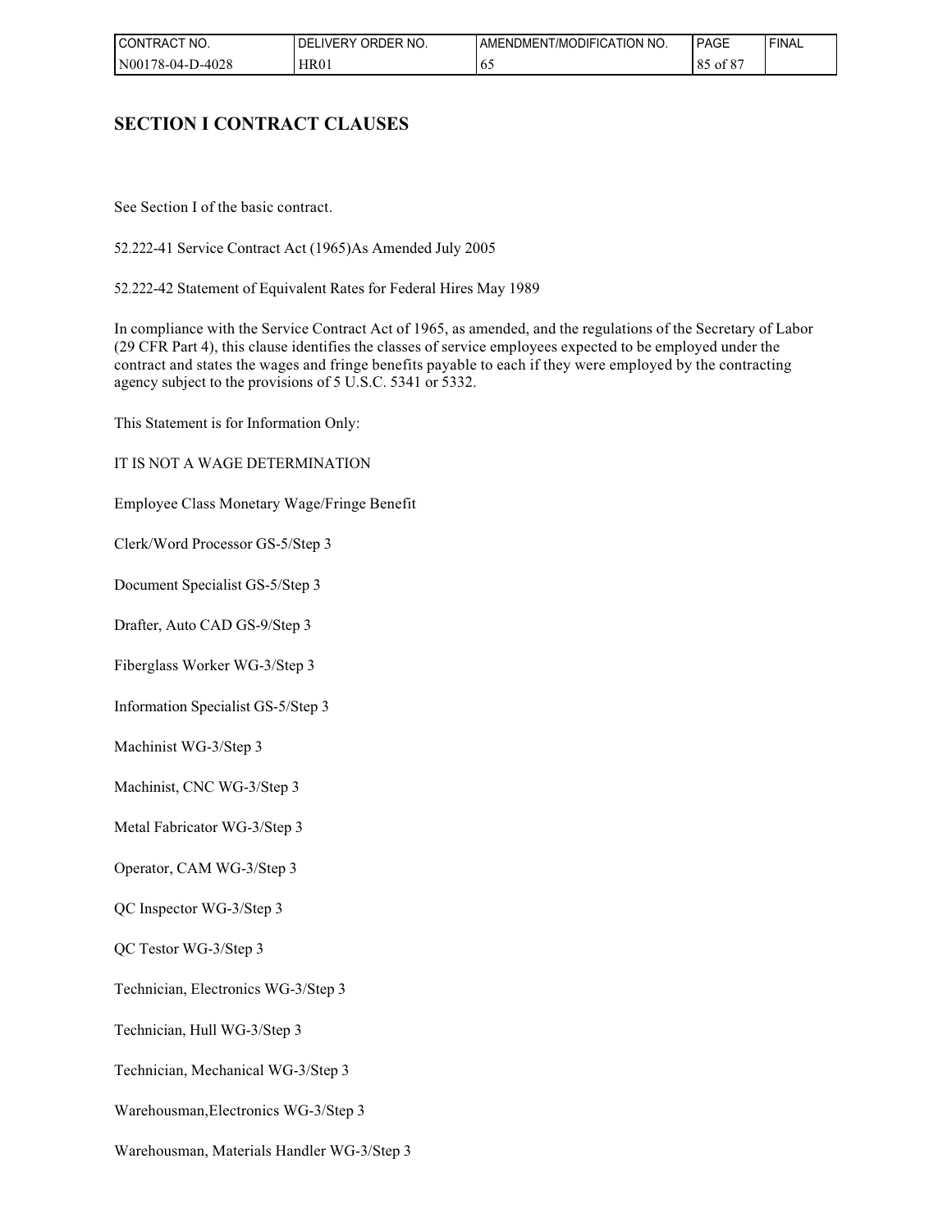## SECTION I CONTRACT CLAUSES

See Section I of the basic contract.

52.222-41 Service Contract Act (1965)As Amended July 2005

52.222-42 Statement of Equivalent Rates for Federal Hires May 1989

In compliance with the Service Contract Act of 1965, as amended, and the regulations of the Secretary of Labor (29 CFR Part 4), this clause identifies the classes of service employees expected to be employed under the contract and states the wages and fringe benefits payable to each if they were employed by the contracting agency subject to the provisions of 5 U.S.C. 5341 or 5332.

This Statement is for Information Only:

IT IS NOT A WAGE DETERMINATION

Employee Class Monetary Wage/Fringe Benefit

Clerk/Word Processor GS-5/Step 3

Document Specialist GS-5/Step 3

Drafter, Auto CAD GS-9/Step 3

Fiberglass Worker WG-3/Step 3

Information Specialist GS-5/Step 3

Machinist WG-3/Step 3

Machinist, CNC WG-3/Step 3

Metal Fabricator WG-3/Step 3

Operator, CAM WG-3/Step 3

QC Inspector WG-3/Step 3

QC Testor WG-3/Step 3

Technician, Electronics WG-3/Step 3

Technician, Hull WG-3/Step 3

Technician, Mechanical WG-3/Step 3

Warehousman,Electronics WG-3/Step 3

Warehousman, Materials Handler WG-3/Step 3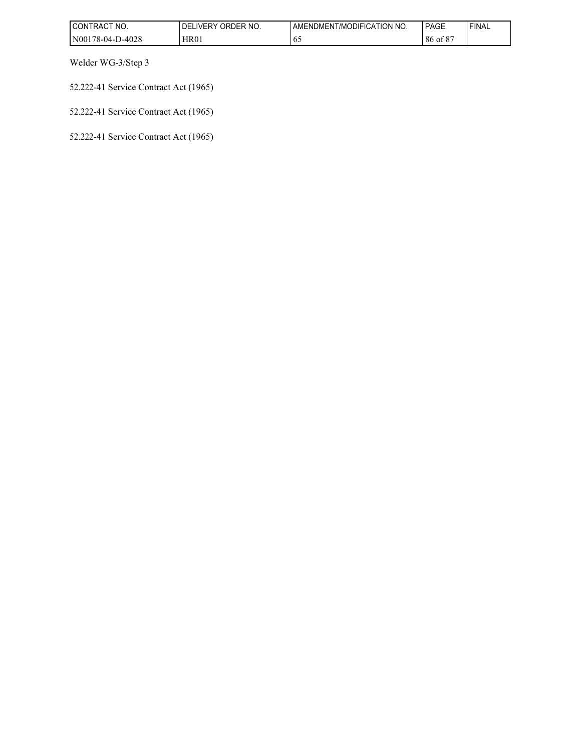Welder WG-3/Step 3

52.222-41 Service Contract Act (1965)

52.222-41 Service Contract Act (1965)

52.222-41 Service Contract Act (1965)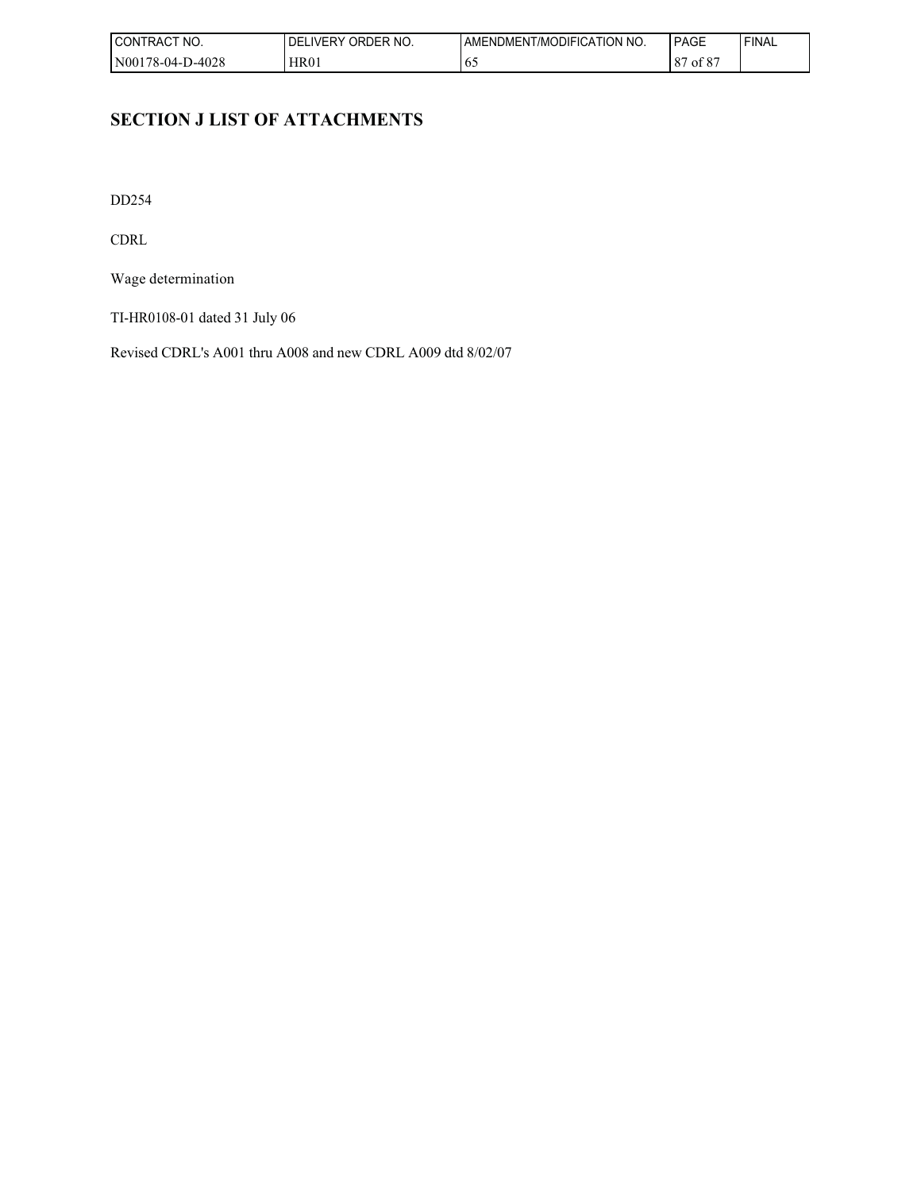## SECTION J LIST OF ATTACHMENTS

DD254

CDRL

Wage determination

TI-HR0108-01 dated 31 July 06

Revised CDRL's A001 thru A008 and new CDRL A009 dtd 8/02/07